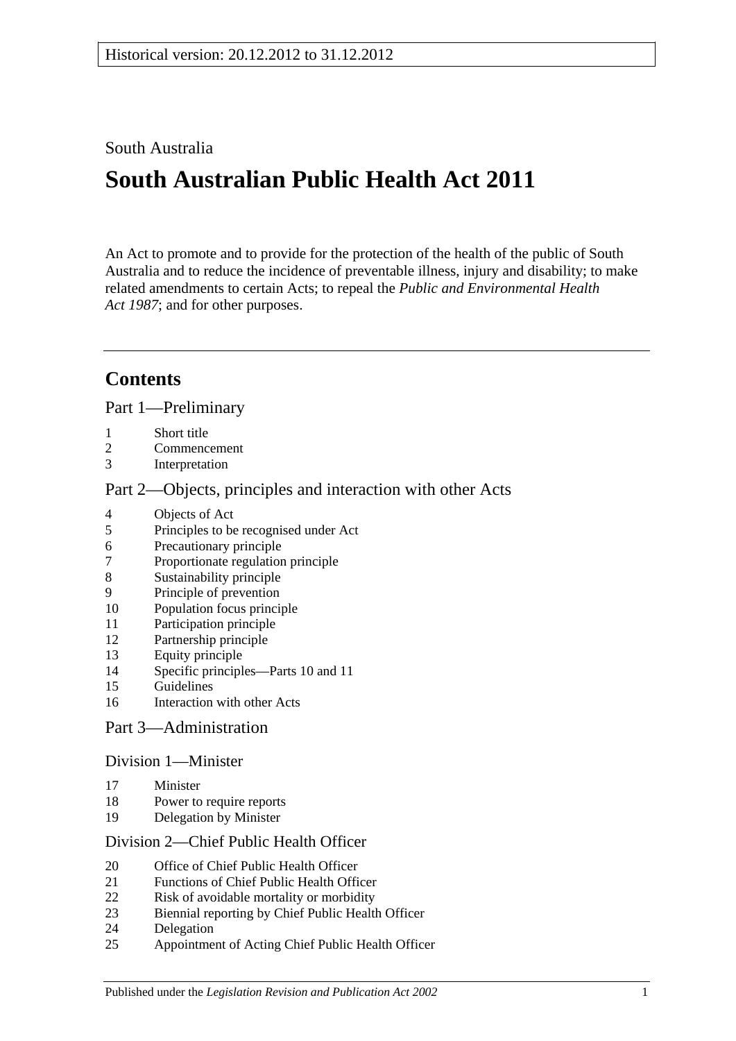Historical version: 20.12.2012 to 31.12.2012

South Australia

# South Australian Public Health Act 2011

An Act to promote and to provide for the protection of the health of the public of South Australia and to reduce the incidence of preventable illness, injury and disability; to make related amendments to certain Acts; to repeal the *Public and Environmental Health Act 1987*; and for other purposes.

## Contents

### Part 1—Preliminary

1 Short title
2 Commencement
3 Interpretation

### Part 2—Objects, principles and interaction with other Acts

4 Objects of Act
5 Principles to be recognised under Act
6 Precautionary principle
7 Proportionate regulation principle
8 Sustainability principle
9 Principle of prevention
10 Population focus principle
11 Participation principle
12 Partnership principle
13 Equity principle
14 Specific principles—Parts 10 and 11
15 Guidelines
16 Interaction with other Acts

### Part 3—Administration

#### Division 1—Minister

17 Minister
18 Power to require reports
19 Delegation by Minister

#### Division 2—Chief Public Health Officer

20 Office of Chief Public Health Officer
21 Functions of Chief Public Health Officer
22 Risk of avoidable mortality or morbidity
23 Biennial reporting by Chief Public Health Officer
24 Delegation
25 Appointment of Acting Chief Public Health Officer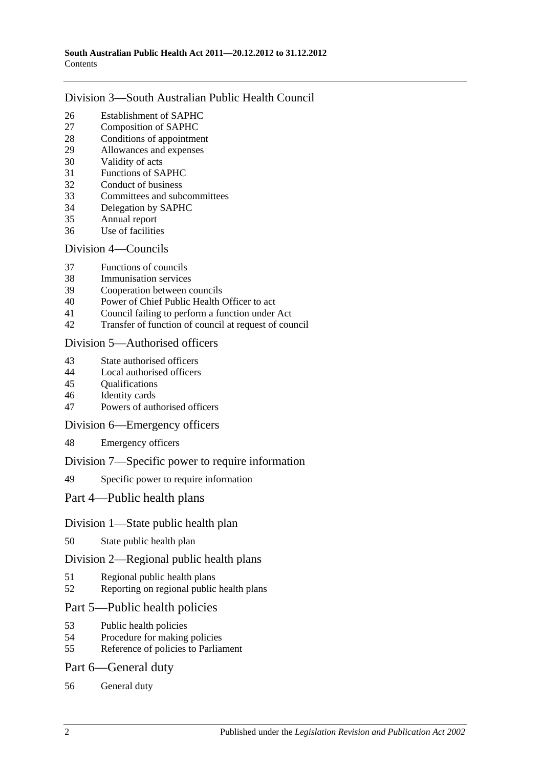## Division 3—South Australian Public Health Council

26 Establishment of SAPHC
27 Composition of SAPHC
28 Conditions of appointment
29 Allowances and expenses
30 Validity of acts
31 Functions of SAPHC
32 Conduct of business
33 Committees and subcommittees
34 Delegation by SAPHC
35 Annual report
36 Use of facilities

## Division 4—Councils

37 Functions of councils
38 Immunisation services
39 Cooperation between councils
40 Power of Chief Public Health Officer to act
41 Council failing to perform a function under Act
42 Transfer of function of council at request of council

## Division 5—Authorised officers

43 State authorised officers
44 Local authorised officers
45 Qualifications
46 Identity cards
47 Powers of authorised officers

## Division 6—Emergency officers

48 Emergency officers

## Division 7—Specific power to require information

49 Specific power to require information

# Part 4—Public health plans

## Division 1—State public health plan

50 State public health plan

## Division 2—Regional public health plans

51 Regional public health plans
52 Reporting on regional public health plans

# Part 5—Public health policies

53 Public health policies
54 Procedure for making policies
55 Reference of policies to Parliament

# Part 6—General duty

56 General duty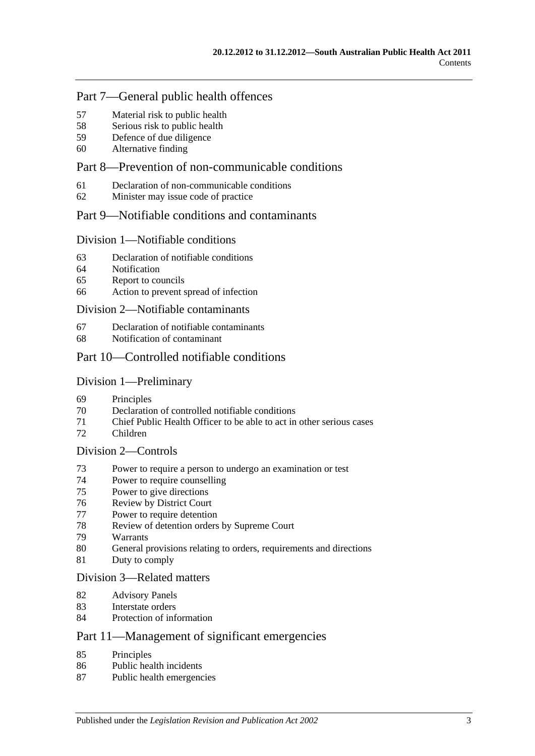## Part 7—General public health offences

57 Material risk to public health
58 Serious risk to public health
59 Defence of due diligence
60 Alternative finding

## Part 8—Prevention of non-communicable conditions

61 Declaration of non-communicable conditions
62 Minister may issue code of practice

## Part 9—Notifiable conditions and contaminants

### Division 1—Notifiable conditions

63 Declaration of notifiable conditions
64 Notification
65 Report to councils
66 Action to prevent spread of infection

### Division 2—Notifiable contaminants

67 Declaration of notifiable contaminants
68 Notification of contaminant

## Part 10—Controlled notifiable conditions

### Division 1—Preliminary

69 Principles
70 Declaration of controlled notifiable conditions
71 Chief Public Health Officer to be able to act in other serious cases
72 Children

### Division 2—Controls

73 Power to require a person to undergo an examination or test
74 Power to require counselling
75 Power to give directions
76 Review by District Court
77 Power to require detention
78 Review of detention orders by Supreme Court
79 Warrants
80 General provisions relating to orders, requirements and directions
81 Duty to comply

### Division 3—Related matters

82 Advisory Panels
83 Interstate orders
84 Protection of information

## Part 11—Management of significant emergencies

85 Principles
86 Public health incidents
87 Public health emergencies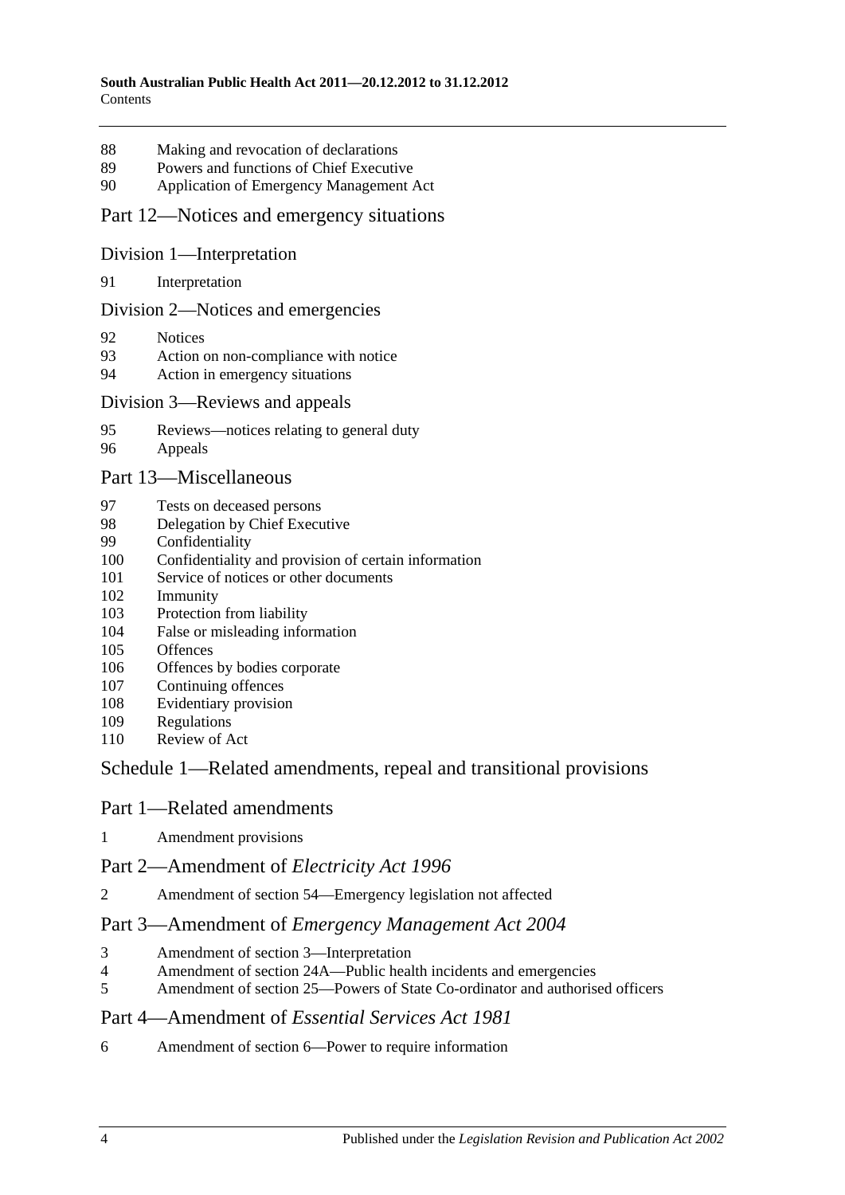88 Making and revocation of declarations
89 Powers and functions of Chief Executive
90 Application of Emergency Management Act

## Part 12—Notices and emergency situations

### Division 1—Interpretation

91 Interpretation

### Division 2—Notices and emergencies

92 Notices
93 Action on non-compliance with notice
94 Action in emergency situations

### Division 3—Reviews and appeals

95 Reviews—notices relating to general duty
96 Appeals

## Part 13—Miscellaneous

97 Tests on deceased persons
98 Delegation by Chief Executive
99 Confidentiality
100 Confidentiality and provision of certain information
101 Service of notices or other documents
102 Immunity
103 Protection from liability
104 False or misleading information
105 Offences
106 Offences by bodies corporate
107 Continuing offences
108 Evidentiary provision
109 Regulations
110 Review of Act

## Schedule 1—Related amendments, repeal and transitional provisions

## Part 1—Related amendments

1 Amendment provisions

## Part 2—Amendment of *Electricity Act 1996*

2 Amendment of section 54—Emergency legislation not affected

## Part 3—Amendment of *Emergency Management Act 2004*

3 Amendment of section 3—Interpretation
4 Amendment of section 24A—Public health incidents and emergencies
5 Amendment of section 25—Powers of State Co-ordinator and authorised officers

## Part 4—Amendment of *Essential Services Act 1981*

6 Amendment of section 6—Power to require information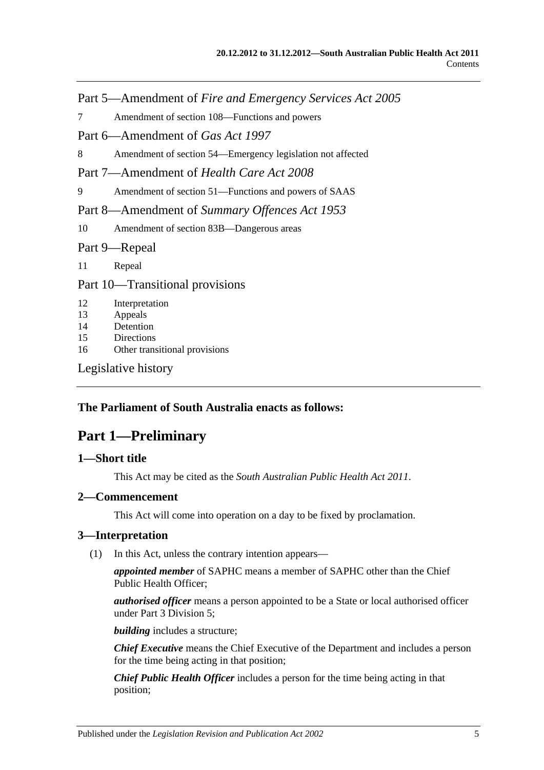Part 5—Amendment of *Fire and Emergency Services Act 2005*

7 Amendment of section 108—Functions and powers

Part 6—Amendment of *Gas Act 1997*

8 Amendment of section 54—Emergency legislation not affected

Part 7—Amendment of *Health Care Act 2008*

9 Amendment of section 51—Functions and powers of SAAS

Part 8—Amendment of *Summary Offences Act 1953*

10 Amendment of section 83B—Dangerous areas

Part 9—Repeal

11 Repeal

Part 10—Transitional provisions

12 Interpretation
13 Appeals
14 Detention
15 Directions
16 Other transitional provisions

Legislative history

**The Parliament of South Australia enacts as follows:**

# Part 1—Preliminary

### 1—Short title

This Act may be cited as the *South Australian Public Health Act 2011*.

### 2—Commencement

This Act will come into operation on a day to be fixed by proclamation.

### 3—Interpretation

(1) In this Act, unless the contrary intention appears—

***appointed member*** of SAPHC means a member of SAPHC other than the Chief Public Health Officer;

***authorised officer*** means a person appointed to be a State or local authorised officer under Part 3 Division 5;

***building*** includes a structure;

***Chief Executive*** means the Chief Executive of the Department and includes a person for the time being acting in that position;

***Chief Public Health Officer*** includes a person for the time being acting in that position;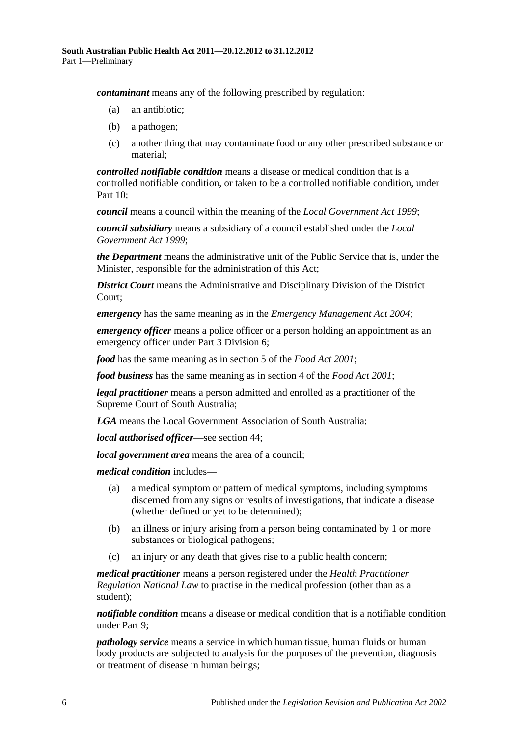***contaminant*** means any of the following prescribed by regulation:

- (a) an antibiotic;
- (b) a pathogen;
- (c) another thing that may contaminate food or any other prescribed substance or material;

***controlled notifiable condition*** means a disease or medical condition that is a controlled notifiable condition, or taken to be a controlled notifiable condition, under Part 10;

***council*** means a council within the meaning of the *Local Government Act 1999*;

***council subsidiary*** means a subsidiary of a council established under the *Local Government Act 1999*;

***the Department*** means the administrative unit of the Public Service that is, under the Minister, responsible for the administration of this Act;

***District Court*** means the Administrative and Disciplinary Division of the District Court;

***emergency*** has the same meaning as in the *Emergency Management Act 2004*;

***emergency officer*** means a police officer or a person holding an appointment as an emergency officer under Part 3 Division 6;

***food*** has the same meaning as in section 5 of the *Food Act 2001*;

***food business*** has the same meaning as in section 4 of the *Food Act 2001*;

***legal practitioner*** means a person admitted and enrolled as a practitioner of the Supreme Court of South Australia;

***LGA*** means the Local Government Association of South Australia;

***local authorised officer***—see section 44;

***local government area*** means the area of a council;

***medical condition*** includes—

- (a) a medical symptom or pattern of medical symptoms, including symptoms discerned from any signs or results of investigations, that indicate a disease (whether defined or yet to be determined);
- (b) an illness or injury arising from a person being contaminated by 1 or more substances or biological pathogens;
- (c) an injury or any death that gives rise to a public health concern;

***medical practitioner*** means a person registered under the *Health Practitioner Regulation National Law* to practise in the medical profession (other than as a student);

***notifiable condition*** means a disease or medical condition that is a notifiable condition under Part 9;

***pathology service*** means a service in which human tissue, human fluids or human body products are subjected to analysis for the purposes of the prevention, diagnosis or treatment of disease in human beings;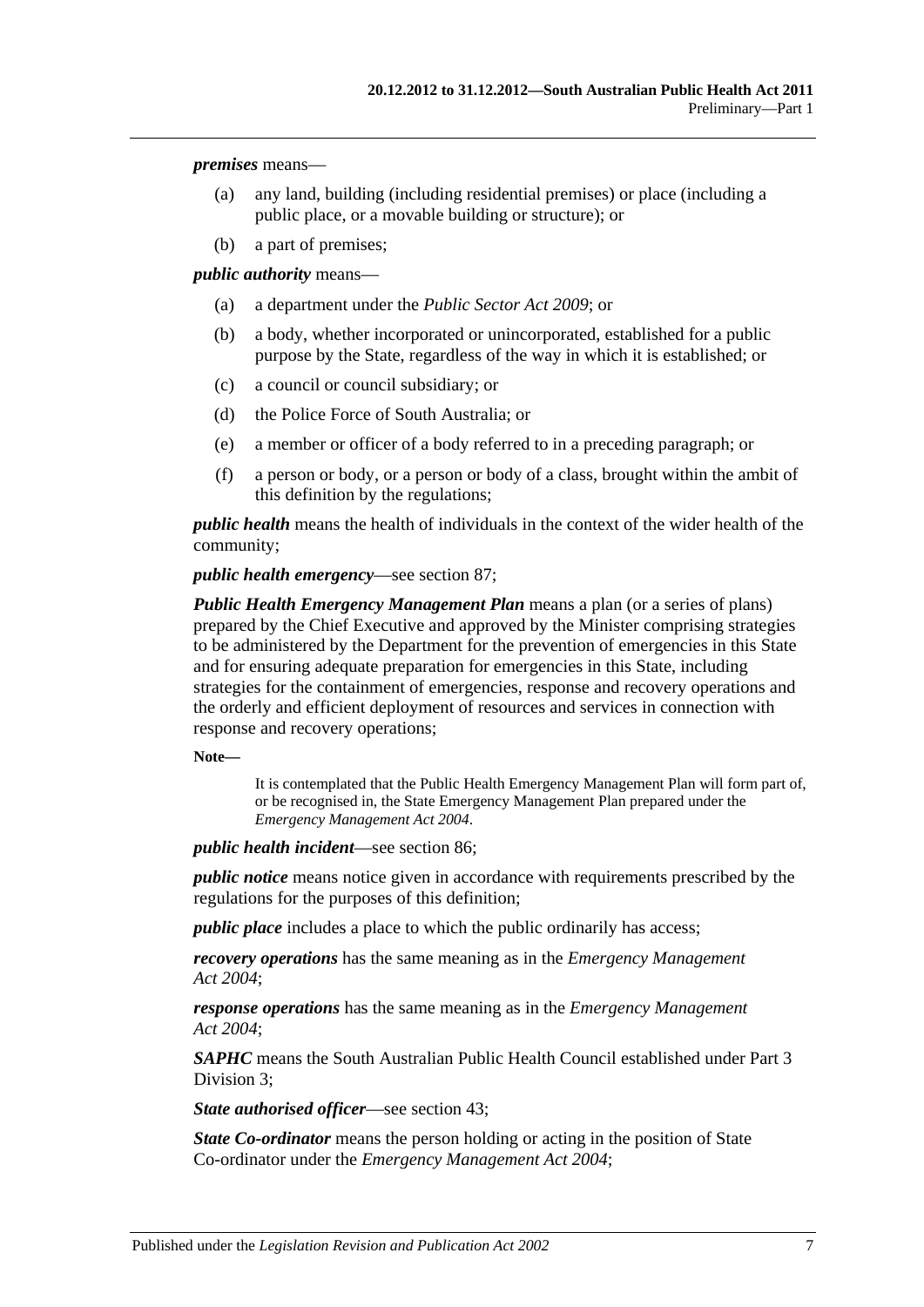***premises*** means—

(a) any land, building (including residential premises) or place (including a public place, or a movable building or structure); or

(b) a part of premises;

***public authority*** means—

(a) a department under the *Public Sector Act 2009*; or

(b) a body, whether incorporated or unincorporated, established for a public purpose by the State, regardless of the way in which it is established; or

(c) a council or council subsidiary; or

(d) the Police Force of South Australia; or

(e) a member or officer of a body referred to in a preceding paragraph; or

(f) a person or body, or a person or body of a class, brought within the ambit of this definition by the regulations;

***public health*** means the health of individuals in the context of the wider health of the community;

***public health emergency***—see section 87;

***Public Health Emergency Management Plan*** means a plan (or a series of plans) prepared by the Chief Executive and approved by the Minister comprising strategies to be administered by the Department for the prevention of emergencies in this State and for ensuring adequate preparation for emergencies in this State, including strategies for the containment of emergencies, response and recovery operations and the orderly and efficient deployment of resources and services in connection with response and recovery operations;

**Note—**

It is contemplated that the Public Health Emergency Management Plan will form part of, or be recognised in, the State Emergency Management Plan prepared under the *Emergency Management Act 2004*.

***public health incident***—see section 86;

***public notice*** means notice given in accordance with requirements prescribed by the regulations for the purposes of this definition;

***public place*** includes a place to which the public ordinarily has access;

***recovery operations*** has the same meaning as in the *Emergency Management Act 2004*;

***response operations*** has the same meaning as in the *Emergency Management Act 2004*;

***SAPHC*** means the South Australian Public Health Council established under Part 3 Division 3;

***State authorised officer***—see section 43;

***State Co-ordinator*** means the person holding or acting in the position of State Co-ordinator under the *Emergency Management Act 2004*;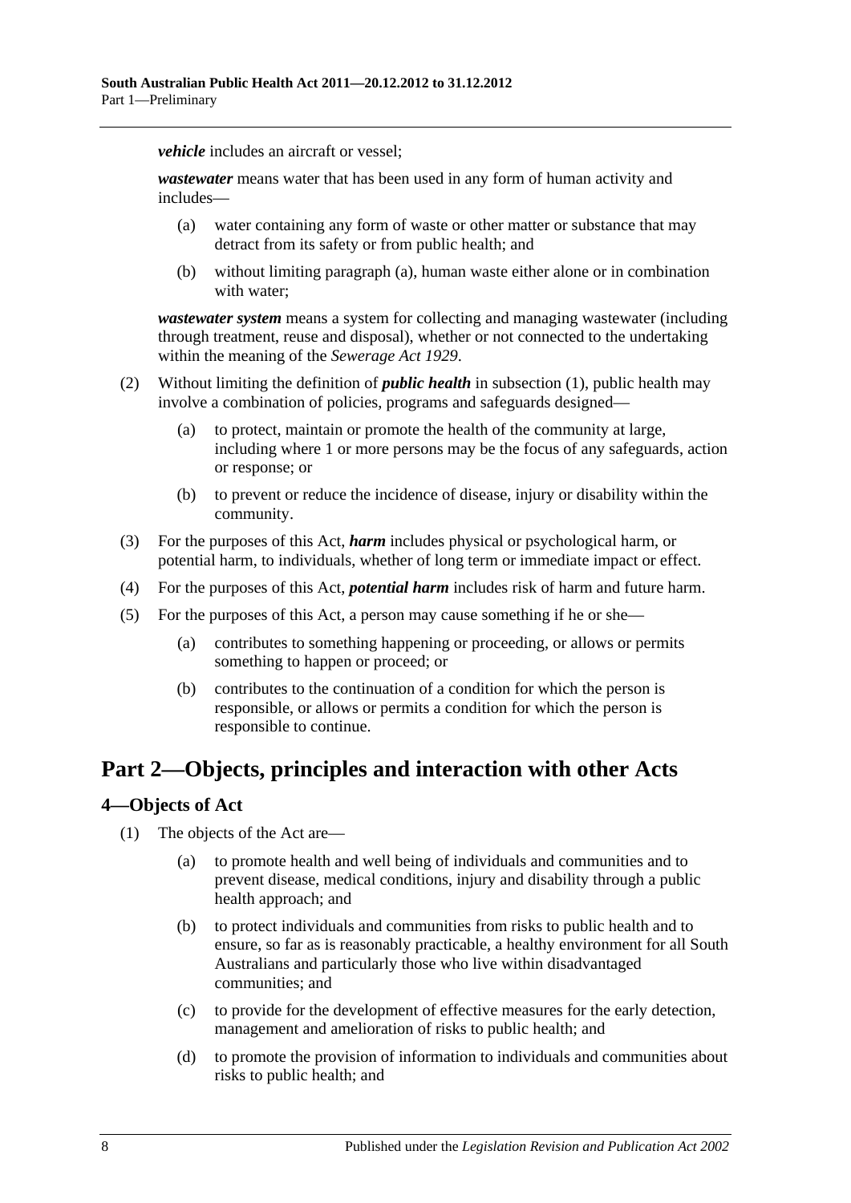***vehicle*** includes an aircraft or vessel;

***wastewater*** means water that has been used in any form of human activity and includes—

- (a) water containing any form of waste or other matter or substance that may detract from its safety or from public health; and
- (b) without limiting paragraph (a), human waste either alone or in combination with water;

***wastewater system*** means a system for collecting and managing wastewater (including through treatment, reuse and disposal), whether or not connected to the undertaking within the meaning of the *Sewerage Act 1929*.

- (2) Without limiting the definition of ***public health*** in subsection (1), public health may involve a combination of policies, programs and safeguards designed—
  - (a) to protect, maintain or promote the health of the community at large, including where 1 or more persons may be the focus of any safeguards, action or response; or
  - (b) to prevent or reduce the incidence of disease, injury or disability within the community.
- (3) For the purposes of this Act, ***harm*** includes physical or psychological harm, or potential harm, to individuals, whether of long term or immediate impact or effect.
- (4) For the purposes of this Act, ***potential harm*** includes risk of harm and future harm.
- (5) For the purposes of this Act, a person may cause something if he or she—
  - (a) contributes to something happening or proceeding, or allows or permits something to happen or proceed; or
  - (b) contributes to the continuation of a condition for which the person is responsible, or allows or permits a condition for which the person is responsible to continue.

# Part 2—Objects, principles and interaction with other Acts

## 4—Objects of Act

- (1) The objects of the Act are—
  - (a) to promote health and well being of individuals and communities and to prevent disease, medical conditions, injury and disability through a public health approach; and
  - (b) to protect individuals and communities from risks to public health and to ensure, so far as is reasonably practicable, a healthy environment for all South Australians and particularly those who live within disadvantaged communities; and
  - (c) to provide for the development of effective measures for the early detection, management and amelioration of risks to public health; and
  - (d) to promote the provision of information to individuals and communities about risks to public health; and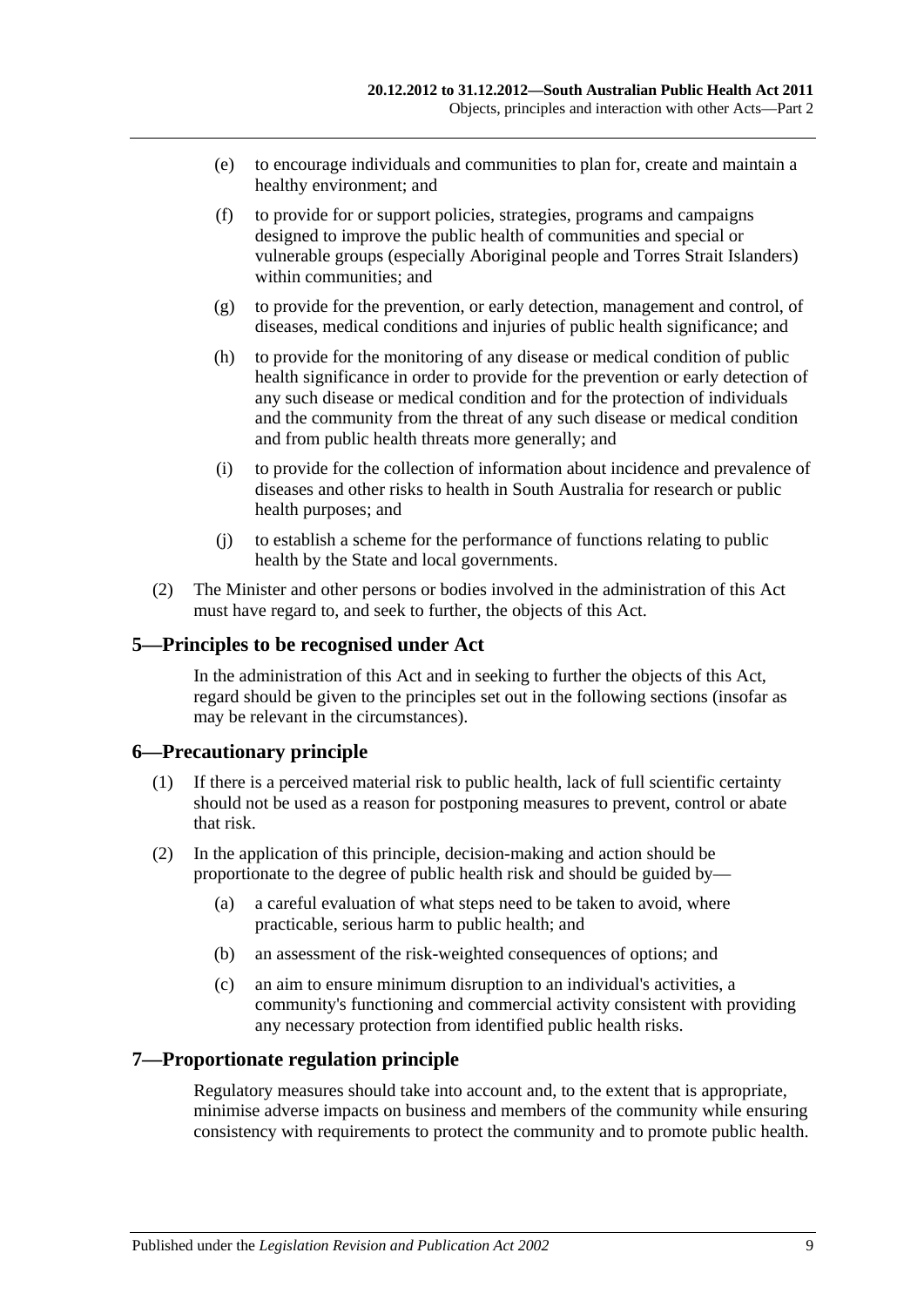(e) to encourage individuals and communities to plan for, create and maintain a healthy environment; and

(f) to provide for or support policies, strategies, programs and campaigns designed to improve the public health of communities and special or vulnerable groups (especially Aboriginal people and Torres Strait Islanders) within communities; and

(g) to provide for the prevention, or early detection, management and control, of diseases, medical conditions and injuries of public health significance; and

(h) to provide for the monitoring of any disease or medical condition of public health significance in order to provide for the prevention or early detection of any such disease or medical condition and for the protection of individuals and the community from the threat of any such disease or medical condition and from public health threats more generally; and

(i) to provide for the collection of information about incidence and prevalence of diseases and other risks to health in South Australia for research or public health purposes; and

(j) to establish a scheme for the performance of functions relating to public health by the State and local governments.

(2) The Minister and other persons or bodies involved in the administration of this Act must have regard to, and seek to further, the objects of this Act.

## 5—Principles to be recognised under Act

In the administration of this Act and in seeking to further the objects of this Act, regard should be given to the principles set out in the following sections (insofar as may be relevant in the circumstances).

## 6—Precautionary principle

(1) If there is a perceived material risk to public health, lack of full scientific certainty should not be used as a reason for postponing measures to prevent, control or abate that risk.

(2) In the application of this principle, decision-making and action should be proportionate to the degree of public health risk and should be guided by—

(a) a careful evaluation of what steps need to be taken to avoid, where practicable, serious harm to public health; and

(b) an assessment of the risk-weighted consequences of options; and

(c) an aim to ensure minimum disruption to an individual's activities, a community's functioning and commercial activity consistent with providing any necessary protection from identified public health risks.

## 7—Proportionate regulation principle

Regulatory measures should take into account and, to the extent that is appropriate, minimise adverse impacts on business and members of the community while ensuring consistency with requirements to protect the community and to promote public health.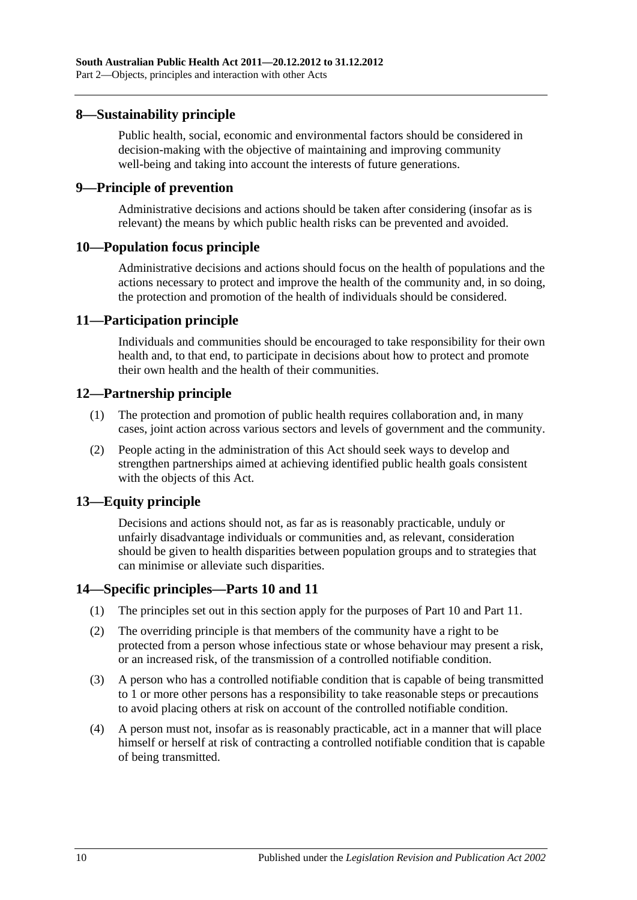## 8—Sustainability principle

Public health, social, economic and environmental factors should be considered in decision-making with the objective of maintaining and improving community well-being and taking into account the interests of future generations.

## 9—Principle of prevention

Administrative decisions and actions should be taken after considering (insofar as is relevant) the means by which public health risks can be prevented and avoided.

## 10—Population focus principle

Administrative decisions and actions should focus on the health of populations and the actions necessary to protect and improve the health of the community and, in so doing, the protection and promotion of the health of individuals should be considered.

## 11—Participation principle

Individuals and communities should be encouraged to take responsibility for their own health and, to that end, to participate in decisions about how to protect and promote their own health and the health of their communities.

## 12—Partnership principle

(1) The protection and promotion of public health requires collaboration and, in many cases, joint action across various sectors and levels of government and the community.

(2) People acting in the administration of this Act should seek ways to develop and strengthen partnerships aimed at achieving identified public health goals consistent with the objects of this Act.

## 13—Equity principle

Decisions and actions should not, as far as is reasonably practicable, unduly or unfairly disadvantage individuals or communities and, as relevant, consideration should be given to health disparities between population groups and to strategies that can minimise or alleviate such disparities.

## 14—Specific principles—Parts 10 and 11

(1) The principles set out in this section apply for the purposes of Part 10 and Part 11.

(2) The overriding principle is that members of the community have a right to be protected from a person whose infectious state or whose behaviour may present a risk, or an increased risk, of the transmission of a controlled notifiable condition.

(3) A person who has a controlled notifiable condition that is capable of being transmitted to 1 or more other persons has a responsibility to take reasonable steps or precautions to avoid placing others at risk on account of the controlled notifiable condition.

(4) A person must not, insofar as is reasonably practicable, act in a manner that will place himself or herself at risk of contracting a controlled notifiable condition that is capable of being transmitted.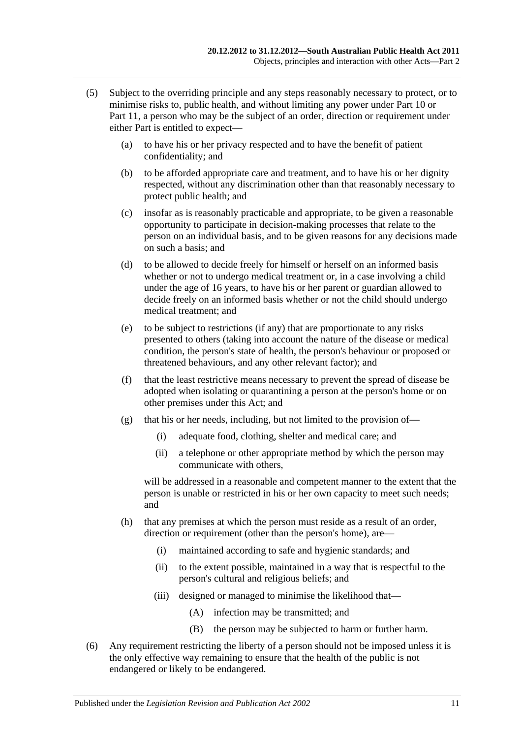(5) Subject to the overriding principle and any steps reasonably necessary to protect, or to minimise risks to, public health, and without limiting any power under Part 10 or Part 11, a person who may be the subject of an order, direction or requirement under either Part is entitled to expect—

(a) to have his or her privacy respected and to have the benefit of patient confidentiality; and

(b) to be afforded appropriate care and treatment, and to have his or her dignity respected, without any discrimination other than that reasonably necessary to protect public health; and

(c) insofar as is reasonably practicable and appropriate, to be given a reasonable opportunity to participate in decision-making processes that relate to the person on an individual basis, and to be given reasons for any decisions made on such a basis; and

(d) to be allowed to decide freely for himself or herself on an informed basis whether or not to undergo medical treatment or, in a case involving a child under the age of 16 years, to have his or her parent or guardian allowed to decide freely on an informed basis whether or not the child should undergo medical treatment; and

(e) to be subject to restrictions (if any) that are proportionate to any risks presented to others (taking into account the nature of the disease or medical condition, the person's state of health, the person's behaviour or proposed or threatened behaviours, and any other relevant factor); and

(f) that the least restrictive means necessary to prevent the spread of disease be adopted when isolating or quarantining a person at the person's home or on other premises under this Act; and

(g) that his or her needs, including, but not limited to the provision of—

(i) adequate food, clothing, shelter and medical care; and

(ii) a telephone or other appropriate method by which the person may communicate with others,

will be addressed in a reasonable and competent manner to the extent that the person is unable or restricted in his or her own capacity to meet such needs; and

(h) that any premises at which the person must reside as a result of an order, direction or requirement (other than the person's home), are—

(i) maintained according to safe and hygienic standards; and

(ii) to the extent possible, maintained in a way that is respectful to the person's cultural and religious beliefs; and

(iii) designed or managed to minimise the likelihood that—

(A) infection may be transmitted; and

(B) the person may be subjected to harm or further harm.

(6) Any requirement restricting the liberty of a person should not be imposed unless it is the only effective way remaining to ensure that the health of the public is not endangered or likely to be endangered.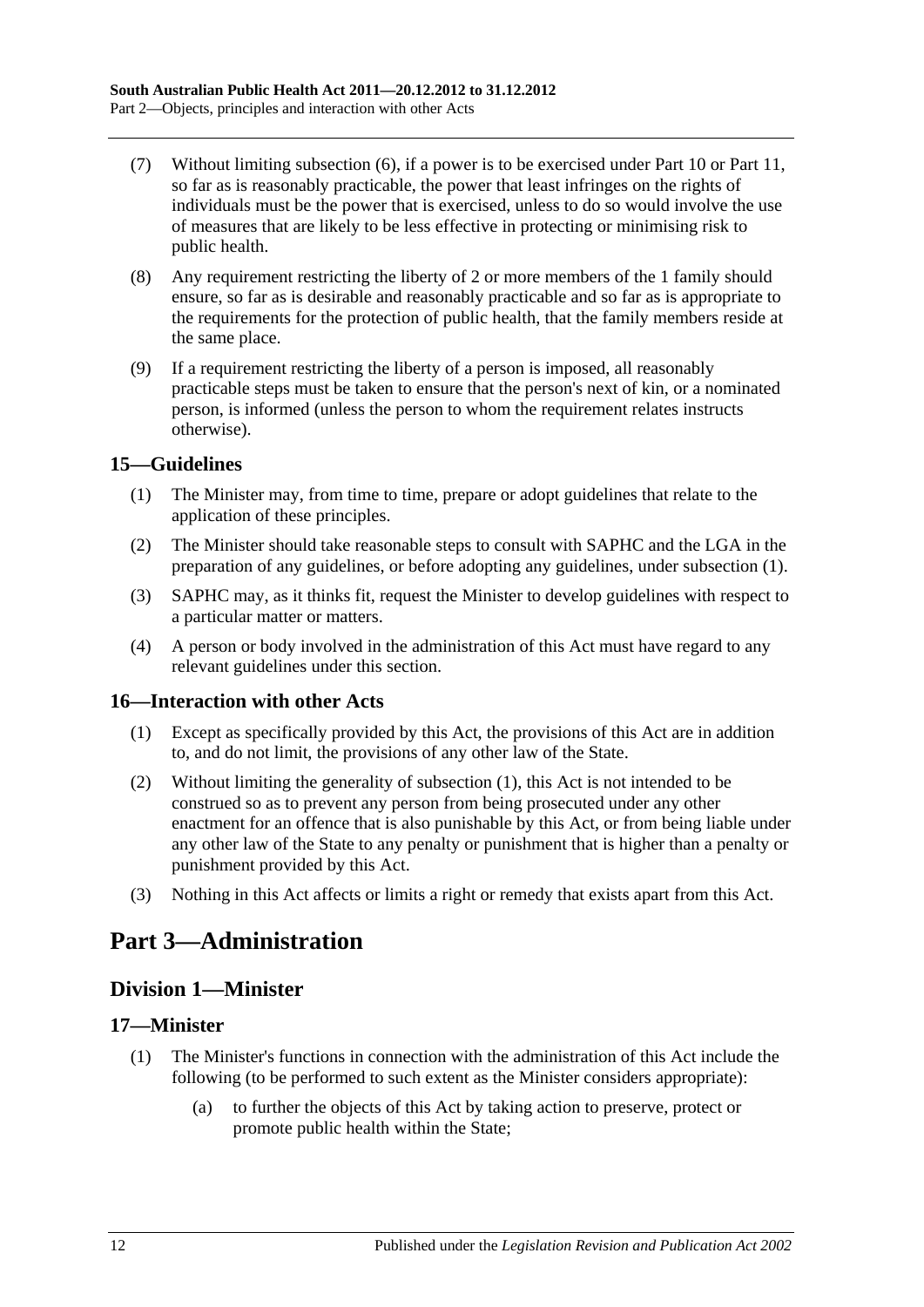(7) Without limiting subsection (6), if a power is to be exercised under Part 10 or Part 11, so far as is reasonably practicable, the power that least infringes on the rights of individuals must be the power that is exercised, unless to do so would involve the use of measures that are likely to be less effective in protecting or minimising risk to public health.

(8) Any requirement restricting the liberty of 2 or more members of the 1 family should ensure, so far as is desirable and reasonably practicable and so far as is appropriate to the requirements for the protection of public health, that the family members reside at the same place.

(9) If a requirement restricting the liberty of a person is imposed, all reasonably practicable steps must be taken to ensure that the person's next of kin, or a nominated person, is informed (unless the person to whom the requirement relates instructs otherwise).

### 15—Guidelines

(1) The Minister may, from time to time, prepare or adopt guidelines that relate to the application of these principles.

(2) The Minister should take reasonable steps to consult with SAPHC and the LGA in the preparation of any guidelines, or before adopting any guidelines, under subsection (1).

(3) SAPHC may, as it thinks fit, request the Minister to develop guidelines with respect to a particular matter or matters.

(4) A person or body involved in the administration of this Act must have regard to any relevant guidelines under this section.

### 16—Interaction with other Acts

(1) Except as specifically provided by this Act, the provisions of this Act are in addition to, and do not limit, the provisions of any other law of the State.

(2) Without limiting the generality of subsection (1), this Act is not intended to be construed so as to prevent any person from being prosecuted under any other enactment for an offence that is also punishable by this Act, or from being liable under any other law of the State to any penalty or punishment that is higher than a penalty or punishment provided by this Act.

(3) Nothing in this Act affects or limits a right or remedy that exists apart from this Act.

# Part 3—Administration

## Division 1—Minister

### 17—Minister

(1) The Minister's functions in connection with the administration of this Act include the following (to be performed to such extent as the Minister considers appropriate):

(a) to further the objects of this Act by taking action to preserve, protect or promote public health within the State;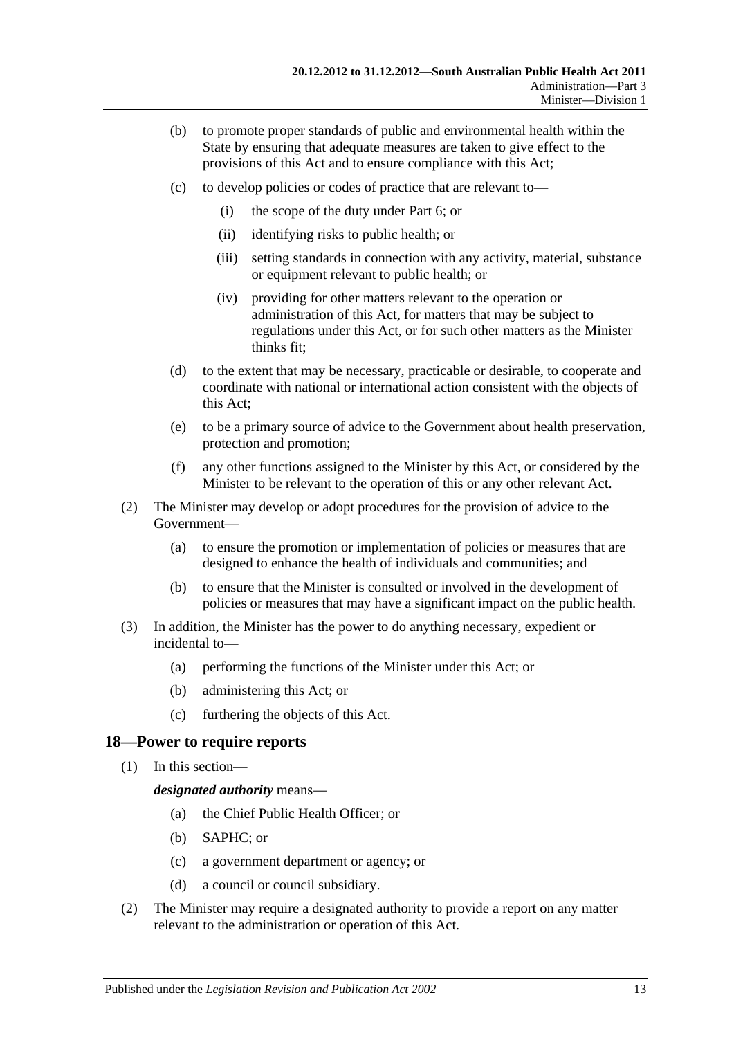(b) to promote proper standards of public and environmental health within the State by ensuring that adequate measures are taken to give effect to the provisions of this Act and to ensure compliance with this Act;

(c) to develop policies or codes of practice that are relevant to—

(i) the scope of the duty under Part 6; or

(ii) identifying risks to public health; or

(iii) setting standards in connection with any activity, material, substance or equipment relevant to public health; or

(iv) providing for other matters relevant to the operation or administration of this Act, for matters that may be subject to regulations under this Act, or for such other matters as the Minister thinks fit;

(d) to the extent that may be necessary, practicable or desirable, to cooperate and coordinate with national or international action consistent with the objects of this Act;

(e) to be a primary source of advice to the Government about health preservation, protection and promotion;

(f) any other functions assigned to the Minister by this Act, or considered by the Minister to be relevant to the operation of this or any other relevant Act.

(2) The Minister may develop or adopt procedures for the provision of advice to the Government—

(a) to ensure the promotion or implementation of policies or measures that are designed to enhance the health of individuals and communities; and

(b) to ensure that the Minister is consulted or involved in the development of policies or measures that may have a significant impact on the public health.

(3) In addition, the Minister has the power to do anything necessary, expedient or incidental to—

(a) performing the functions of the Minister under this Act; or

(b) administering this Act; or

(c) furthering the objects of this Act.

## 18—Power to require reports

(1) In this section—

***designated authority*** means—

(a) the Chief Public Health Officer; or

(b) SAPHC; or

(c) a government department or agency; or

(d) a council or council subsidiary.

(2) The Minister may require a designated authority to provide a report on any matter relevant to the administration or operation of this Act.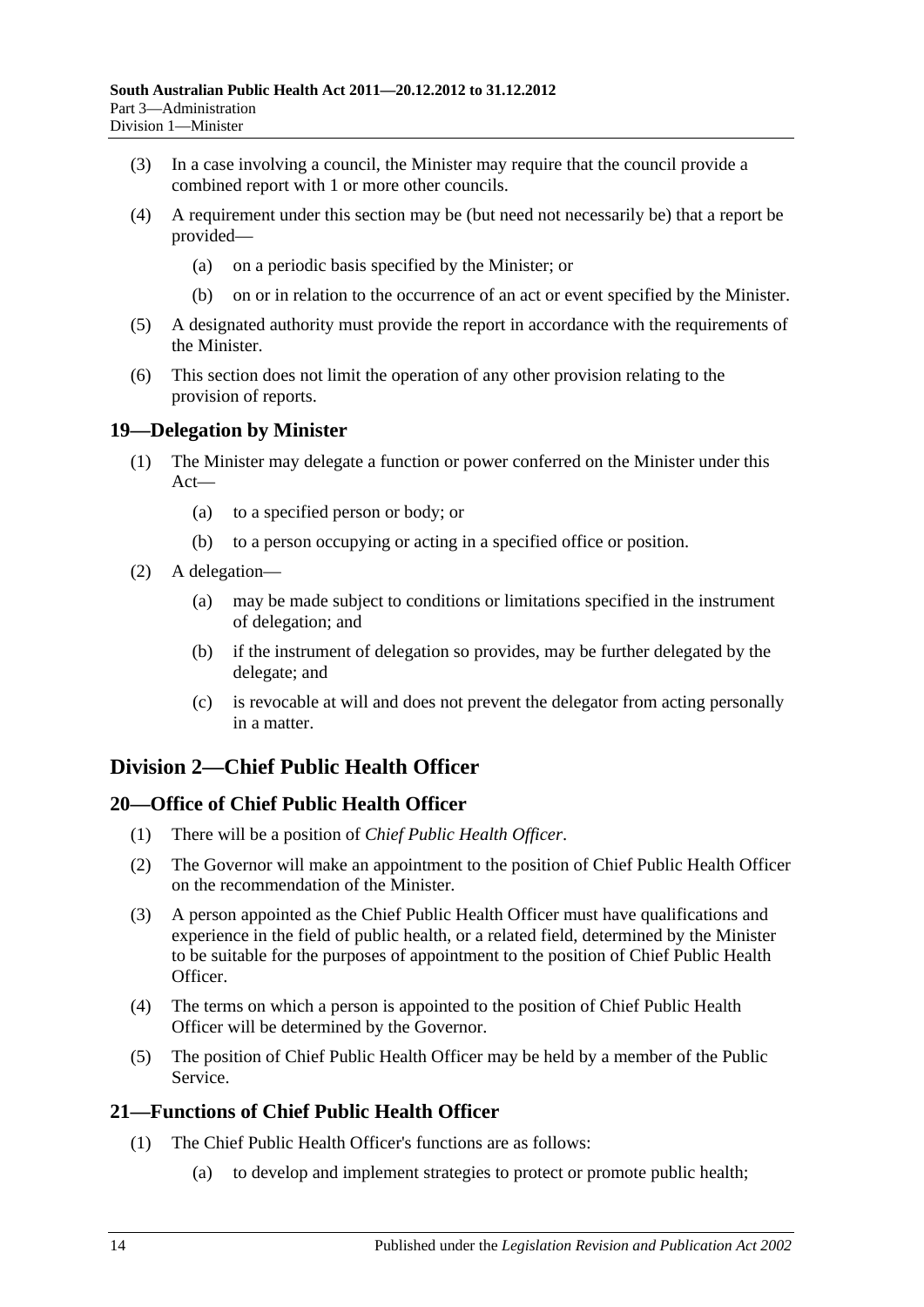(3) In a case involving a council, the Minister may require that the council provide a combined report with 1 or more other councils.

(4) A requirement under this section may be (but need not necessarily be) that a report be provided—

(a) on a periodic basis specified by the Minister; or

(b) on or in relation to the occurrence of an act or event specified by the Minister.

(5) A designated authority must provide the report in accordance with the requirements of the Minister.

(6) This section does not limit the operation of any other provision relating to the provision of reports.

### 19—Delegation by Minister

(1) The Minister may delegate a function or power conferred on the Minister under this Act—

(a) to a specified person or body; or

(b) to a person occupying or acting in a specified office or position.

(2) A delegation—

(a) may be made subject to conditions or limitations specified in the instrument of delegation; and

(b) if the instrument of delegation so provides, may be further delegated by the delegate; and

(c) is revocable at will and does not prevent the delegator from acting personally in a matter.

## Division 2—Chief Public Health Officer

### 20—Office of Chief Public Health Officer

(1) There will be a position of *Chief Public Health Officer*.

(2) The Governor will make an appointment to the position of Chief Public Health Officer on the recommendation of the Minister.

(3) A person appointed as the Chief Public Health Officer must have qualifications and experience in the field of public health, or a related field, determined by the Minister to be suitable for the purposes of appointment to the position of Chief Public Health Officer.

(4) The terms on which a person is appointed to the position of Chief Public Health Officer will be determined by the Governor.

(5) The position of Chief Public Health Officer may be held by a member of the Public Service.

### 21—Functions of Chief Public Health Officer

(1) The Chief Public Health Officer's functions are as follows:

(a) to develop and implement strategies to protect or promote public health;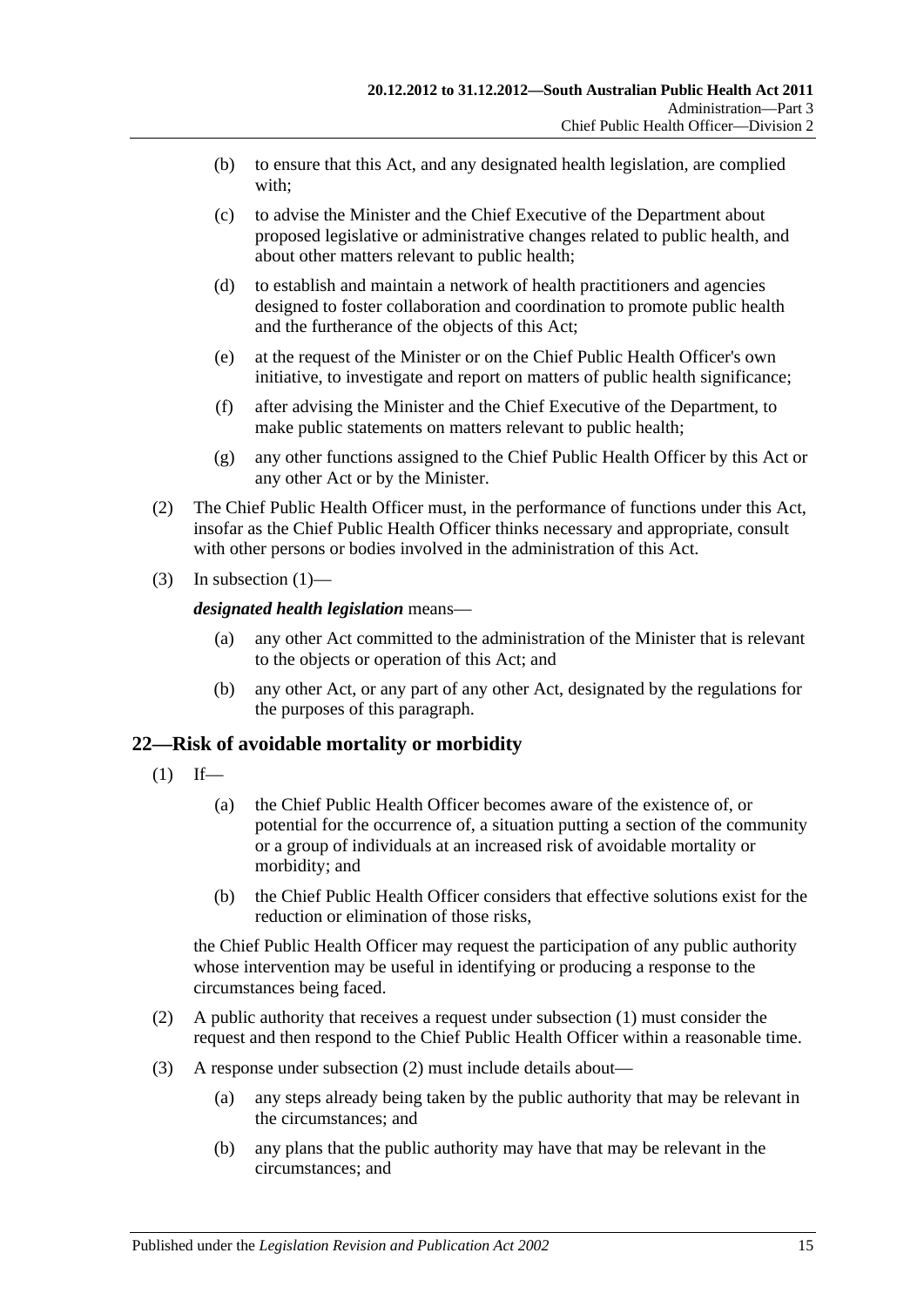(b) to ensure that this Act, and any designated health legislation, are complied with;

(c) to advise the Minister and the Chief Executive of the Department about proposed legislative or administrative changes related to public health, and about other matters relevant to public health;

(d) to establish and maintain a network of health practitioners and agencies designed to foster collaboration and coordination to promote public health and the furtherance of the objects of this Act;

(e) at the request of the Minister or on the Chief Public Health Officer's own initiative, to investigate and report on matters of public health significance;

(f) after advising the Minister and the Chief Executive of the Department, to make public statements on matters relevant to public health;

(g) any other functions assigned to the Chief Public Health Officer by this Act or any other Act or by the Minister.

(2) The Chief Public Health Officer must, in the performance of functions under this Act, insofar as the Chief Public Health Officer thinks necessary and appropriate, consult with other persons or bodies involved in the administration of this Act.

(3) In subsection (1)—

***designated health legislation*** means—

(a) any other Act committed to the administration of the Minister that is relevant to the objects or operation of this Act; and

(b) any other Act, or any part of any other Act, designated by the regulations for the purposes of this paragraph.

## 22—Risk of avoidable mortality or morbidity

(1) If—

(a) the Chief Public Health Officer becomes aware of the existence of, or potential for the occurrence of, a situation putting a section of the community or a group of individuals at an increased risk of avoidable mortality or morbidity; and

(b) the Chief Public Health Officer considers that effective solutions exist for the reduction or elimination of those risks,

the Chief Public Health Officer may request the participation of any public authority whose intervention may be useful in identifying or producing a response to the circumstances being faced.

(2) A public authority that receives a request under subsection (1) must consider the request and then respond to the Chief Public Health Officer within a reasonable time.

(3) A response under subsection (2) must include details about—

(a) any steps already being taken by the public authority that may be relevant in the circumstances; and

(b) any plans that the public authority may have that may be relevant in the circumstances; and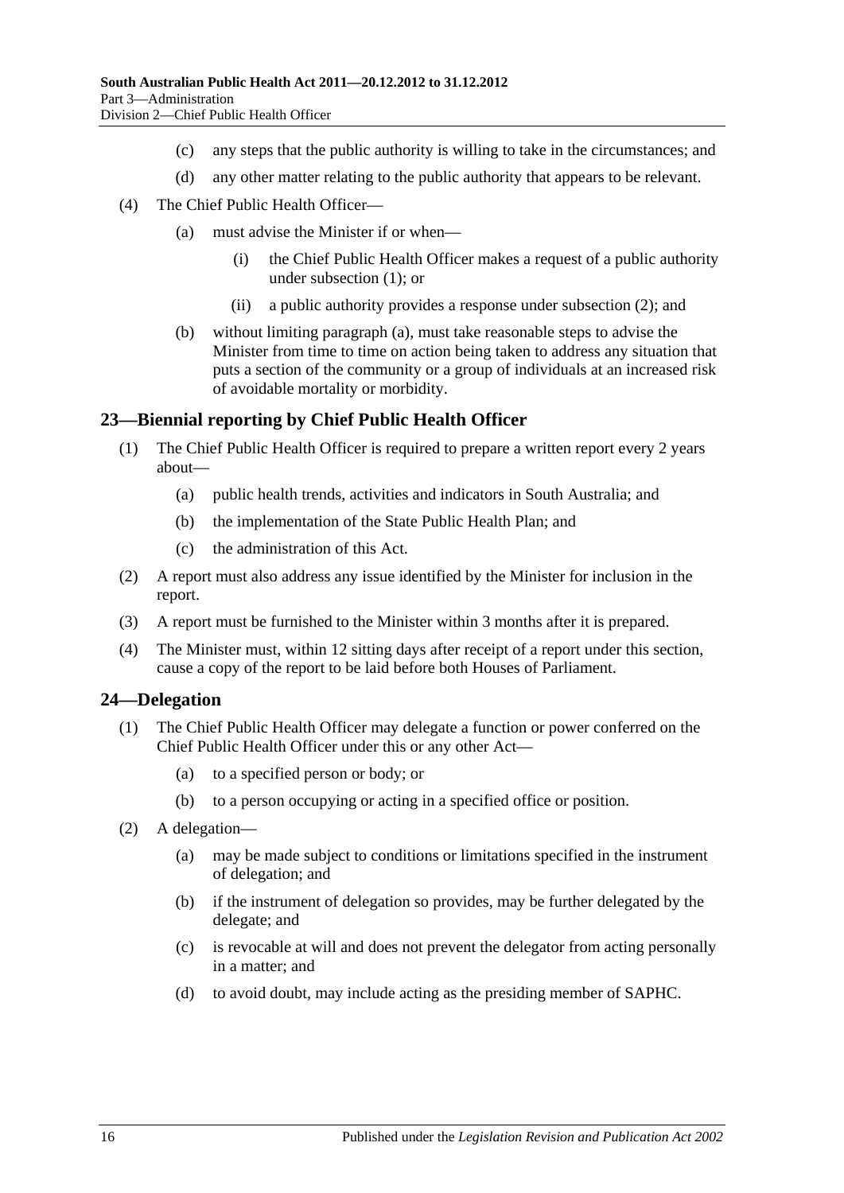(c) any steps that the public authority is willing to take in the circumstances; and

(d) any other matter relating to the public authority that appears to be relevant.

(4) The Chief Public Health Officer—

(a) must advise the Minister if or when—

(i) the Chief Public Health Officer makes a request of a public authority under subsection (1); or

(ii) a public authority provides a response under subsection (2); and

(b) without limiting paragraph (a), must take reasonable steps to advise the Minister from time to time on action being taken to address any situation that puts a section of the community or a group of individuals at an increased risk of avoidable mortality or morbidity.

## 23—Biennial reporting by Chief Public Health Officer

(1) The Chief Public Health Officer is required to prepare a written report every 2 years about—

(a) public health trends, activities and indicators in South Australia; and

(b) the implementation of the State Public Health Plan; and

(c) the administration of this Act.

(2) A report must also address any issue identified by the Minister for inclusion in the report.

(3) A report must be furnished to the Minister within 3 months after it is prepared.

(4) The Minister must, within 12 sitting days after receipt of a report under this section, cause a copy of the report to be laid before both Houses of Parliament.

## 24—Delegation

(1) The Chief Public Health Officer may delegate a function or power conferred on the Chief Public Health Officer under this or any other Act—

(a) to a specified person or body; or

(b) to a person occupying or acting in a specified office or position.

(2) A delegation—

(a) may be made subject to conditions or limitations specified in the instrument of delegation; and

(b) if the instrument of delegation so provides, may be further delegated by the delegate; and

(c) is revocable at will and does not prevent the delegator from acting personally in a matter; and

(d) to avoid doubt, may include acting as the presiding member of SAPHC.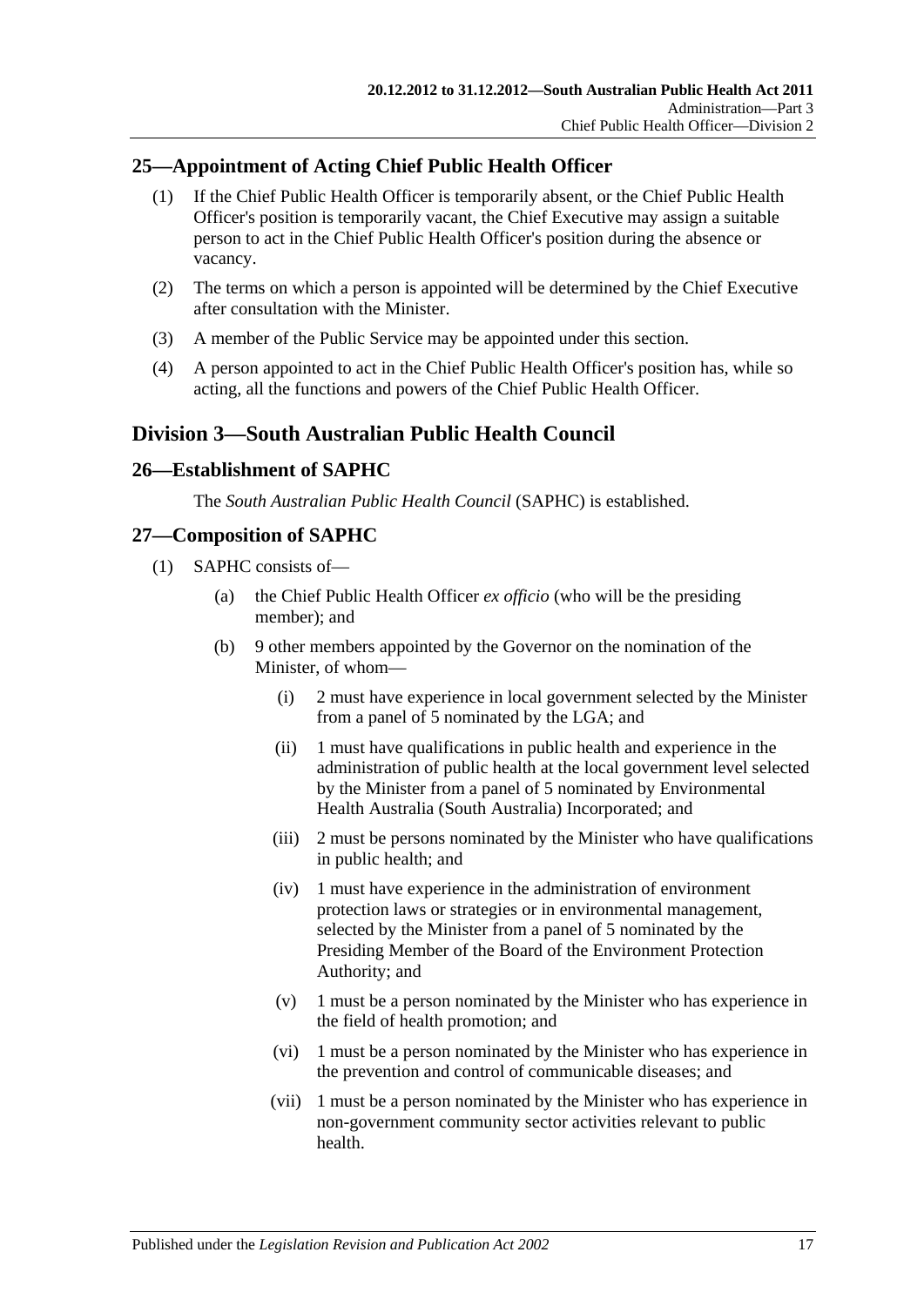## 25—Appointment of Acting Chief Public Health Officer

(1) If the Chief Public Health Officer is temporarily absent, or the Chief Public Health Officer's position is temporarily vacant, the Chief Executive may assign a suitable person to act in the Chief Public Health Officer's position during the absence or vacancy.

(2) The terms on which a person is appointed will be determined by the Chief Executive after consultation with the Minister.

(3) A member of the Public Service may be appointed under this section.

(4) A person appointed to act in the Chief Public Health Officer's position has, while so acting, all the functions and powers of the Chief Public Health Officer.

# Division 3—South Australian Public Health Council

## 26—Establishment of SAPHC

The *South Australian Public Health Council* (SAPHC) is established.

## 27—Composition of SAPHC

(1) SAPHC consists of—

(a) the Chief Public Health Officer *ex officio* (who will be the presiding member); and

(b) 9 other members appointed by the Governor on the nomination of the Minister, of whom—

(i) 2 must have experience in local government selected by the Minister from a panel of 5 nominated by the LGA; and

(ii) 1 must have qualifications in public health and experience in the administration of public health at the local government level selected by the Minister from a panel of 5 nominated by Environmental Health Australia (South Australia) Incorporated; and

(iii) 2 must be persons nominated by the Minister who have qualifications in public health; and

(iv) 1 must have experience in the administration of environment protection laws or strategies or in environmental management, selected by the Minister from a panel of 5 nominated by the Presiding Member of the Board of the Environment Protection Authority; and

(v) 1 must be a person nominated by the Minister who has experience in the field of health promotion; and

(vi) 1 must be a person nominated by the Minister who has experience in the prevention and control of communicable diseases; and

(vii) 1 must be a person nominated by the Minister who has experience in non-government community sector activities relevant to public health.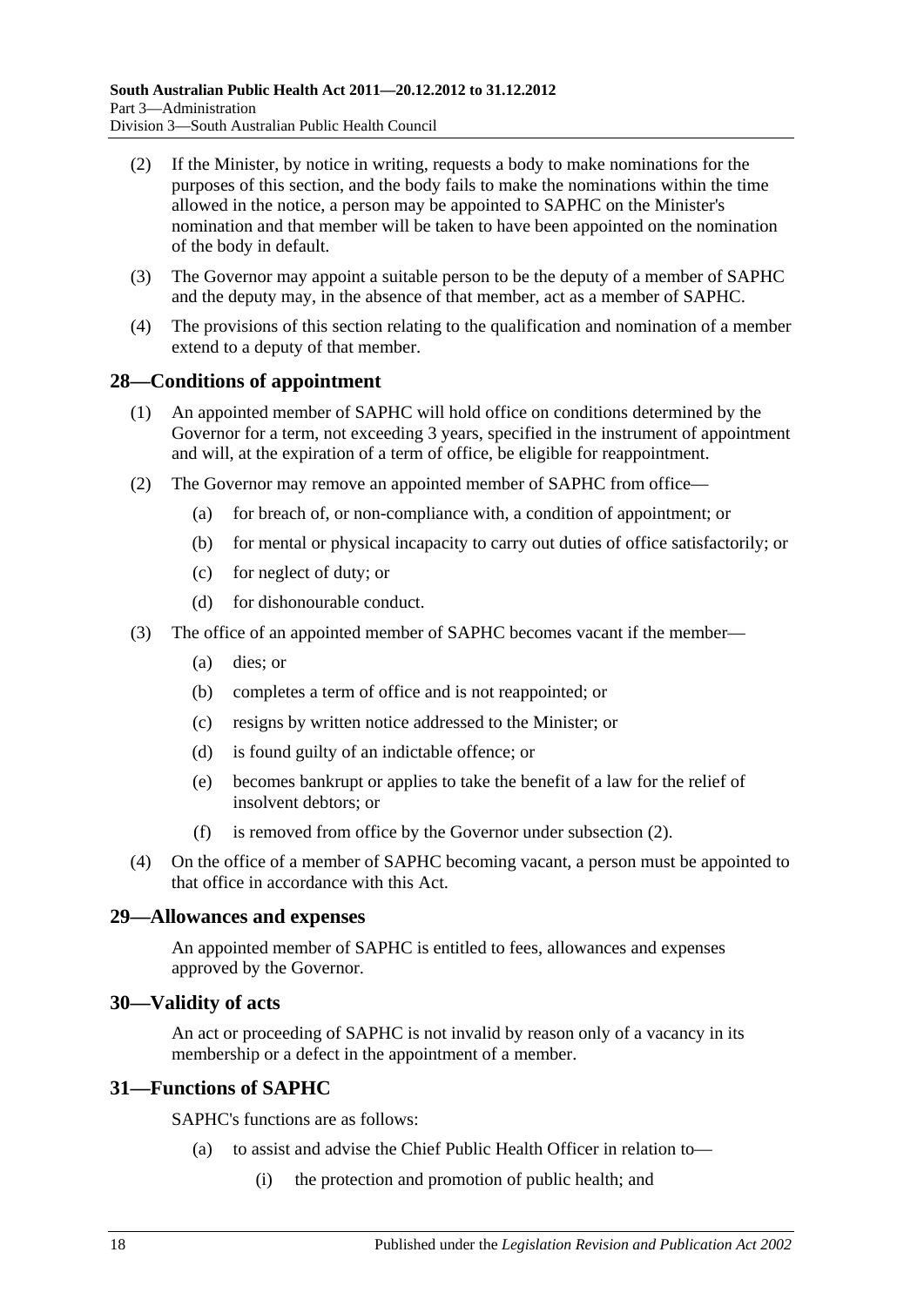(2) If the Minister, by notice in writing, requests a body to make nominations for the purposes of this section, and the body fails to make the nominations within the time allowed in the notice, a person may be appointed to SAPHC on the Minister's nomination and that member will be taken to have been appointed on the nomination of the body in default.

(3) The Governor may appoint a suitable person to be the deputy of a member of SAPHC and the deputy may, in the absence of that member, act as a member of SAPHC.

(4) The provisions of this section relating to the qualification and nomination of a member extend to a deputy of that member.

## 28—Conditions of appointment

(1) An appointed member of SAPHC will hold office on conditions determined by the Governor for a term, not exceeding 3 years, specified in the instrument of appointment and will, at the expiration of a term of office, be eligible for reappointment.

(2) The Governor may remove an appointed member of SAPHC from office—

- (a) for breach of, or non-compliance with, a condition of appointment; or
- (b) for mental or physical incapacity to carry out duties of office satisfactorily; or
- (c) for neglect of duty; or
- (d) for dishonourable conduct.

(3) The office of an appointed member of SAPHC becomes vacant if the member—

- (a) dies; or
- (b) completes a term of office and is not reappointed; or
- (c) resigns by written notice addressed to the Minister; or
- (d) is found guilty of an indictable offence; or
- (e) becomes bankrupt or applies to take the benefit of a law for the relief of insolvent debtors; or
- (f) is removed from office by the Governor under subsection (2).

(4) On the office of a member of SAPHC becoming vacant, a person must be appointed to that office in accordance with this Act.

## 29—Allowances and expenses

An appointed member of SAPHC is entitled to fees, allowances and expenses approved by the Governor.

## 30—Validity of acts

An act or proceeding of SAPHC is not invalid by reason only of a vacancy in its membership or a defect in the appointment of a member.

## 31—Functions of SAPHC

SAPHC's functions are as follows:

- (a) to assist and advise the Chief Public Health Officer in relation to—
  - (i) the protection and promotion of public health; and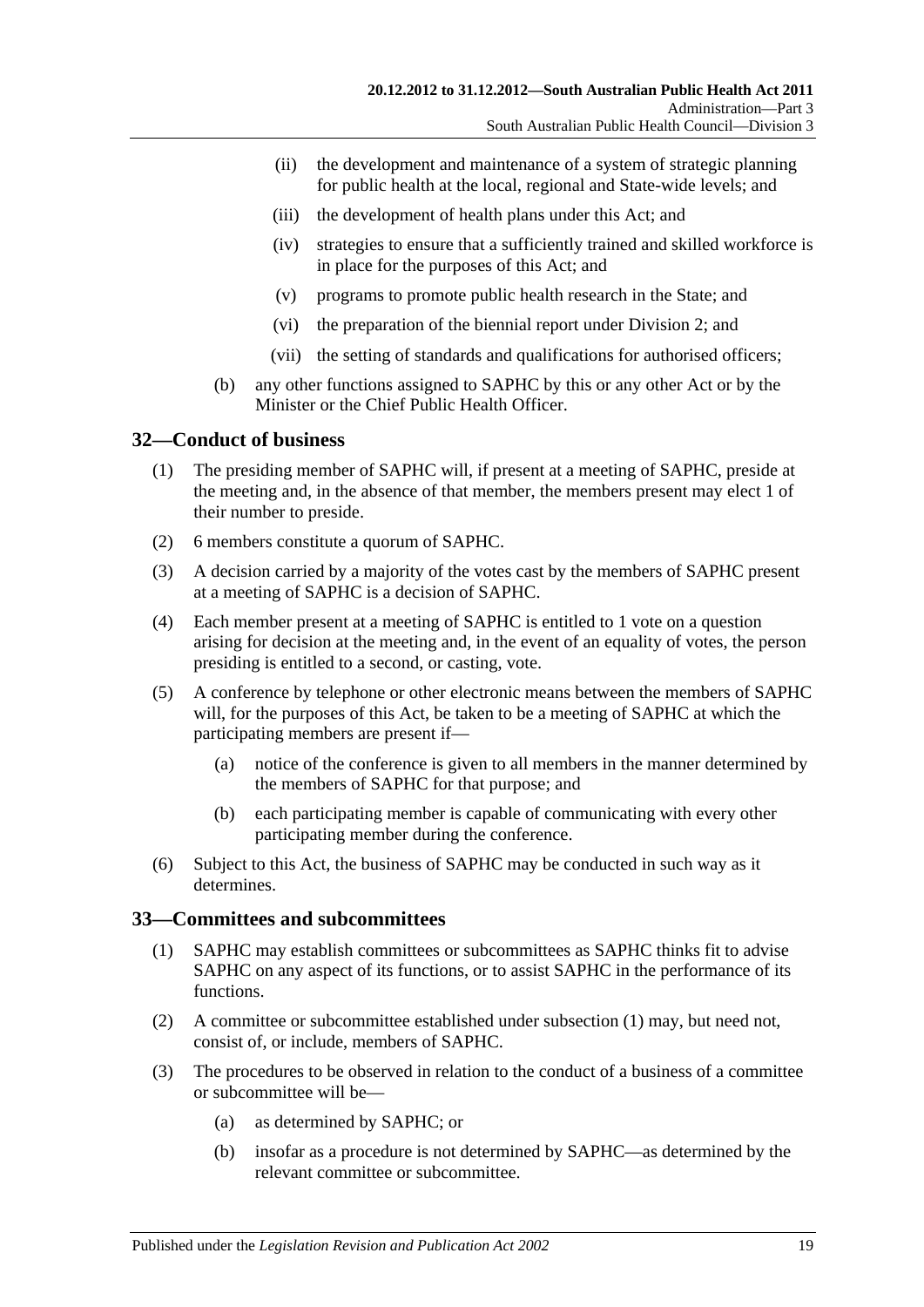(ii) the development and maintenance of a system of strategic planning for public health at the local, regional and State-wide levels; and

(iii) the development of health plans under this Act; and

(iv) strategies to ensure that a sufficiently trained and skilled workforce is in place for the purposes of this Act; and

(v) programs to promote public health research in the State; and

(vi) the preparation of the biennial report under Division 2; and

(vii) the setting of standards and qualifications for authorised officers;

(b) any other functions assigned to SAPHC by this or any other Act or by the Minister or the Chief Public Health Officer.

## 32—Conduct of business

(1) The presiding member of SAPHC will, if present at a meeting of SAPHC, preside at the meeting and, in the absence of that member, the members present may elect 1 of their number to preside.

(2) 6 members constitute a quorum of SAPHC.

(3) A decision carried by a majority of the votes cast by the members of SAPHC present at a meeting of SAPHC is a decision of SAPHC.

(4) Each member present at a meeting of SAPHC is entitled to 1 vote on a question arising for decision at the meeting and, in the event of an equality of votes, the person presiding is entitled to a second, or casting, vote.

(5) A conference by telephone or other electronic means between the members of SAPHC will, for the purposes of this Act, be taken to be a meeting of SAPHC at which the participating members are present if—

(a) notice of the conference is given to all members in the manner determined by the members of SAPHC for that purpose; and

(b) each participating member is capable of communicating with every other participating member during the conference.

(6) Subject to this Act, the business of SAPHC may be conducted in such way as it determines.

## 33—Committees and subcommittees

(1) SAPHC may establish committees or subcommittees as SAPHC thinks fit to advise SAPHC on any aspect of its functions, or to assist SAPHC in the performance of its functions.

(2) A committee or subcommittee established under subsection (1) may, but need not, consist of, or include, members of SAPHC.

(3) The procedures to be observed in relation to the conduct of a business of a committee or subcommittee will be—

(a) as determined by SAPHC; or

(b) insofar as a procedure is not determined by SAPHC—as determined by the relevant committee or subcommittee.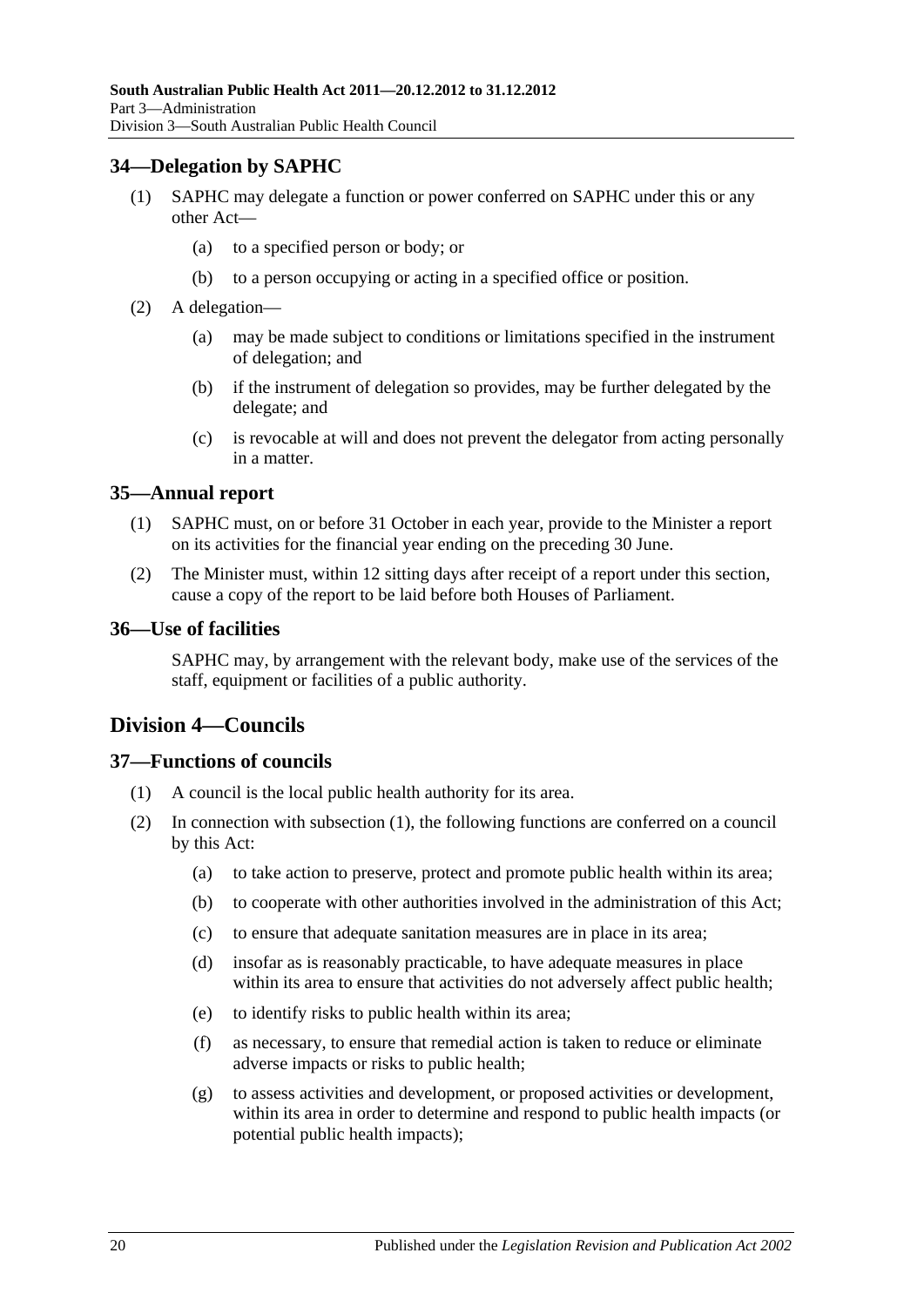## 34—Delegation by SAPHC

(1) SAPHC may delegate a function or power conferred on SAPHC under this or any other Act—

(a) to a specified person or body; or

(b) to a person occupying or acting in a specified office or position.

(2) A delegation—

(a) may be made subject to conditions or limitations specified in the instrument of delegation; and

(b) if the instrument of delegation so provides, may be further delegated by the delegate; and

(c) is revocable at will and does not prevent the delegator from acting personally in a matter.

## 35—Annual report

(1) SAPHC must, on or before 31 October in each year, provide to the Minister a report on its activities for the financial year ending on the preceding 30 June.

(2) The Minister must, within 12 sitting days after receipt of a report under this section, cause a copy of the report to be laid before both Houses of Parliament.

## 36—Use of facilities

SAPHC may, by arrangement with the relevant body, make use of the services of the staff, equipment or facilities of a public authority.

# Division 4—Councils

## 37—Functions of councils

(1) A council is the local public health authority for its area.

(2) In connection with subsection (1), the following functions are conferred on a council by this Act:

(a) to take action to preserve, protect and promote public health within its area;

(b) to cooperate with other authorities involved in the administration of this Act;

(c) to ensure that adequate sanitation measures are in place in its area;

(d) insofar as is reasonably practicable, to have adequate measures in place within its area to ensure that activities do not adversely affect public health;

(e) to identify risks to public health within its area;

(f) as necessary, to ensure that remedial action is taken to reduce or eliminate adverse impacts or risks to public health;

(g) to assess activities and development, or proposed activities or development, within its area in order to determine and respond to public health impacts (or potential public health impacts);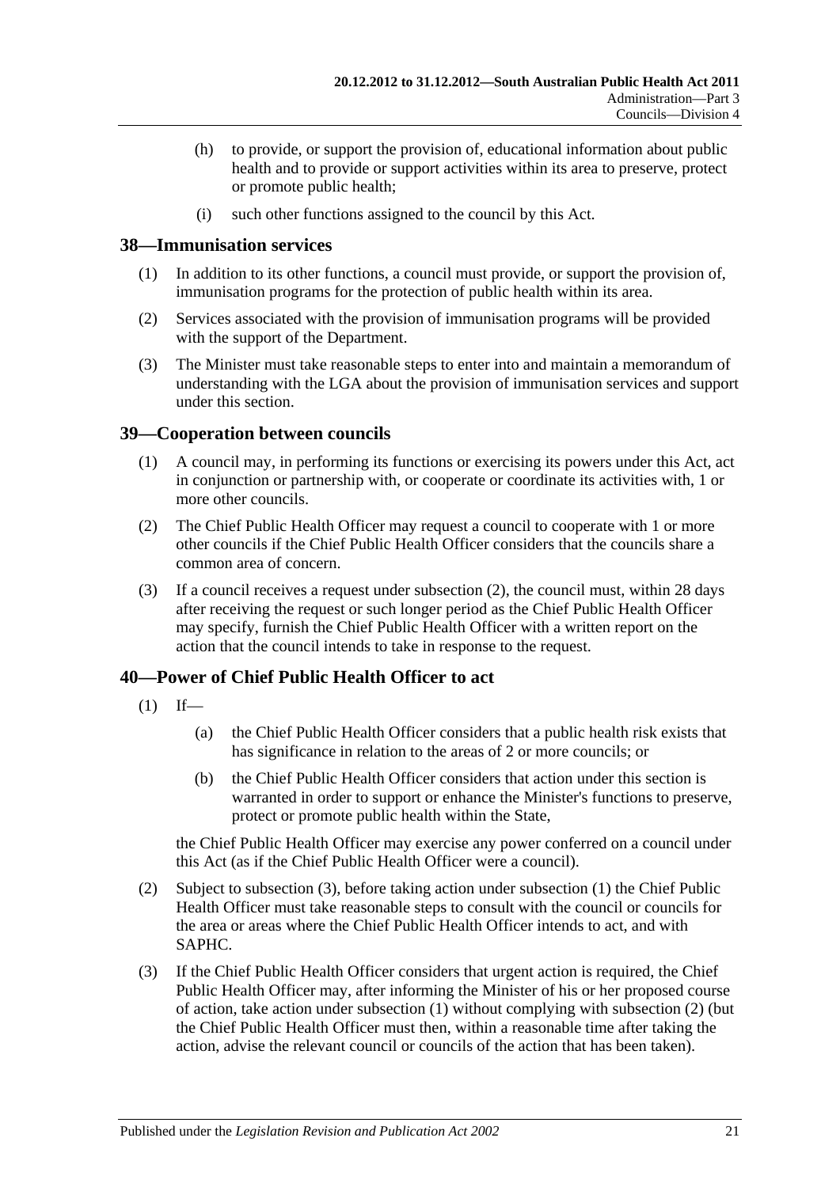(h) to provide, or support the provision of, educational information about public health and to provide or support activities within its area to preserve, protect or promote public health;

(i) such other functions assigned to the council by this Act.

## 38—Immunisation services

(1) In addition to its other functions, a council must provide, or support the provision of, immunisation programs for the protection of public health within its area.

(2) Services associated with the provision of immunisation programs will be provided with the support of the Department.

(3) The Minister must take reasonable steps to enter into and maintain a memorandum of understanding with the LGA about the provision of immunisation services and support under this section.

## 39—Cooperation between councils

(1) A council may, in performing its functions or exercising its powers under this Act, act in conjunction or partnership with, or cooperate or coordinate its activities with, 1 or more other councils.

(2) The Chief Public Health Officer may request a council to cooperate with 1 or more other councils if the Chief Public Health Officer considers that the councils share a common area of concern.

(3) If a council receives a request under subsection (2), the council must, within 28 days after receiving the request or such longer period as the Chief Public Health Officer may specify, furnish the Chief Public Health Officer with a written report on the action that the council intends to take in response to the request.

## 40—Power of Chief Public Health Officer to act

(1) If—

(a) the Chief Public Health Officer considers that a public health risk exists that has significance in relation to the areas of 2 or more councils; or

(b) the Chief Public Health Officer considers that action under this section is warranted in order to support or enhance the Minister's functions to preserve, protect or promote public health within the State,

the Chief Public Health Officer may exercise any power conferred on a council under this Act (as if the Chief Public Health Officer were a council).

(2) Subject to subsection (3), before taking action under subsection (1) the Chief Public Health Officer must take reasonable steps to consult with the council or councils for the area or areas where the Chief Public Health Officer intends to act, and with SAPHC.

(3) If the Chief Public Health Officer considers that urgent action is required, the Chief Public Health Officer may, after informing the Minister of his or her proposed course of action, take action under subsection (1) without complying with subsection (2) (but the Chief Public Health Officer must then, within a reasonable time after taking the action, advise the relevant council or councils of the action that has been taken).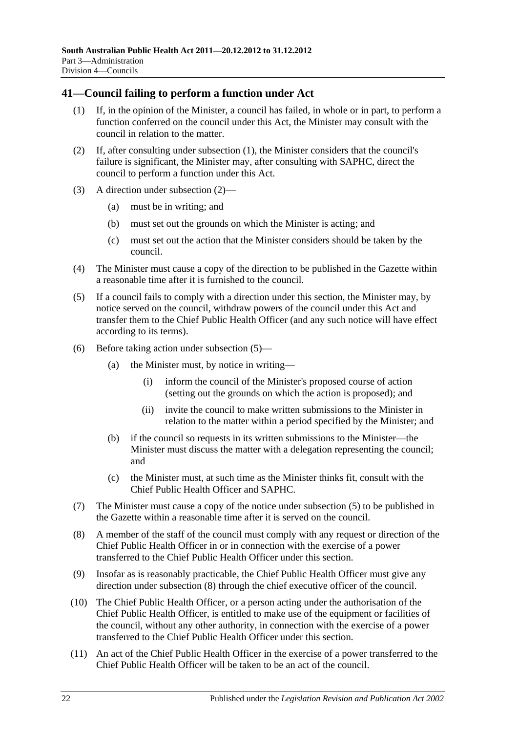## 41—Council failing to perform a function under Act

(1) If, in the opinion of the Minister, a council has failed, in whole or in part, to perform a function conferred on the council under this Act, the Minister may consult with the council in relation to the matter.

(2) If, after consulting under subsection (1), the Minister considers that the council's failure is significant, the Minister may, after consulting with SAPHC, direct the council to perform a function under this Act.

(3) A direction under subsection (2)—

   (a) must be in writing; and

   (b) must set out the grounds on which the Minister is acting; and

   (c) must set out the action that the Minister considers should be taken by the council.

(4) The Minister must cause a copy of the direction to be published in the Gazette within a reasonable time after it is furnished to the council.

(5) If a council fails to comply with a direction under this section, the Minister may, by notice served on the council, withdraw powers of the council under this Act and transfer them to the Chief Public Health Officer (and any such notice will have effect according to its terms).

(6) Before taking action under subsection (5)—

   (a) the Minister must, by notice in writing—

      (i) inform the council of the Minister's proposed course of action (setting out the grounds on which the action is proposed); and

      (ii) invite the council to make written submissions to the Minister in relation to the matter within a period specified by the Minister; and

   (b) if the council so requests in its written submissions to the Minister—the Minister must discuss the matter with a delegation representing the council; and

   (c) the Minister must, at such time as the Minister thinks fit, consult with the Chief Public Health Officer and SAPHC.

(7) The Minister must cause a copy of the notice under subsection (5) to be published in the Gazette within a reasonable time after it is served on the council.

(8) A member of the staff of the council must comply with any request or direction of the Chief Public Health Officer in or in connection with the exercise of a power transferred to the Chief Public Health Officer under this section.

(9) Insofar as is reasonably practicable, the Chief Public Health Officer must give any direction under subsection (8) through the chief executive officer of the council.

(10) The Chief Public Health Officer, or a person acting under the authorisation of the Chief Public Health Officer, is entitled to make use of the equipment or facilities of the council, without any other authority, in connection with the exercise of a power transferred to the Chief Public Health Officer under this section.

(11) An act of the Chief Public Health Officer in the exercise of a power transferred to the Chief Public Health Officer will be taken to be an act of the council.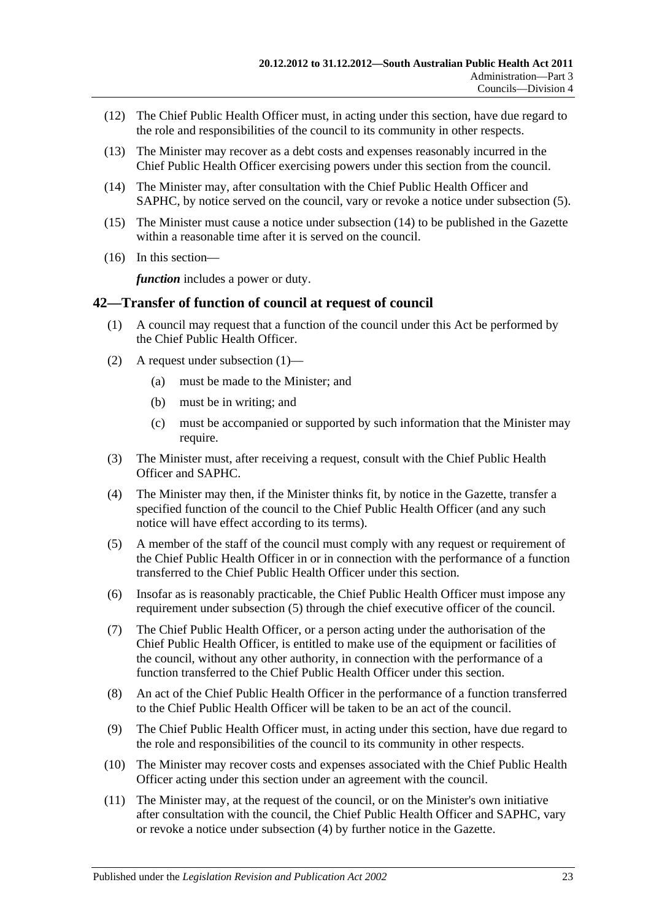(12) The Chief Public Health Officer must, in acting under this section, have due regard to the role and responsibilities of the council to its community in other respects.

(13) The Minister may recover as a debt costs and expenses reasonably incurred in the Chief Public Health Officer exercising powers under this section from the council.

(14) The Minister may, after consultation with the Chief Public Health Officer and SAPHC, by notice served on the council, vary or revoke a notice under subsection (5).

(15) The Minister must cause a notice under subsection (14) to be published in the Gazette within a reasonable time after it is served on the council.

(16) In this section—

***function*** includes a power or duty.

## 42—Transfer of function of council at request of council

(1) A council may request that a function of the council under this Act be performed by the Chief Public Health Officer.

(2) A request under subsection (1)—

- (a) must be made to the Minister; and
- (b) must be in writing; and
- (c) must be accompanied or supported by such information that the Minister may require.

(3) The Minister must, after receiving a request, consult with the Chief Public Health Officer and SAPHC.

(4) The Minister may then, if the Minister thinks fit, by notice in the Gazette, transfer a specified function of the council to the Chief Public Health Officer (and any such notice will have effect according to its terms).

(5) A member of the staff of the council must comply with any request or requirement of the Chief Public Health Officer in or in connection with the performance of a function transferred to the Chief Public Health Officer under this section.

(6) Insofar as is reasonably practicable, the Chief Public Health Officer must impose any requirement under subsection (5) through the chief executive officer of the council.

(7) The Chief Public Health Officer, or a person acting under the authorisation of the Chief Public Health Officer, is entitled to make use of the equipment or facilities of the council, without any other authority, in connection with the performance of a function transferred to the Chief Public Health Officer under this section.

(8) An act of the Chief Public Health Officer in the performance of a function transferred to the Chief Public Health Officer will be taken to be an act of the council.

(9) The Chief Public Health Officer must, in acting under this section, have due regard to the role and responsibilities of the council to its community in other respects.

(10) The Minister may recover costs and expenses associated with the Chief Public Health Officer acting under this section under an agreement with the council.

(11) The Minister may, at the request of the council, or on the Minister's own initiative after consultation with the council, the Chief Public Health Officer and SAPHC, vary or revoke a notice under subsection (4) by further notice in the Gazette.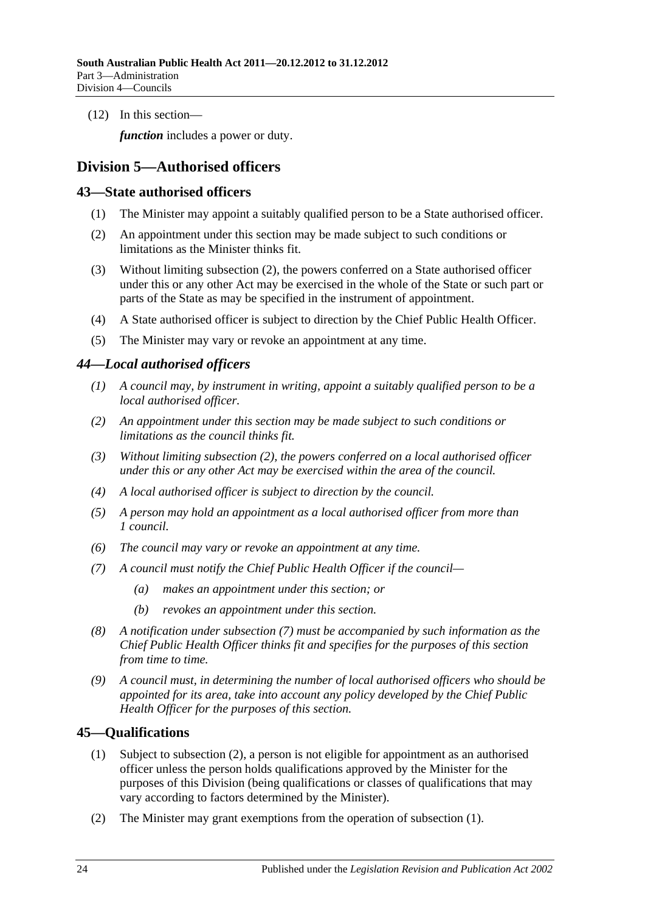(12) In this section—

*function* includes a power or duty.

## Division 5—Authorised officers

### 43—State authorised officers

(1) The Minister may appoint a suitably qualified person to be a State authorised officer.

(2) An appointment under this section may be made subject to such conditions or limitations as the Minister thinks fit.

(3) Without limiting subsection (2), the powers conferred on a State authorised officer under this or any other Act may be exercised in the whole of the State or such part or parts of the State as may be specified in the instrument of appointment.

(4) A State authorised officer is subject to direction by the Chief Public Health Officer.

(5) The Minister may vary or revoke an appointment at any time.

### *44—Local authorised officers*

*(1) A council may, by instrument in writing, appoint a suitably qualified person to be a local authorised officer.*

*(2) An appointment under this section may be made subject to such conditions or limitations as the council thinks fit.*

*(3) Without limiting subsection (2), the powers conferred on a local authorised officer under this or any other Act may be exercised within the area of the council.*

*(4) A local authorised officer is subject to direction by the council.*

*(5) A person may hold an appointment as a local authorised officer from more than 1 council.*

*(6) The council may vary or revoke an appointment at any time.*

*(7) A council must notify the Chief Public Health Officer if the council—*

*(a) makes an appointment under this section; or*

*(b) revokes an appointment under this section.*

*(8) A notification under subsection (7) must be accompanied by such information as the Chief Public Health Officer thinks fit and specifies for the purposes of this section from time to time.*

*(9) A council must, in determining the number of local authorised officers who should be appointed for its area, take into account any policy developed by the Chief Public Health Officer for the purposes of this section.*

### 45—Qualifications

(1) Subject to subsection (2), a person is not eligible for appointment as an authorised officer unless the person holds qualifications approved by the Minister for the purposes of this Division (being qualifications or classes of qualifications that may vary according to factors determined by the Minister).

(2) The Minister may grant exemptions from the operation of subsection (1).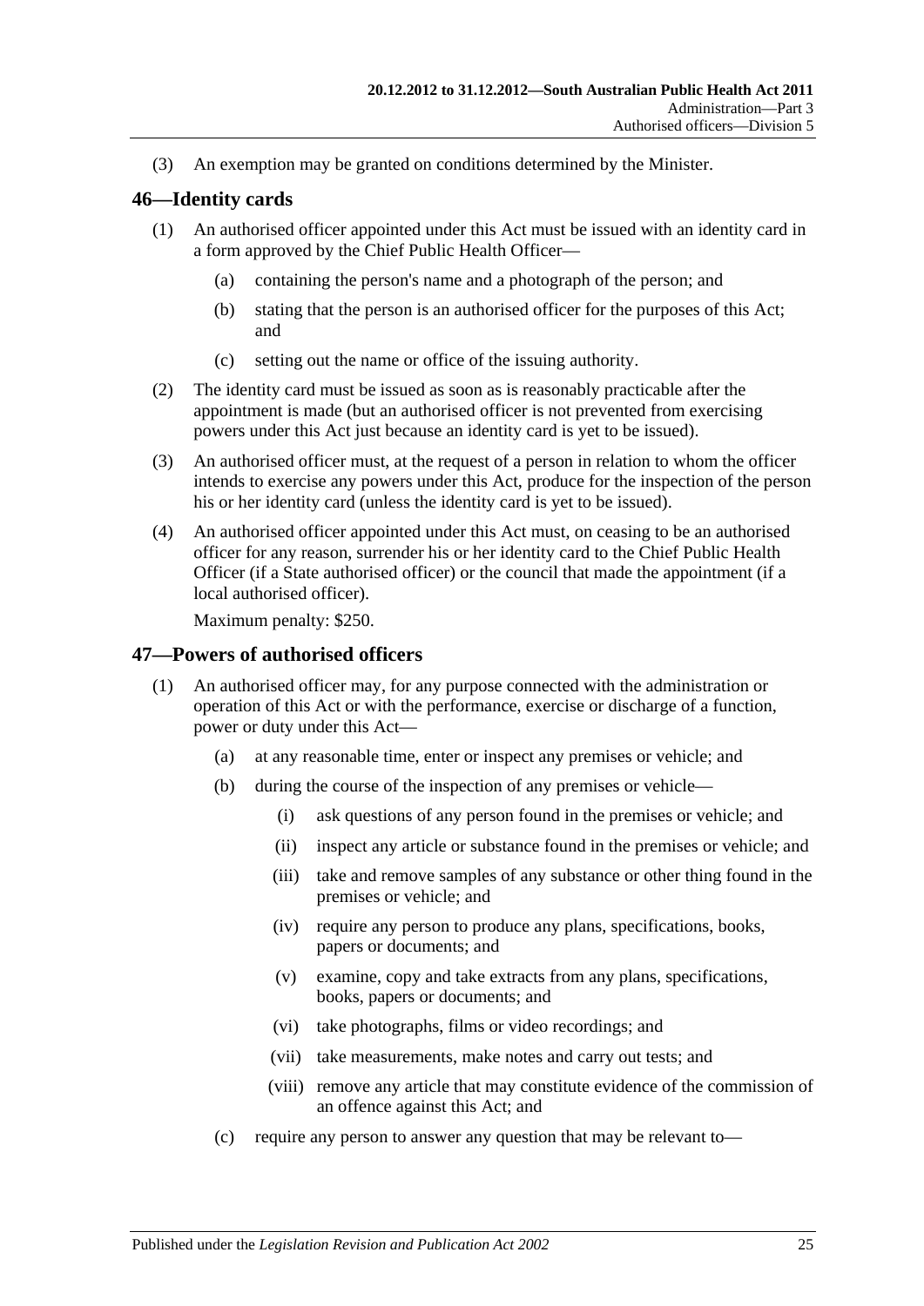(3) An exemption may be granted on conditions determined by the Minister.

## 46—Identity cards

(1) An authorised officer appointed under this Act must be issued with an identity card in a form approved by the Chief Public Health Officer—

(a) containing the person's name and a photograph of the person; and

(b) stating that the person is an authorised officer for the purposes of this Act; and

(c) setting out the name or office of the issuing authority.

(2) The identity card must be issued as soon as is reasonably practicable after the appointment is made (but an authorised officer is not prevented from exercising powers under this Act just because an identity card is yet to be issued).

(3) An authorised officer must, at the request of a person in relation to whom the officer intends to exercise any powers under this Act, produce for the inspection of the person his or her identity card (unless the identity card is yet to be issued).

(4) An authorised officer appointed under this Act must, on ceasing to be an authorised officer for any reason, surrender his or her identity card to the Chief Public Health Officer (if a State authorised officer) or the council that made the appointment (if a local authorised officer).

Maximum penalty: $250.

## 47—Powers of authorised officers

(1) An authorised officer may, for any purpose connected with the administration or operation of this Act or with the performance, exercise or discharge of a function, power or duty under this Act—

(a) at any reasonable time, enter or inspect any premises or vehicle; and

(b) during the course of the inspection of any premises or vehicle—

(i) ask questions of any person found in the premises or vehicle; and

(ii) inspect any article or substance found in the premises or vehicle; and

(iii) take and remove samples of any substance or other thing found in the premises or vehicle; and

(iv) require any person to produce any plans, specifications, books, papers or documents; and

(v) examine, copy and take extracts from any plans, specifications, books, papers or documents; and

(vi) take photographs, films or video recordings; and

(vii) take measurements, make notes and carry out tests; and

(viii) remove any article that may constitute evidence of the commission of an offence against this Act; and

(c) require any person to answer any question that may be relevant to—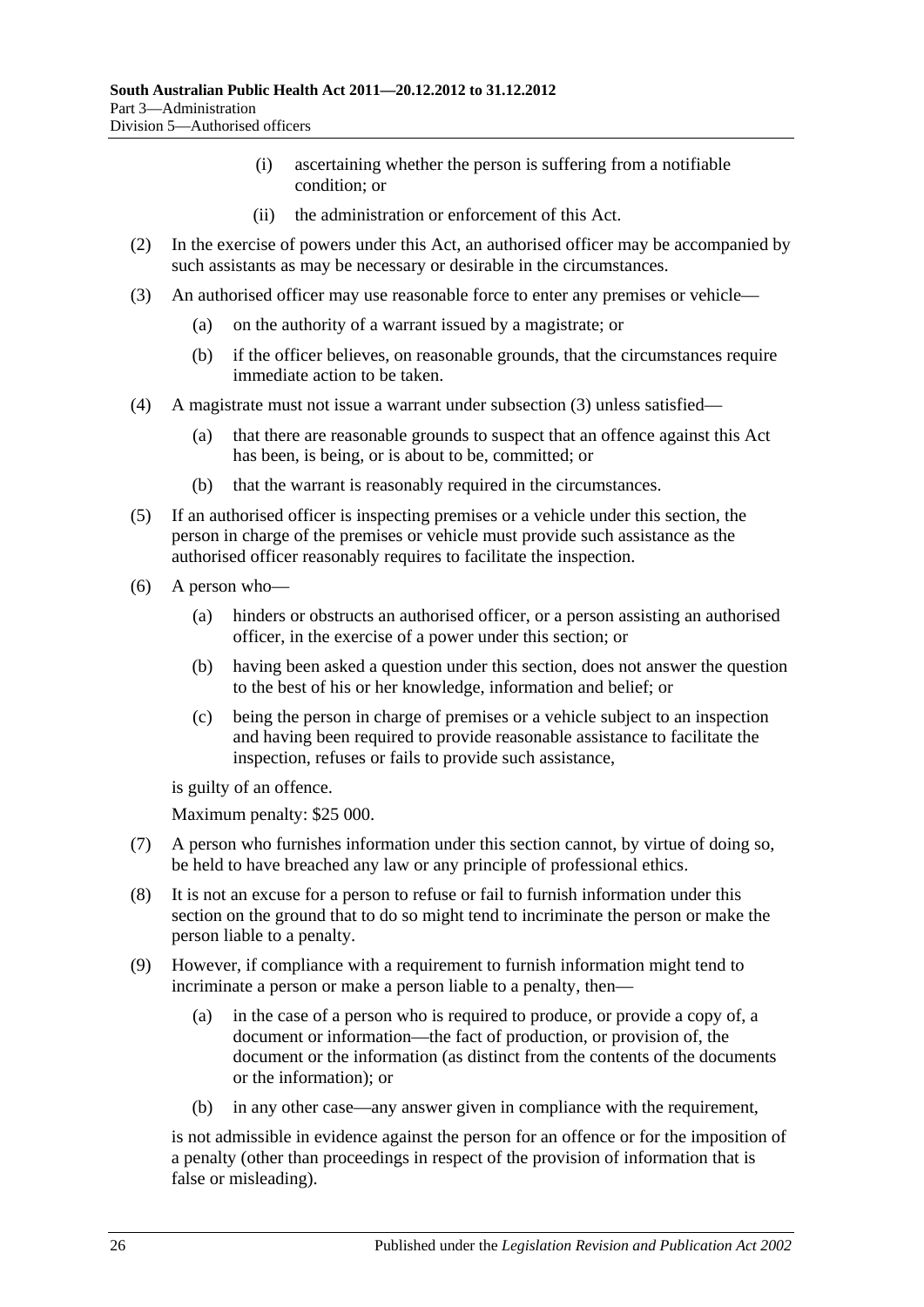(i) ascertaining whether the person is suffering from a notifiable condition; or

(ii) the administration or enforcement of this Act.

(2) In the exercise of powers under this Act, an authorised officer may be accompanied by such assistants as may be necessary or desirable in the circumstances.

(3) An authorised officer may use reasonable force to enter any premises or vehicle—

(a) on the authority of a warrant issued by a magistrate; or

(b) if the officer believes, on reasonable grounds, that the circumstances require immediate action to be taken.

(4) A magistrate must not issue a warrant under subsection (3) unless satisfied—

(a) that there are reasonable grounds to suspect that an offence against this Act has been, is being, or is about to be, committed; or

(b) that the warrant is reasonably required in the circumstances.

(5) If an authorised officer is inspecting premises or a vehicle under this section, the person in charge of the premises or vehicle must provide such assistance as the authorised officer reasonably requires to facilitate the inspection.

(6) A person who—

(a) hinders or obstructs an authorised officer, or a person assisting an authorised officer, in the exercise of a power under this section; or

(b) having been asked a question under this section, does not answer the question to the best of his or her knowledge, information and belief; or

(c) being the person in charge of premises or a vehicle subject to an inspection and having been required to provide reasonable assistance to facilitate the inspection, refuses or fails to provide such assistance,

is guilty of an offence.

Maximum penalty: $25 000.

(7) A person who furnishes information under this section cannot, by virtue of doing so, be held to have breached any law or any principle of professional ethics.

(8) It is not an excuse for a person to refuse or fail to furnish information under this section on the ground that to do so might tend to incriminate the person or make the person liable to a penalty.

(9) However, if compliance with a requirement to furnish information might tend to incriminate a person or make a person liable to a penalty, then—

(a) in the case of a person who is required to produce, or provide a copy of, a document or information—the fact of production, or provision of, the document or the information (as distinct from the contents of the documents or the information); or

(b) in any other case—any answer given in compliance with the requirement,

is not admissible in evidence against the person for an offence or for the imposition of a penalty (other than proceedings in respect of the provision of information that is false or misleading).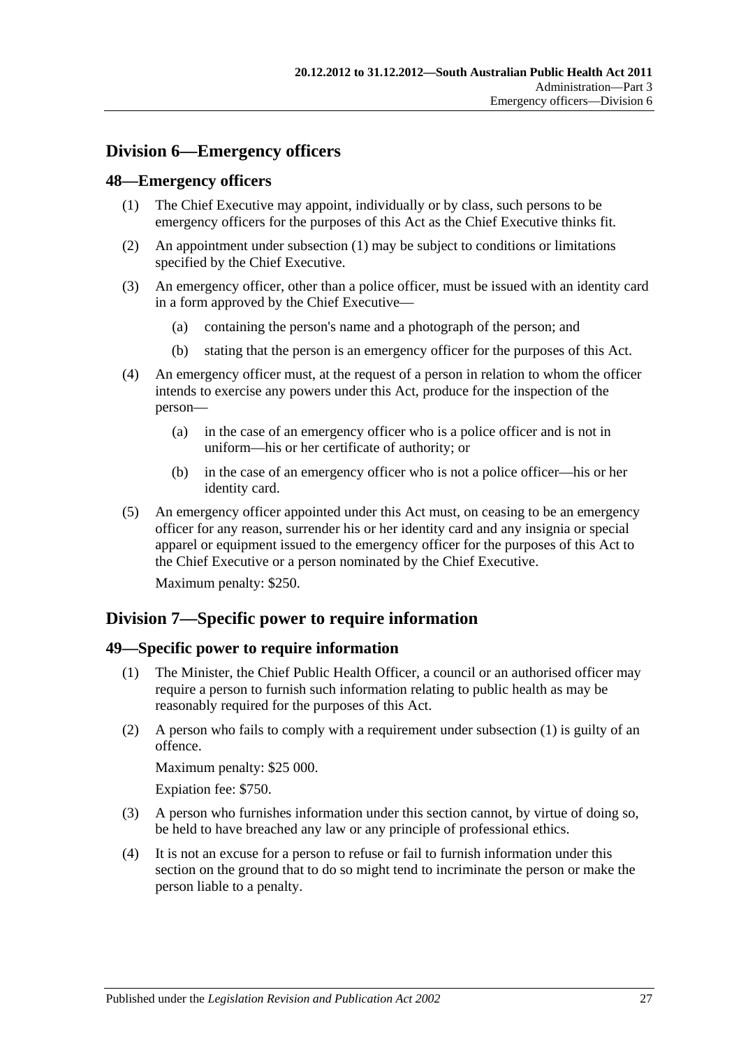## Division 6—Emergency officers

### 48—Emergency officers

(1) The Chief Executive may appoint, individually or by class, such persons to be emergency officers for the purposes of this Act as the Chief Executive thinks fit.

(2) An appointment under subsection (1) may be subject to conditions or limitations specified by the Chief Executive.

(3) An emergency officer, other than a police officer, must be issued with an identity card in a form approved by the Chief Executive—

- (a) containing the person's name and a photograph of the person; and
- (b) stating that the person is an emergency officer for the purposes of this Act.

(4) An emergency officer must, at the request of a person in relation to whom the officer intends to exercise any powers under this Act, produce for the inspection of the person—

- (a) in the case of an emergency officer who is a police officer and is not in uniform—his or her certificate of authority; or
- (b) in the case of an emergency officer who is not a police officer—his or her identity card.

(5) An emergency officer appointed under this Act must, on ceasing to be an emergency officer for any reason, surrender his or her identity card and any insignia or special apparel or equipment issued to the emergency officer for the purposes of this Act to the Chief Executive or a person nominated by the Chief Executive.

Maximum penalty: $250.

## Division 7—Specific power to require information

### 49—Specific power to require information

(1) The Minister, the Chief Public Health Officer, a council or an authorised officer may require a person to furnish such information relating to public health as may be reasonably required for the purposes of this Act.

(2) A person who fails to comply with a requirement under subsection (1) is guilty of an offence.

Maximum penalty: $25 000.

Expiation fee: $750.

(3) A person who furnishes information under this section cannot, by virtue of doing so, be held to have breached any law or any principle of professional ethics.

(4) It is not an excuse for a person to refuse or fail to furnish information under this section on the ground that to do so might tend to incriminate the person or make the person liable to a penalty.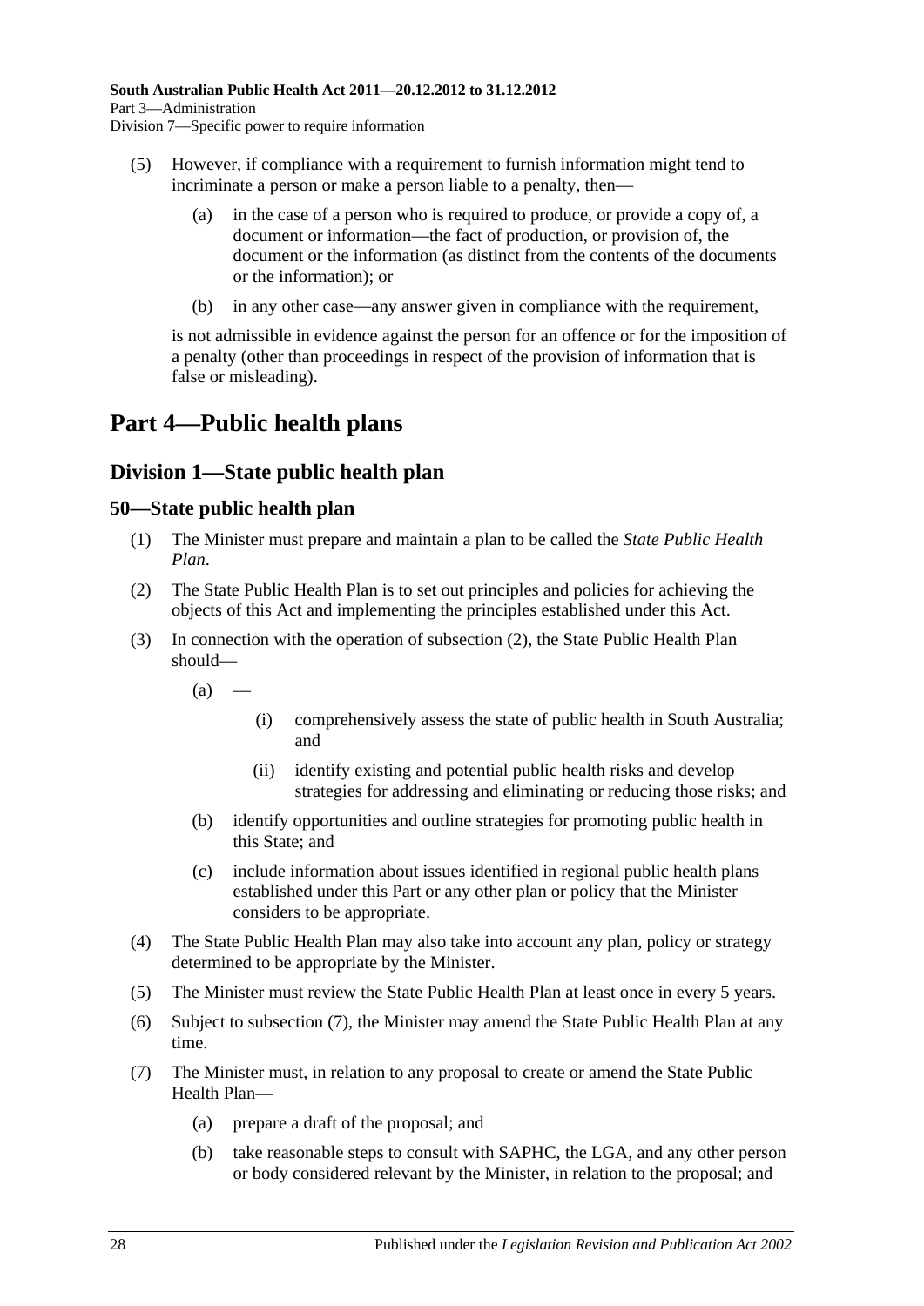(5) However, if compliance with a requirement to furnish information might tend to incriminate a person or make a person liable to a penalty, then—

(a) in the case of a person who is required to produce, or provide a copy of, a document or information—the fact of production, or provision of, the document or the information (as distinct from the contents of the documents or the information); or

(b) in any other case—any answer given in compliance with the requirement,

is not admissible in evidence against the person for an offence or for the imposition of a penalty (other than proceedings in respect of the provision of information that is false or misleading).

# Part 4—Public health plans

## Division 1—State public health plan

### 50—State public health plan

(1) The Minister must prepare and maintain a plan to be called the *State Public Health Plan*.

(2) The State Public Health Plan is to set out principles and policies for achieving the objects of this Act and implementing the principles established under this Act.

(3) In connection with the operation of subsection (2), the State Public Health Plan should—

(a) —

(i) comprehensively assess the state of public health in South Australia; and

(ii) identify existing and potential public health risks and develop strategies for addressing and eliminating or reducing those risks; and

(b) identify opportunities and outline strategies for promoting public health in this State; and

(c) include information about issues identified in regional public health plans established under this Part or any other plan or policy that the Minister considers to be appropriate.

(4) The State Public Health Plan may also take into account any plan, policy or strategy determined to be appropriate by the Minister.

(5) The Minister must review the State Public Health Plan at least once in every 5 years.

(6) Subject to subsection (7), the Minister may amend the State Public Health Plan at any time.

(7) The Minister must, in relation to any proposal to create or amend the State Public Health Plan—

(a) prepare a draft of the proposal; and

(b) take reasonable steps to consult with SAPHC, the LGA, and any other person or body considered relevant by the Minister, in relation to the proposal; and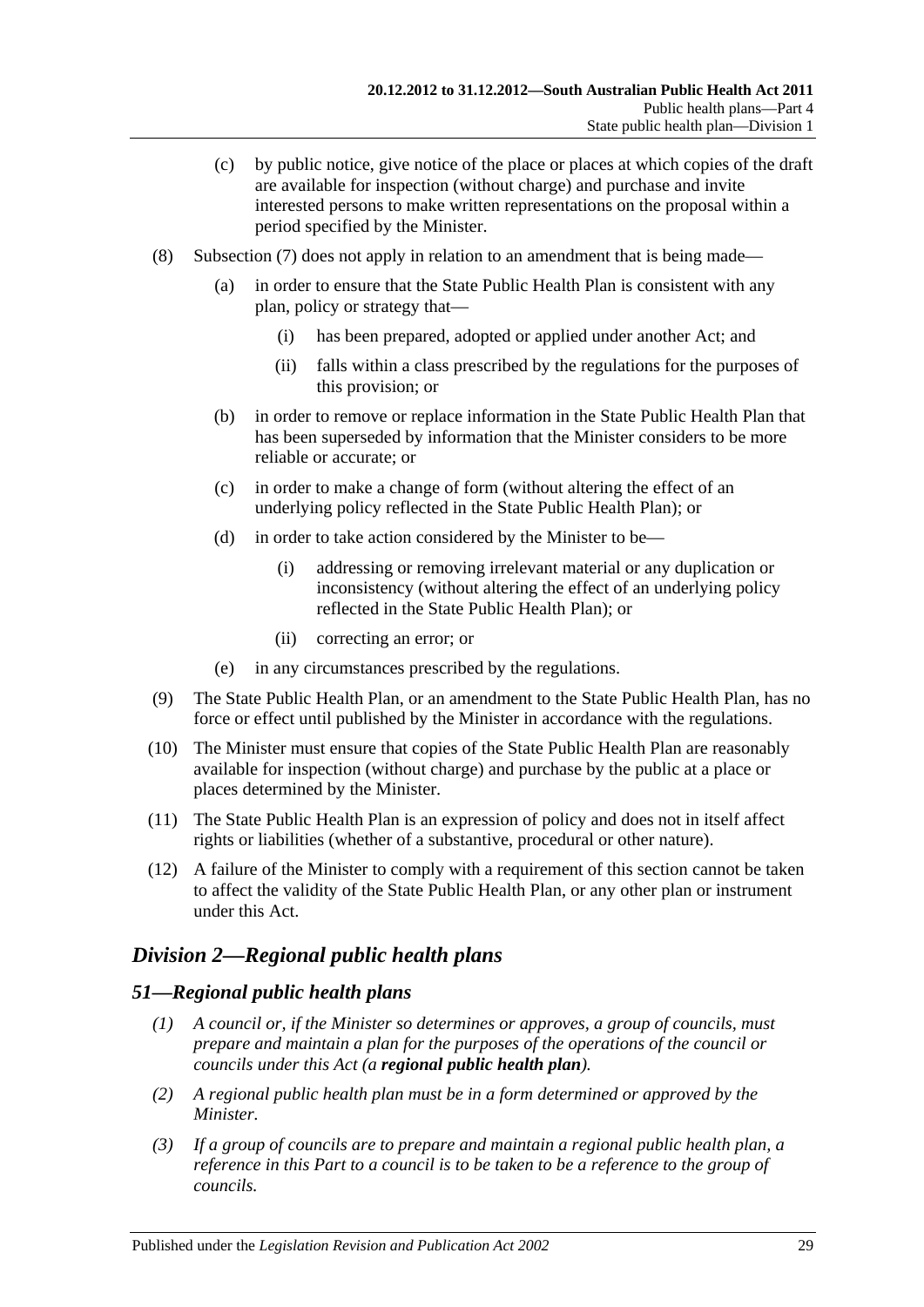(c) by public notice, give notice of the place or places at which copies of the draft are available for inspection (without charge) and purchase and invite interested persons to make written representations on the proposal within a period specified by the Minister.

(8) Subsection (7) does not apply in relation to an amendment that is being made—

(a) in order to ensure that the State Public Health Plan is consistent with any plan, policy or strategy that—

(i) has been prepared, adopted or applied under another Act; and

(ii) falls within a class prescribed by the regulations for the purposes of this provision; or

(b) in order to remove or replace information in the State Public Health Plan that has been superseded by information that the Minister considers to be more reliable or accurate; or

(c) in order to make a change of form (without altering the effect of an underlying policy reflected in the State Public Health Plan); or

(d) in order to take action considered by the Minister to be—

(i) addressing or removing irrelevant material or any duplication or inconsistency (without altering the effect of an underlying policy reflected in the State Public Health Plan); or

(ii) correcting an error; or

(e) in any circumstances prescribed by the regulations.

(9) The State Public Health Plan, or an amendment to the State Public Health Plan, has no force or effect until published by the Minister in accordance with the regulations.

(10) The Minister must ensure that copies of the State Public Health Plan are reasonably available for inspection (without charge) and purchase by the public at a place or places determined by the Minister.

(11) The State Public Health Plan is an expression of policy and does not in itself affect rights or liabilities (whether of a substantive, procedural or other nature).

(12) A failure of the Minister to comply with a requirement of this section cannot be taken to affect the validity of the State Public Health Plan, or any other plan or instrument under this Act.

## *Division 2—Regional public health plans*

### *51—Regional public health plans*

*(1) A council or, if the Minister so determines or approves, a group of councils, must prepare and maintain a plan for the purposes of the operations of the council or councils under this Act (a **regional public health plan**).*

*(2) A regional public health plan must be in a form determined or approved by the Minister.*

*(3) If a group of councils are to prepare and maintain a regional public health plan, a reference in this Part to a council is to be taken to be a reference to the group of councils.*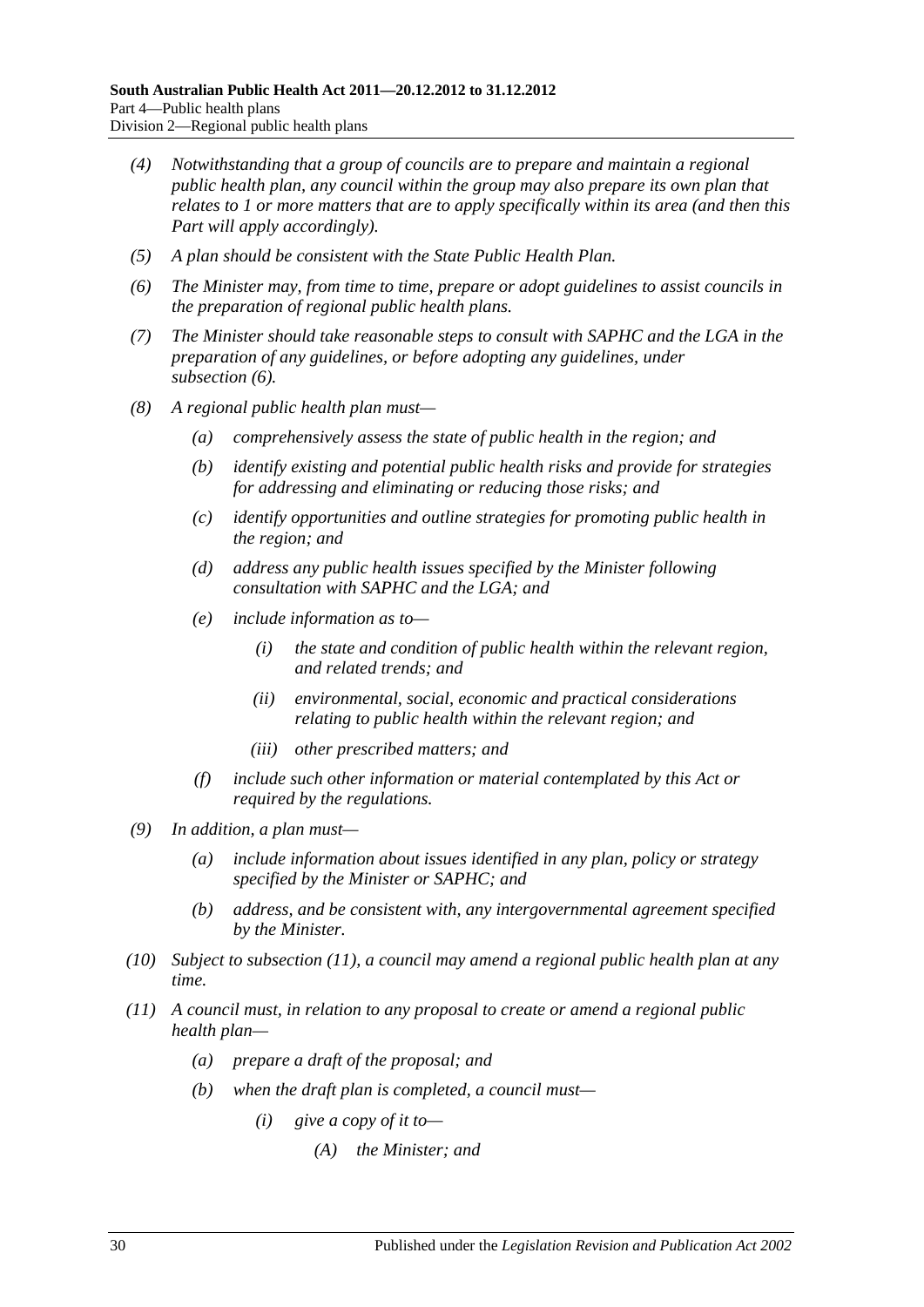*(4) Notwithstanding that a group of councils are to prepare and maintain a regional public health plan, any council within the group may also prepare its own plan that relates to 1 or more matters that are to apply specifically within its area (and then this Part will apply accordingly).*

*(5) A plan should be consistent with the State Public Health Plan.*

*(6) The Minister may, from time to time, prepare or adopt guidelines to assist councils in the preparation of regional public health plans.*

*(7) The Minister should take reasonable steps to consult with SAPHC and the LGA in the preparation of any guidelines, or before adopting any guidelines, under subsection (6).*

*(8) A regional public health plan must—*

- *(a) comprehensively assess the state of public health in the region; and*
- *(b) identify existing and potential public health risks and provide for strategies for addressing and eliminating or reducing those risks; and*
- *(c) identify opportunities and outline strategies for promoting public health in the region; and*
- *(d) address any public health issues specified by the Minister following consultation with SAPHC and the LGA; and*
- *(e) include information as to—*
  - *(i) the state and condition of public health within the relevant region, and related trends; and*
  - *(ii) environmental, social, economic and practical considerations relating to public health within the relevant region; and*
  - *(iii) other prescribed matters; and*
- *(f) include such other information or material contemplated by this Act or required by the regulations.*

*(9) In addition, a plan must—*

- *(a) include information about issues identified in any plan, policy or strategy specified by the Minister or SAPHC; and*
- *(b) address, and be consistent with, any intergovernmental agreement specified by the Minister.*

*(10) Subject to subsection (11), a council may amend a regional public health plan at any time.*

*(11) A council must, in relation to any proposal to create or amend a regional public health plan—*

- *(a) prepare a draft of the proposal; and*
- *(b) when the draft plan is completed, a council must—*
  - *(i) give a copy of it to—*
    - *(A) the Minister; and*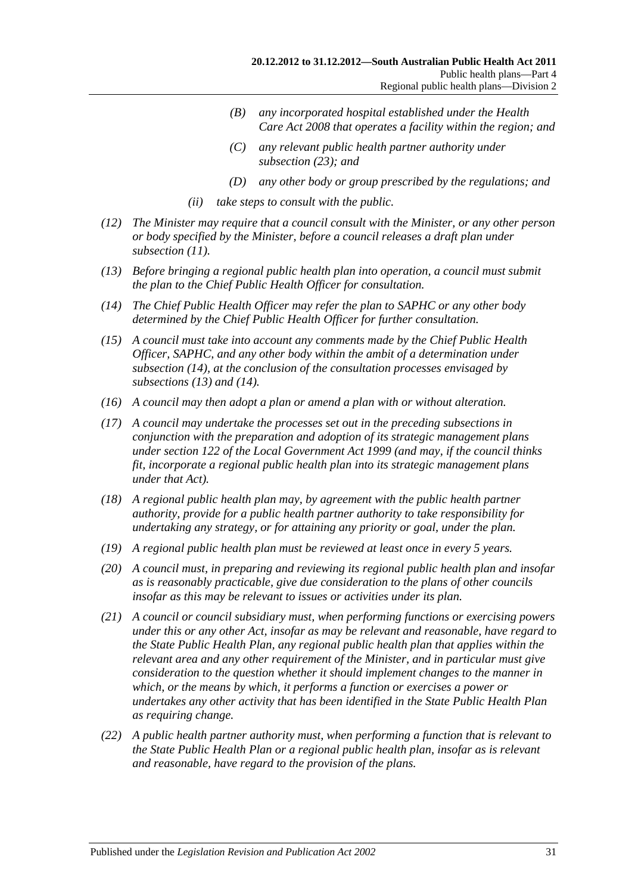(B) any incorporated hospital established under the Health Care Act 2008 that operates a facility within the region; and

(C) any relevant public health partner authority under subsection (23); and

(D) any other body or group prescribed by the regulations; and

(ii) take steps to consult with the public.

(12) The Minister may require that a council consult with the Minister, or any other person or body specified by the Minister, before a council releases a draft plan under subsection (11).

(13) Before bringing a regional public health plan into operation, a council must submit the plan to the Chief Public Health Officer for consultation.

(14) The Chief Public Health Officer may refer the plan to SAPHC or any other body determined by the Chief Public Health Officer for further consultation.

(15) A council must take into account any comments made by the Chief Public Health Officer, SAPHC, and any other body within the ambit of a determination under subsection (14), at the conclusion of the consultation processes envisaged by subsections (13) and (14).

(16) A council may then adopt a plan or amend a plan with or without alteration.

(17) A council may undertake the processes set out in the preceding subsections in conjunction with the preparation and adoption of its strategic management plans under section 122 of the Local Government Act 1999 (and may, if the council thinks fit, incorporate a regional public health plan into its strategic management plans under that Act).

(18) A regional public health plan may, by agreement with the public health partner authority, provide for a public health partner authority to take responsibility for undertaking any strategy, or for attaining any priority or goal, under the plan.

(19) A regional public health plan must be reviewed at least once in every 5 years.

(20) A council must, in preparing and reviewing its regional public health plan and insofar as is reasonably practicable, give due consideration to the plans of other councils insofar as this may be relevant to issues or activities under its plan.

(21) A council or council subsidiary must, when performing functions or exercising powers under this or any other Act, insofar as may be relevant and reasonable, have regard to the State Public Health Plan, any regional public health plan that applies within the relevant area and any other requirement of the Minister, and in particular must give consideration to the question whether it should implement changes to the manner in which, or the means by which, it performs a function or exercises a power or undertakes any other activity that has been identified in the State Public Health Plan as requiring change.

(22) A public health partner authority must, when performing a function that is relevant to the State Public Health Plan or a regional public health plan, insofar as is relevant and reasonable, have regard to the provision of the plans.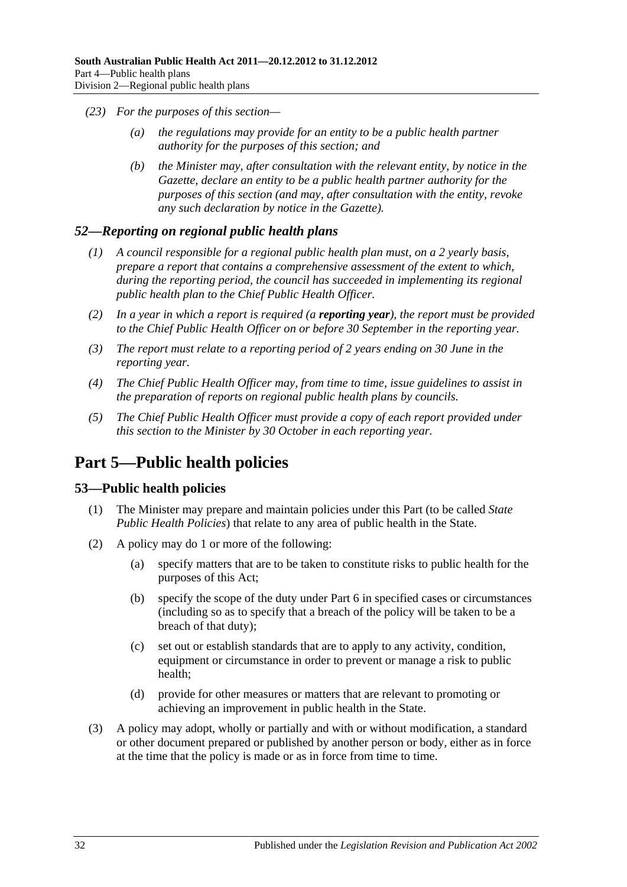*(23) For the purposes of this section—*

*(a) the regulations may provide for an entity to be a public health partner authority for the purposes of this section; and*

*(b) the Minister may, after consultation with the relevant entity, by notice in the Gazette, declare an entity to be a public health partner authority for the purposes of this section (and may, after consultation with the entity, revoke any such declaration by notice in the Gazette).*

### *52—Reporting on regional public health plans*

*(1) A council responsible for a regional public health plan must, on a 2 yearly basis, prepare a report that contains a comprehensive assessment of the extent to which, during the reporting period, the council has succeeded in implementing its regional public health plan to the Chief Public Health Officer.*

*(2) In a year in which a report is required (a* ***reporting year****), the report must be provided to the Chief Public Health Officer on or before 30 September in the reporting year.*

*(3) The report must relate to a reporting period of 2 years ending on 30 June in the reporting year.*

*(4) The Chief Public Health Officer may, from time to time, issue guidelines to assist in the preparation of reports on regional public health plans by councils.*

*(5) The Chief Public Health Officer must provide a copy of each report provided under this section to the Minister by 30 October in each reporting year.*

## Part 5—Public health policies

### 53—Public health policies

(1) The Minister may prepare and maintain policies under this Part (to be called *State Public Health Policies*) that relate to any area of public health in the State.

(2) A policy may do 1 or more of the following:

(a) specify matters that are to be taken to constitute risks to public health for the purposes of this Act;

(b) specify the scope of the duty under Part 6 in specified cases or circumstances (including so as to specify that a breach of the policy will be taken to be a breach of that duty);

(c) set out or establish standards that are to apply to any activity, condition, equipment or circumstance in order to prevent or manage a risk to public health;

(d) provide for other measures or matters that are relevant to promoting or achieving an improvement in public health in the State.

(3) A policy may adopt, wholly or partially and with or without modification, a standard or other document prepared or published by another person or body, either as in force at the time that the policy is made or as in force from time to time.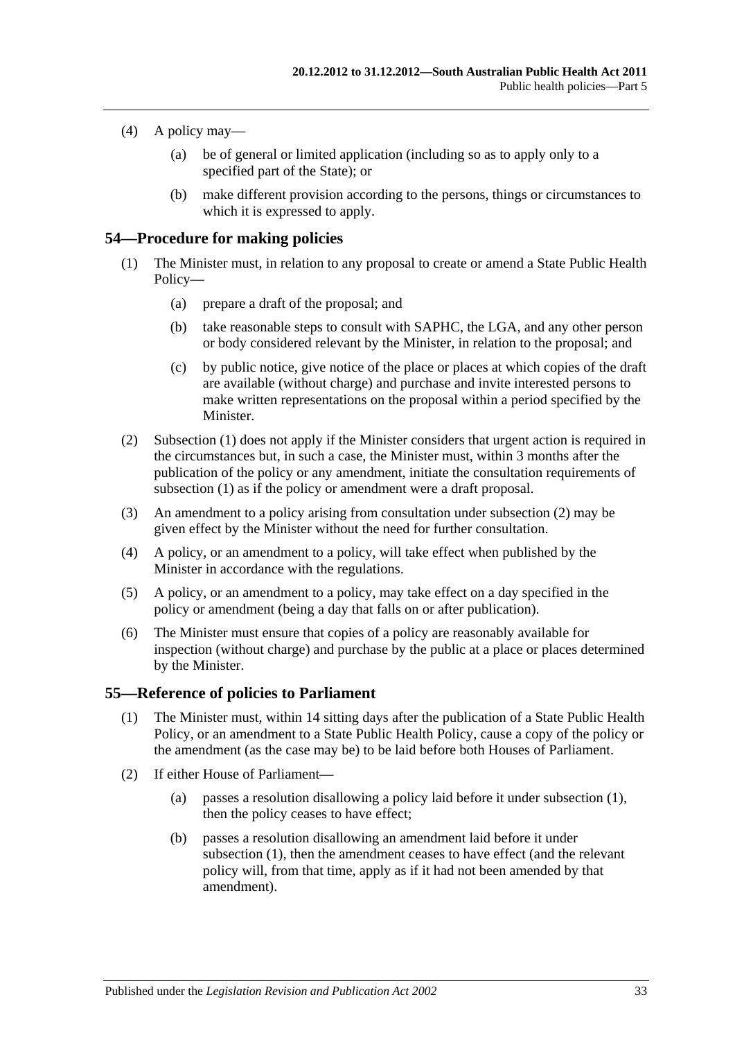(4) A policy may—

(a) be of general or limited application (including so as to apply only to a specified part of the State); or

(b) make different provision according to the persons, things or circumstances to which it is expressed to apply.

## 54—Procedure for making policies

(1) The Minister must, in relation to any proposal to create or amend a State Public Health Policy—

(a) prepare a draft of the proposal; and

(b) take reasonable steps to consult with SAPHC, the LGA, and any other person or body considered relevant by the Minister, in relation to the proposal; and

(c) by public notice, give notice of the place or places at which copies of the draft are available (without charge) and purchase and invite interested persons to make written representations on the proposal within a period specified by the Minister.

(2) Subsection (1) does not apply if the Minister considers that urgent action is required in the circumstances but, in such a case, the Minister must, within 3 months after the publication of the policy or any amendment, initiate the consultation requirements of subsection (1) as if the policy or amendment were a draft proposal.

(3) An amendment to a policy arising from consultation under subsection (2) may be given effect by the Minister without the need for further consultation.

(4) A policy, or an amendment to a policy, will take effect when published by the Minister in accordance with the regulations.

(5) A policy, or an amendment to a policy, may take effect on a day specified in the policy or amendment (being a day that falls on or after publication).

(6) The Minister must ensure that copies of a policy are reasonably available for inspection (without charge) and purchase by the public at a place or places determined by the Minister.

## 55—Reference of policies to Parliament

(1) The Minister must, within 14 sitting days after the publication of a State Public Health Policy, or an amendment to a State Public Health Policy, cause a copy of the policy or the amendment (as the case may be) to be laid before both Houses of Parliament.

(2) If either House of Parliament—

(a) passes a resolution disallowing a policy laid before it under subsection (1), then the policy ceases to have effect;

(b) passes a resolution disallowing an amendment laid before it under subsection (1), then the amendment ceases to have effect (and the relevant policy will, from that time, apply as if it had not been amended by that amendment).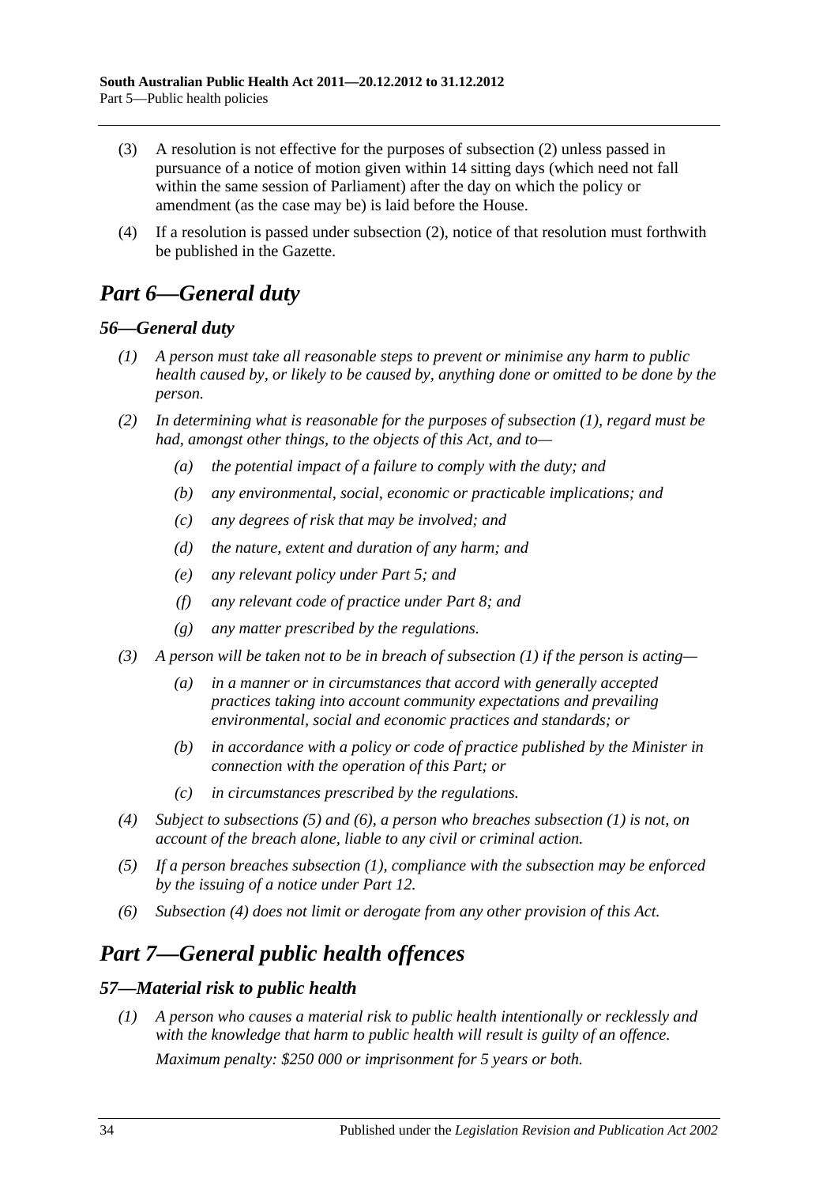(3) A resolution is not effective for the purposes of subsection (2) unless passed in pursuance of a notice of motion given within 14 sitting days (which need not fall within the same session of Parliament) after the day on which the policy or amendment (as the case may be) is laid before the House.

(4) If a resolution is passed under subsection (2), notice of that resolution must forthwith be published in the Gazette.

# *Part 6—General duty*

## *56—General duty*

*(1) A person must take all reasonable steps to prevent or minimise any harm to public health caused by, or likely to be caused by, anything done or omitted to be done by the person.*

*(2) In determining what is reasonable for the purposes of subsection (1), regard must be had, amongst other things, to the objects of this Act, and to—*

*(a) the potential impact of a failure to comply with the duty; and*

*(b) any environmental, social, economic or practicable implications; and*

*(c) any degrees of risk that may be involved; and*

*(d) the nature, extent and duration of any harm; and*

*(e) any relevant policy under Part 5; and*

*(f) any relevant code of practice under Part 8; and*

*(g) any matter prescribed by the regulations.*

*(3) A person will be taken not to be in breach of subsection (1) if the person is acting—*

*(a) in a manner or in circumstances that accord with generally accepted practices taking into account community expectations and prevailing environmental, social and economic practices and standards; or*

*(b) in accordance with a policy or code of practice published by the Minister in connection with the operation of this Part; or*

*(c) in circumstances prescribed by the regulations.*

*(4) Subject to subsections (5) and (6), a person who breaches subsection (1) is not, on account of the breach alone, liable to any civil or criminal action.*

*(5) If a person breaches subsection (1), compliance with the subsection may be enforced by the issuing of a notice under Part 12.*

*(6) Subsection (4) does not limit or derogate from any other provision of this Act.*

# *Part 7—General public health offences*

## *57—Material risk to public health*

*(1) A person who causes a material risk to public health intentionally or recklessly and with the knowledge that harm to public health will result is guilty of an offence.*

*Maximum penalty: $250 000 or imprisonment for 5 years or both.*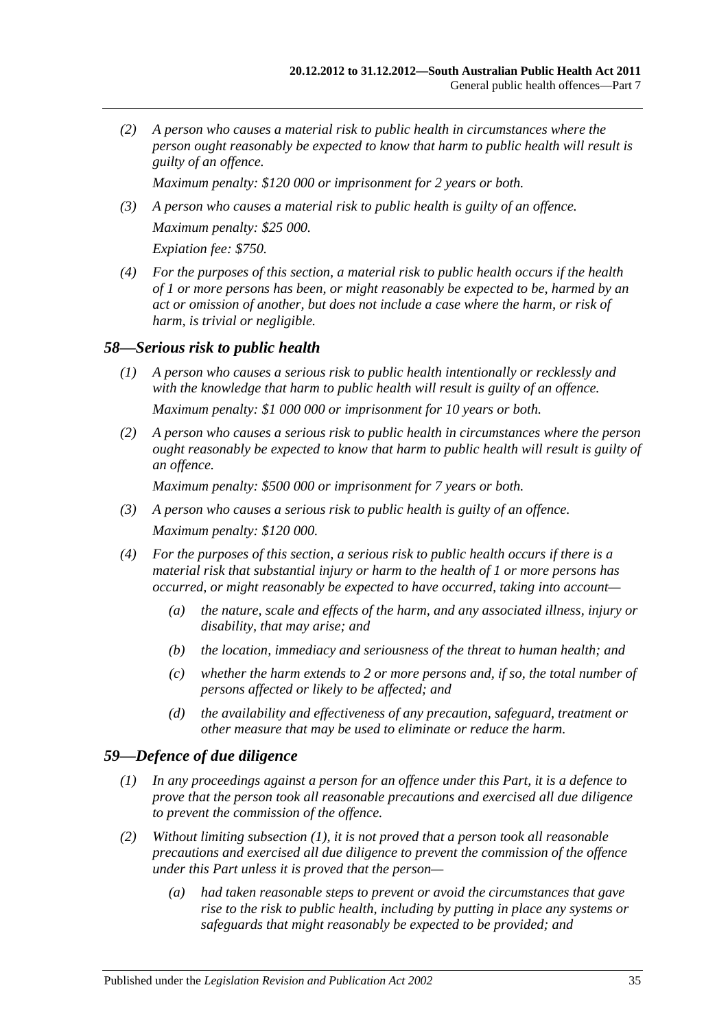*(2) A person who causes a material risk to public health in circumstances where the person ought reasonably be expected to know that harm to public health will result is guilty of an offence.*

*Maximum penalty: $120 000 or imprisonment for 2 years or both.*

*(3) A person who causes a material risk to public health is guilty of an offence.*

*Maximum penalty: $25 000.*

*Expiation fee: $750.*

*(4) For the purposes of this section, a material risk to public health occurs if the health of 1 or more persons has been, or might reasonably be expected to be, harmed by an act or omission of another, but does not include a case where the harm, or risk of harm, is trivial or negligible.*

## *58—Serious risk to public health*

*(1) A person who causes a serious risk to public health intentionally or recklessly and with the knowledge that harm to public health will result is guilty of an offence.*

*Maximum penalty: $1 000 000 or imprisonment for 10 years or both.*

*(2) A person who causes a serious risk to public health in circumstances where the person ought reasonably be expected to know that harm to public health will result is guilty of an offence.*

*Maximum penalty: $500 000 or imprisonment for 7 years or both.*

*(3) A person who causes a serious risk to public health is guilty of an offence.*

*Maximum penalty: $120 000.*

*(4) For the purposes of this section, a serious risk to public health occurs if there is a material risk that substantial injury or harm to the health of 1 or more persons has occurred, or might reasonably be expected to have occurred, taking into account—*

- *(a) the nature, scale and effects of the harm, and any associated illness, injury or disability, that may arise; and*
- *(b) the location, immediacy and seriousness of the threat to human health; and*
- *(c) whether the harm extends to 2 or more persons and, if so, the total number of persons affected or likely to be affected; and*
- *(d) the availability and effectiveness of any precaution, safeguard, treatment or other measure that may be used to eliminate or reduce the harm.*

## *59—Defence of due diligence*

*(1) In any proceedings against a person for an offence under this Part, it is a defence to prove that the person took all reasonable precautions and exercised all due diligence to prevent the commission of the offence.*

*(2) Without limiting subsection (1), it is not proved that a person took all reasonable precautions and exercised all due diligence to prevent the commission of the offence under this Part unless it is proved that the person—*

- *(a) had taken reasonable steps to prevent or avoid the circumstances that gave rise to the risk to public health, including by putting in place any systems or safeguards that might reasonably be expected to be provided; and*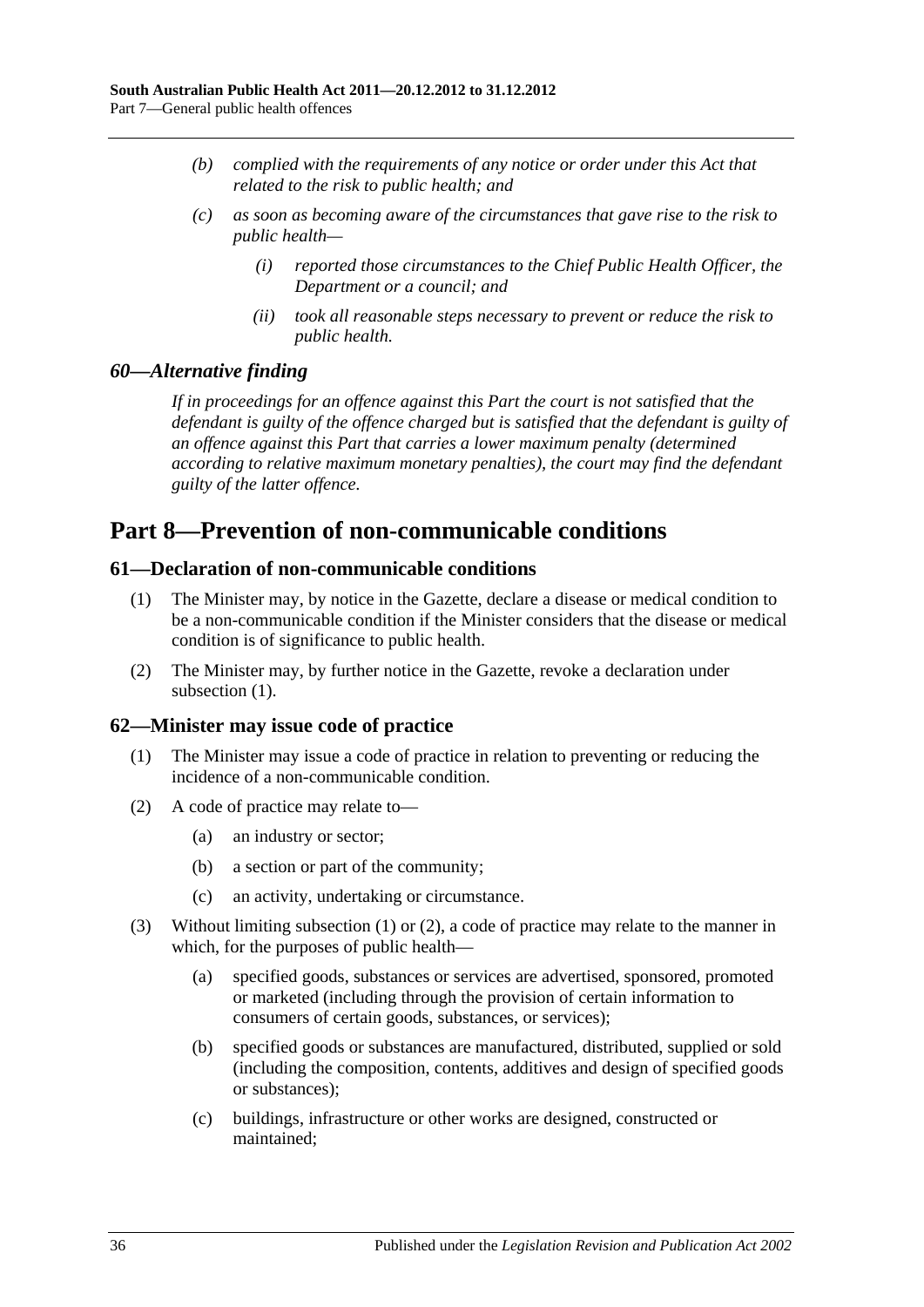*(b) complied with the requirements of any notice or order under this Act that related to the risk to public health; and*

*(c) as soon as becoming aware of the circumstances that gave rise to the risk to public health—*

*(i) reported those circumstances to the Chief Public Health Officer, the Department or a council; and*

*(ii) took all reasonable steps necessary to prevent or reduce the risk to public health.*

### *60—Alternative finding*

*If in proceedings for an offence against this Part the court is not satisfied that the defendant is guilty of the offence charged but is satisfied that the defendant is guilty of an offence against this Part that carries a lower maximum penalty (determined according to relative maximum monetary penalties), the court may find the defendant guilty of the latter offence.*

# Part 8—Prevention of non-communicable conditions

### 61—Declaration of non-communicable conditions

(1) The Minister may, by notice in the Gazette, declare a disease or medical condition to be a non-communicable condition if the Minister considers that the disease or medical condition is of significance to public health.

(2) The Minister may, by further notice in the Gazette, revoke a declaration under subsection (1).

### 62—Minister may issue code of practice

(1) The Minister may issue a code of practice in relation to preventing or reducing the incidence of a non-communicable condition.

(2) A code of practice may relate to—

(a) an industry or sector;

(b) a section or part of the community;

(c) an activity, undertaking or circumstance.

(3) Without limiting subsection (1) or (2), a code of practice may relate to the manner in which, for the purposes of public health—

(a) specified goods, substances or services are advertised, sponsored, promoted or marketed (including through the provision of certain information to consumers of certain goods, substances, or services);

(b) specified goods or substances are manufactured, distributed, supplied or sold (including the composition, contents, additives and design of specified goods or substances);

(c) buildings, infrastructure or other works are designed, constructed or maintained;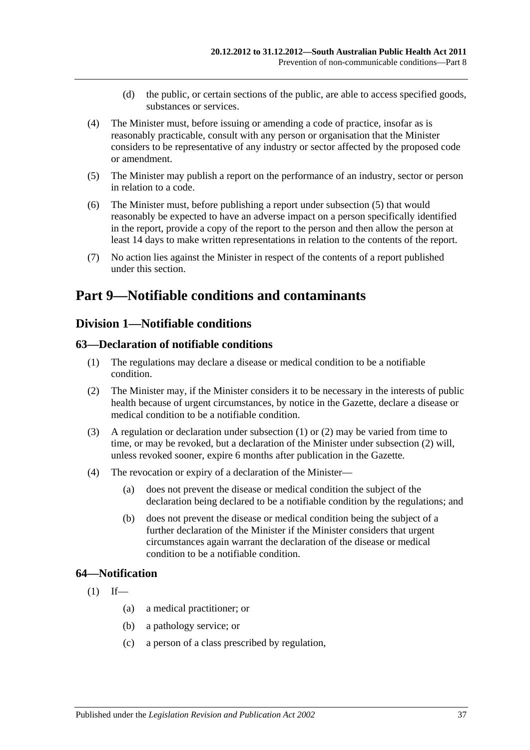(d) the public, or certain sections of the public, are able to access specified goods, substances or services.

(4) The Minister must, before issuing or amending a code of practice, insofar as is reasonably practicable, consult with any person or organisation that the Minister considers to be representative of any industry or sector affected by the proposed code or amendment.

(5) The Minister may publish a report on the performance of an industry, sector or person in relation to a code.

(6) The Minister must, before publishing a report under subsection (5) that would reasonably be expected to have an adverse impact on a person specifically identified in the report, provide a copy of the report to the person and then allow the person at least 14 days to make written representations in relation to the contents of the report.

(7) No action lies against the Minister in respect of the contents of a report published under this section.

# Part 9—Notifiable conditions and contaminants

## Division 1—Notifiable conditions

### 63—Declaration of notifiable conditions

(1) The regulations may declare a disease or medical condition to be a notifiable condition.

(2) The Minister may, if the Minister considers it to be necessary in the interests of public health because of urgent circumstances, by notice in the Gazette, declare a disease or medical condition to be a notifiable condition.

(3) A regulation or declaration under subsection (1) or (2) may be varied from time to time, or may be revoked, but a declaration of the Minister under subsection (2) will, unless revoked sooner, expire 6 months after publication in the Gazette.

(4) The revocation or expiry of a declaration of the Minister—

(a) does not prevent the disease or medical condition the subject of the declaration being declared to be a notifiable condition by the regulations; and

(b) does not prevent the disease or medical condition being the subject of a further declaration of the Minister if the Minister considers that urgent circumstances again warrant the declaration of the disease or medical condition to be a notifiable condition.

### 64—Notification

(1) If—

(a) a medical practitioner; or

(b) a pathology service; or

(c) a person of a class prescribed by regulation,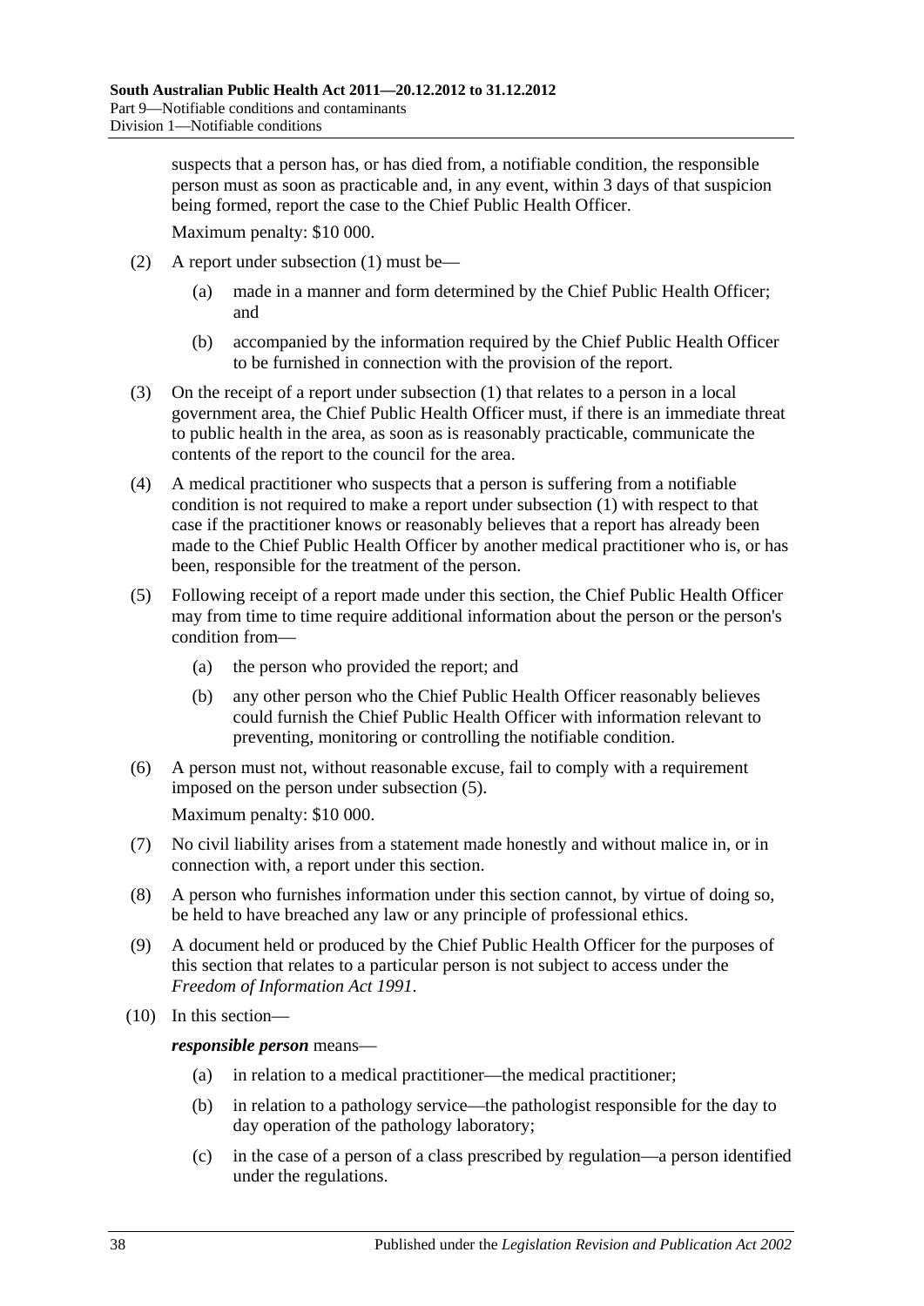suspects that a person has, or has died from, a notifiable condition, the responsible person must as soon as practicable and, in any event, within 3 days of that suspicion being formed, report the case to the Chief Public Health Officer.

Maximum penalty: $10 000.

(2) A report under subsection (1) must be—

(a) made in a manner and form determined by the Chief Public Health Officer; and

(b) accompanied by the information required by the Chief Public Health Officer to be furnished in connection with the provision of the report.

(3) On the receipt of a report under subsection (1) that relates to a person in a local government area, the Chief Public Health Officer must, if there is an immediate threat to public health in the area, as soon as is reasonably practicable, communicate the contents of the report to the council for the area.

(4) A medical practitioner who suspects that a person is suffering from a notifiable condition is not required to make a report under subsection (1) with respect to that case if the practitioner knows or reasonably believes that a report has already been made to the Chief Public Health Officer by another medical practitioner who is, or has been, responsible for the treatment of the person.

(5) Following receipt of a report made under this section, the Chief Public Health Officer may from time to time require additional information about the person or the person's condition from—

(a) the person who provided the report; and

(b) any other person who the Chief Public Health Officer reasonably believes could furnish the Chief Public Health Officer with information relevant to preventing, monitoring or controlling the notifiable condition.

(6) A person must not, without reasonable excuse, fail to comply with a requirement imposed on the person under subsection (5).

Maximum penalty: $10 000.

(7) No civil liability arises from a statement made honestly and without malice in, or in connection with, a report under this section.

(8) A person who furnishes information under this section cannot, by virtue of doing so, be held to have breached any law or any principle of professional ethics.

(9) A document held or produced by the Chief Public Health Officer for the purposes of this section that relates to a particular person is not subject to access under the *Freedom of Information Act 1991*.

(10) In this section—

***responsible person*** means—

(a) in relation to a medical practitioner—the medical practitioner;

(b) in relation to a pathology service—the pathologist responsible for the day to day operation of the pathology laboratory;

(c) in the case of a person of a class prescribed by regulation—a person identified under the regulations.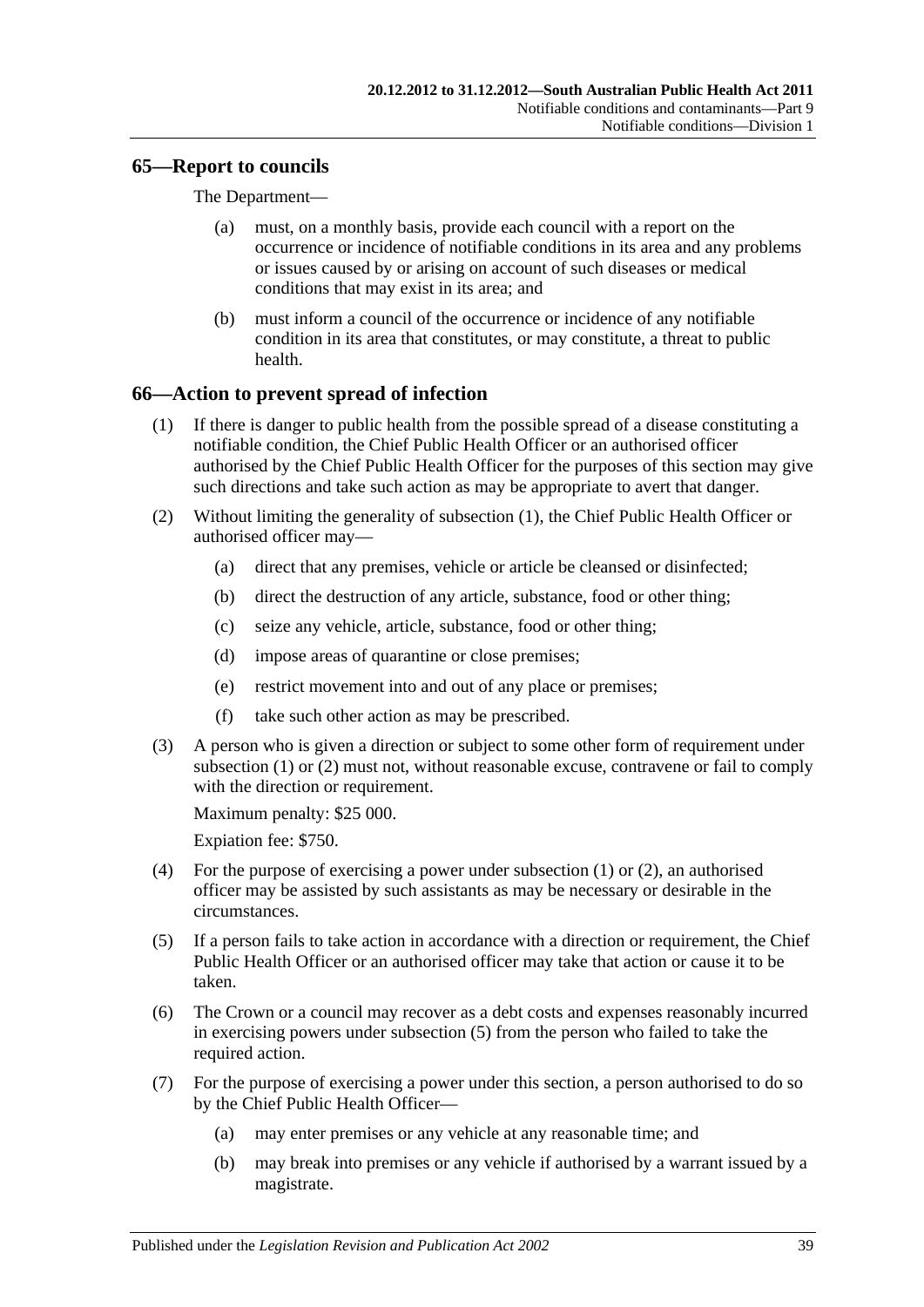## 65—Report to councils

The Department—

- (a) must, on a monthly basis, provide each council with a report on the occurrence or incidence of notifiable conditions in its area and any problems or issues caused by or arising on account of such diseases or medical conditions that may exist in its area; and
- (b) must inform a council of the occurrence or incidence of any notifiable condition in its area that constitutes, or may constitute, a threat to public health.

## 66—Action to prevent spread of infection

(1) If there is danger to public health from the possible spread of a disease constituting a notifiable condition, the Chief Public Health Officer or an authorised officer authorised by the Chief Public Health Officer for the purposes of this section may give such directions and take such action as may be appropriate to avert that danger.

(2) Without limiting the generality of subsection (1), the Chief Public Health Officer or authorised officer may—

- (a) direct that any premises, vehicle or article be cleansed or disinfected;
- (b) direct the destruction of any article, substance, food or other thing;
- (c) seize any vehicle, article, substance, food or other thing;
- (d) impose areas of quarantine or close premises;
- (e) restrict movement into and out of any place or premises;
- (f) take such other action as may be prescribed.

(3) A person who is given a direction or subject to some other form of requirement under subsection (1) or (2) must not, without reasonable excuse, contravene or fail to comply with the direction or requirement.

Maximum penalty: $25 000.

Expiation fee: $750.

(4) For the purpose of exercising a power under subsection (1) or (2), an authorised officer may be assisted by such assistants as may be necessary or desirable in the circumstances.

(5) If a person fails to take action in accordance with a direction or requirement, the Chief Public Health Officer or an authorised officer may take that action or cause it to be taken.

(6) The Crown or a council may recover as a debt costs and expenses reasonably incurred in exercising powers under subsection (5) from the person who failed to take the required action.

(7) For the purpose of exercising a power under this section, a person authorised to do so by the Chief Public Health Officer—

- (a) may enter premises or any vehicle at any reasonable time; and
- (b) may break into premises or any vehicle if authorised by a warrant issued by a magistrate.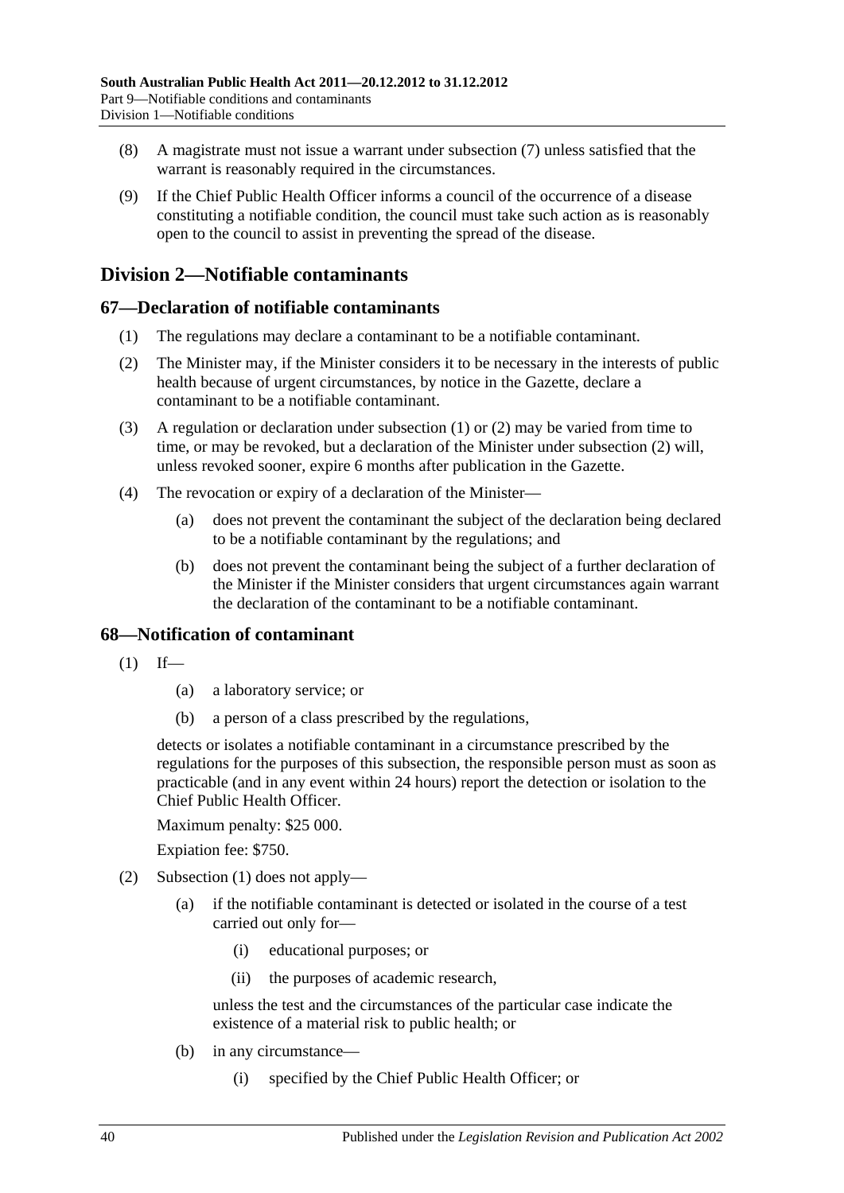(8) A magistrate must not issue a warrant under subsection (7) unless satisfied that the warrant is reasonably required in the circumstances.

(9) If the Chief Public Health Officer informs a council of the occurrence of a disease constituting a notifiable condition, the council must take such action as is reasonably open to the council to assist in preventing the spread of the disease.

## Division 2—Notifiable contaminants

### 67—Declaration of notifiable contaminants

(1) The regulations may declare a contaminant to be a notifiable contaminant.

(2) The Minister may, if the Minister considers it to be necessary in the interests of public health because of urgent circumstances, by notice in the Gazette, declare a contaminant to be a notifiable contaminant.

(3) A regulation or declaration under subsection (1) or (2) may be varied from time to time, or may be revoked, but a declaration of the Minister under subsection (2) will, unless revoked sooner, expire 6 months after publication in the Gazette.

(4) The revocation or expiry of a declaration of the Minister—

(a) does not prevent the contaminant the subject of the declaration being declared to be a notifiable contaminant by the regulations; and

(b) does not prevent the contaminant being the subject of a further declaration of the Minister if the Minister considers that urgent circumstances again warrant the declaration of the contaminant to be a notifiable contaminant.

### 68—Notification of contaminant

(1) If—

(a) a laboratory service; or

(b) a person of a class prescribed by the regulations,

detects or isolates a notifiable contaminant in a circumstance prescribed by the regulations for the purposes of this subsection, the responsible person must as soon as practicable (and in any event within 24 hours) report the detection or isolation to the Chief Public Health Officer.

Maximum penalty: $25 000.

Expiation fee: $750.

(2) Subsection (1) does not apply—

(a) if the notifiable contaminant is detected or isolated in the course of a test carried out only for—

(i) educational purposes; or

(ii) the purposes of academic research,

unless the test and the circumstances of the particular case indicate the existence of a material risk to public health; or

(b) in any circumstance—

(i) specified by the Chief Public Health Officer; or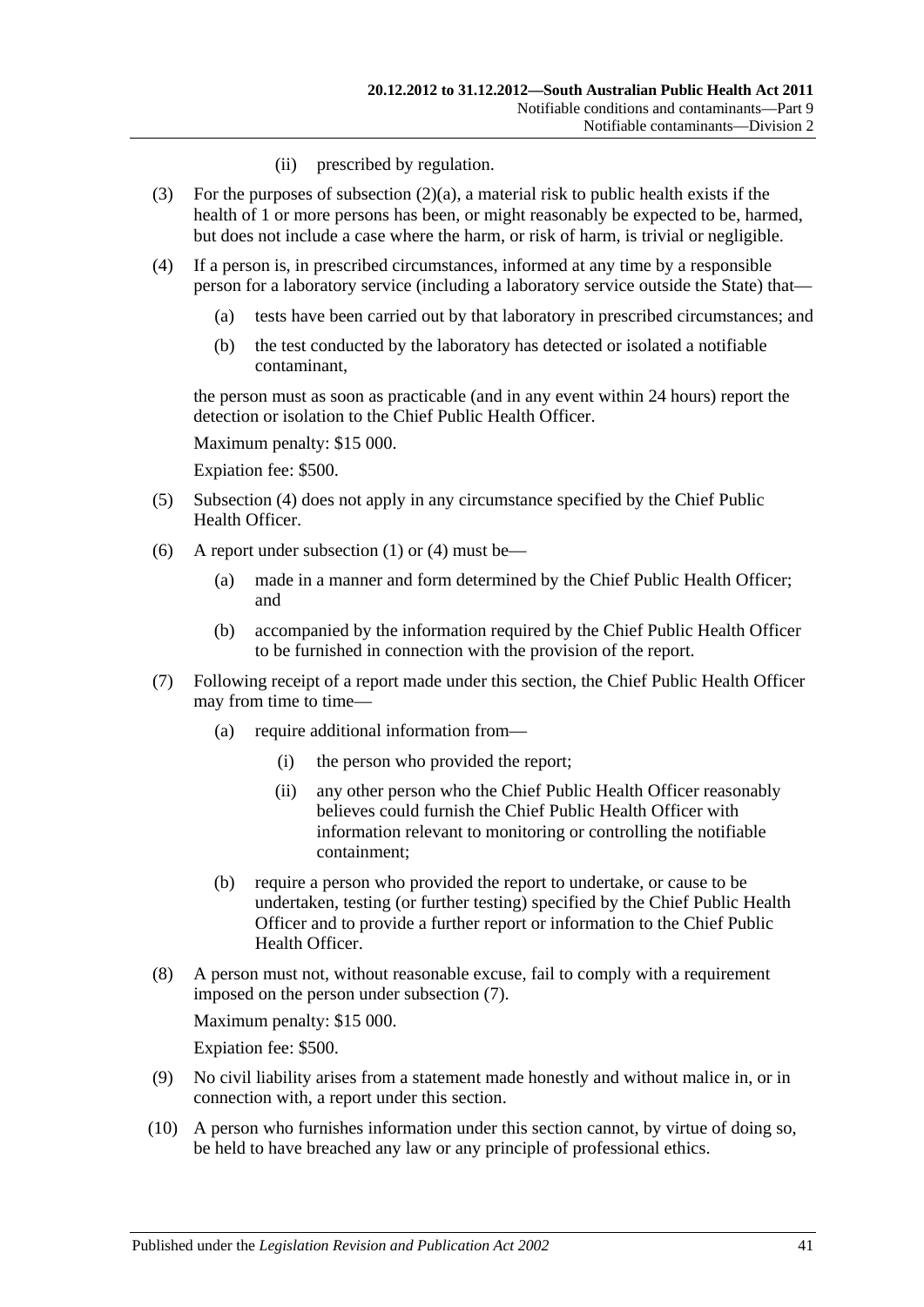(ii) prescribed by regulation.

(3) For the purposes of subsection (2)(a), a material risk to public health exists if the health of 1 or more persons has been, or might reasonably be expected to be, harmed, but does not include a case where the harm, or risk of harm, is trivial or negligible.

(4) If a person is, in prescribed circumstances, informed at any time by a responsible person for a laboratory service (including a laboratory service outside the State) that—

(a) tests have been carried out by that laboratory in prescribed circumstances; and

(b) the test conducted by the laboratory has detected or isolated a notifiable contaminant,

the person must as soon as practicable (and in any event within 24 hours) report the detection or isolation to the Chief Public Health Officer.

Maximum penalty: $15 000.

Expiation fee: $500.

(5) Subsection (4) does not apply in any circumstance specified by the Chief Public Health Officer.

(6) A report under subsection (1) or (4) must be—

(a) made in a manner and form determined by the Chief Public Health Officer; and

(b) accompanied by the information required by the Chief Public Health Officer to be furnished in connection with the provision of the report.

(7) Following receipt of a report made under this section, the Chief Public Health Officer may from time to time—

(a) require additional information from—

(i) the person who provided the report;

(ii) any other person who the Chief Public Health Officer reasonably believes could furnish the Chief Public Health Officer with information relevant to monitoring or controlling the notifiable containment;

(b) require a person who provided the report to undertake, or cause to be undertaken, testing (or further testing) specified by the Chief Public Health Officer and to provide a further report or information to the Chief Public Health Officer.

(8) A person must not, without reasonable excuse, fail to comply with a requirement imposed on the person under subsection (7).

Maximum penalty: $15 000.

Expiation fee: $500.

(9) No civil liability arises from a statement made honestly and without malice in, or in connection with, a report under this section.

(10) A person who furnishes information under this section cannot, by virtue of doing so, be held to have breached any law or any principle of professional ethics.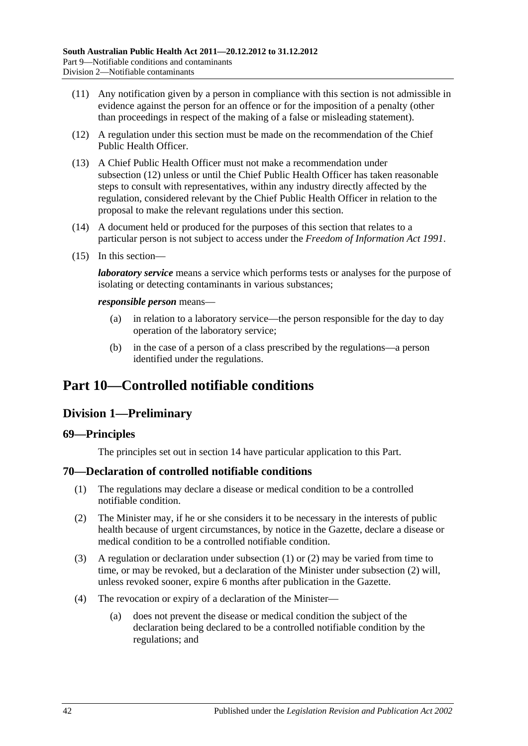(11) Any notification given by a person in compliance with this section is not admissible in evidence against the person for an offence or for the imposition of a penalty (other than proceedings in respect of the making of a false or misleading statement).

(12) A regulation under this section must be made on the recommendation of the Chief Public Health Officer.

(13) A Chief Public Health Officer must not make a recommendation under subsection (12) unless or until the Chief Public Health Officer has taken reasonable steps to consult with representatives, within any industry directly affected by the regulation, considered relevant by the Chief Public Health Officer in relation to the proposal to make the relevant regulations under this section.

(14) A document held or produced for the purposes of this section that relates to a particular person is not subject to access under the *Freedom of Information Act 1991*.

(15) In this section—

***laboratory service*** means a service which performs tests or analyses for the purpose of isolating or detecting contaminants in various substances;

***responsible person*** means—

(a) in relation to a laboratory service—the person responsible for the day to day operation of the laboratory service;

(b) in the case of a person of a class prescribed by the regulations—a person identified under the regulations.

# Part 10—Controlled notifiable conditions

## Division 1—Preliminary

### 69—Principles

The principles set out in section 14 have particular application to this Part.

### 70—Declaration of controlled notifiable conditions

(1) The regulations may declare a disease or medical condition to be a controlled notifiable condition.

(2) The Minister may, if he or she considers it to be necessary in the interests of public health because of urgent circumstances, by notice in the Gazette, declare a disease or medical condition to be a controlled notifiable condition.

(3) A regulation or declaration under subsection (1) or (2) may be varied from time to time, or may be revoked, but a declaration of the Minister under subsection (2) will, unless revoked sooner, expire 6 months after publication in the Gazette.

(4) The revocation or expiry of a declaration of the Minister—

(a) does not prevent the disease or medical condition the subject of the declaration being declared to be a controlled notifiable condition by the regulations; and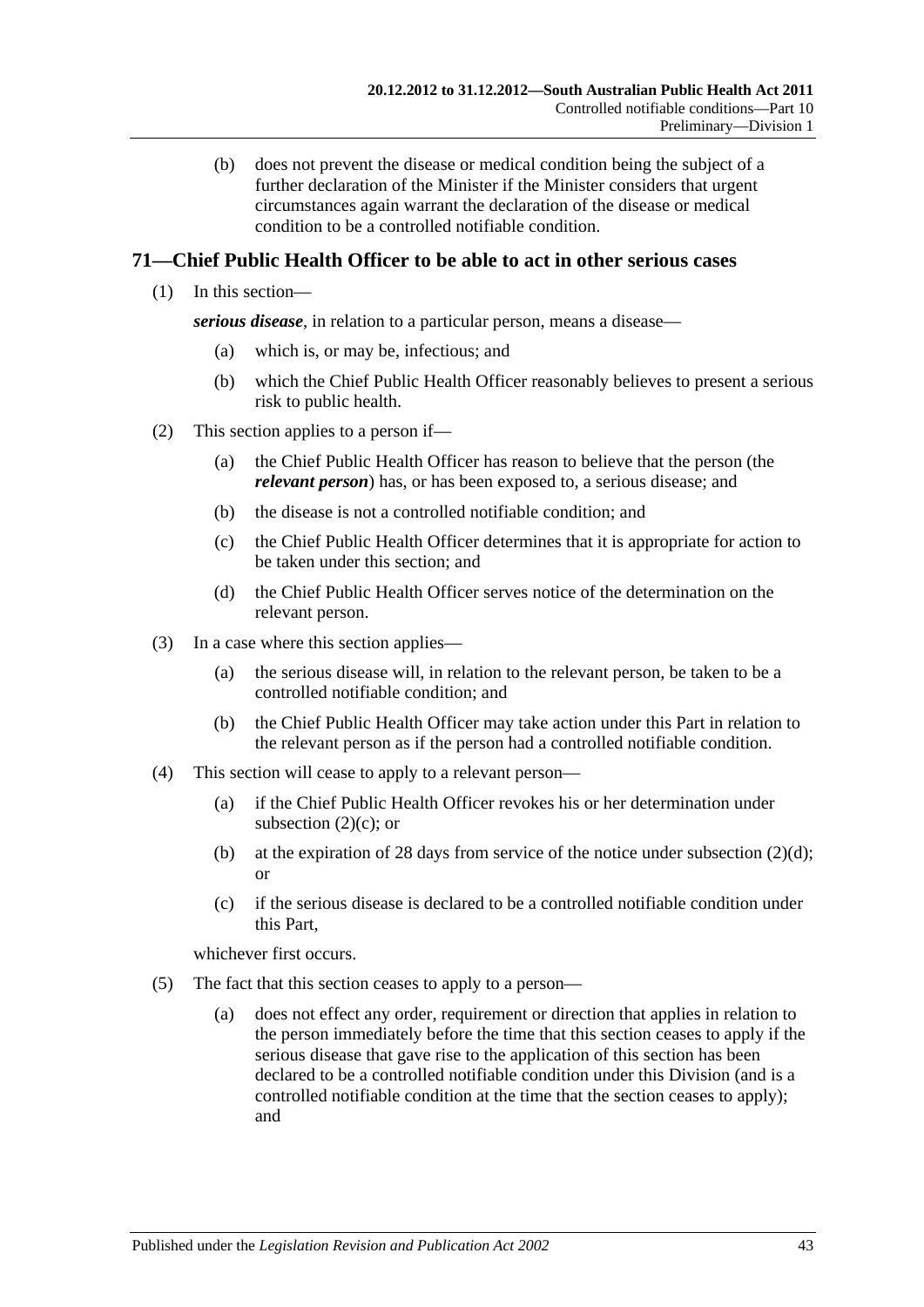(b) does not prevent the disease or medical condition being the subject of a further declaration of the Minister if the Minister considers that urgent circumstances again warrant the declaration of the disease or medical condition to be a controlled notifiable condition.

## 71—Chief Public Health Officer to be able to act in other serious cases

(1) In this section—

***serious disease***, in relation to a particular person, means a disease—

(a) which is, or may be, infectious; and

(b) which the Chief Public Health Officer reasonably believes to present a serious risk to public health.

(2) This section applies to a person if—

(a) the Chief Public Health Officer has reason to believe that the person (the ***relevant person***) has, or has been exposed to, a serious disease; and

(b) the disease is not a controlled notifiable condition; and

(c) the Chief Public Health Officer determines that it is appropriate for action to be taken under this section; and

(d) the Chief Public Health Officer serves notice of the determination on the relevant person.

(3) In a case where this section applies—

(a) the serious disease will, in relation to the relevant person, be taken to be a controlled notifiable condition; and

(b) the Chief Public Health Officer may take action under this Part in relation to the relevant person as if the person had a controlled notifiable condition.

(4) This section will cease to apply to a relevant person—

(a) if the Chief Public Health Officer revokes his or her determination under subsection (2)(c); or

(b) at the expiration of 28 days from service of the notice under subsection (2)(d); or

(c) if the serious disease is declared to be a controlled notifiable condition under this Part,

whichever first occurs.

(5) The fact that this section ceases to apply to a person—

(a) does not effect any order, requirement or direction that applies in relation to the person immediately before the time that this section ceases to apply if the serious disease that gave rise to the application of this section has been declared to be a controlled notifiable condition under this Division (and is a controlled notifiable condition at the time that the section ceases to apply); and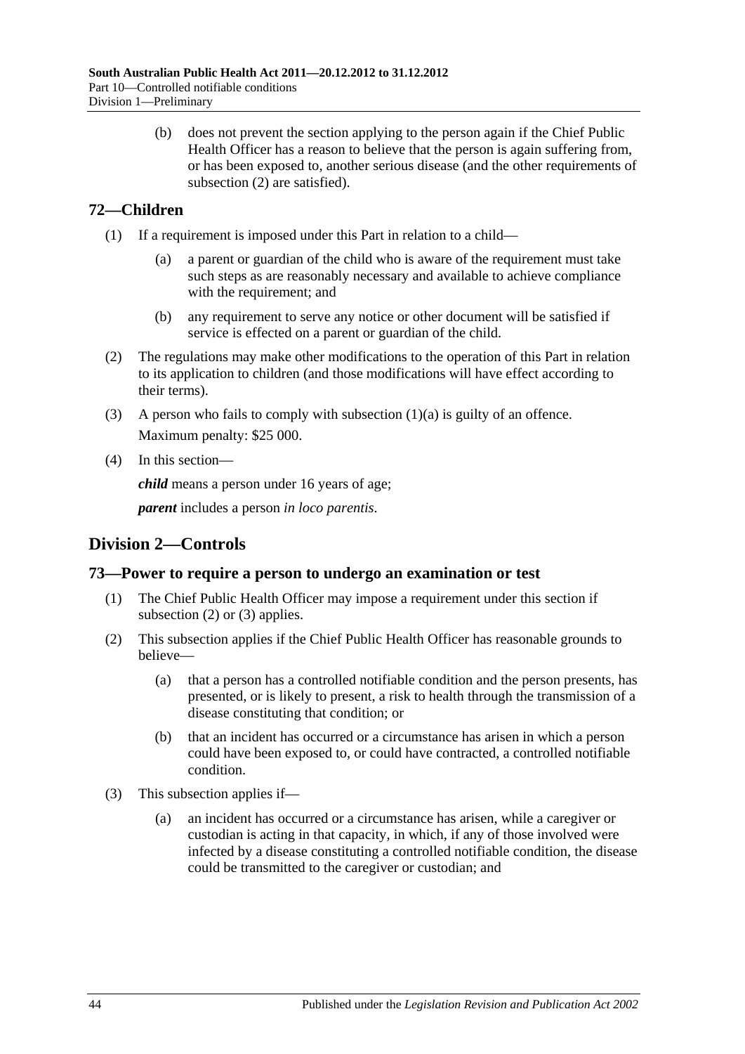(b) does not prevent the section applying to the person again if the Chief Public Health Officer has a reason to believe that the person is again suffering from, or has been exposed to, another serious disease (and the other requirements of subsection (2) are satisfied).

## 72—Children

(1) If a requirement is imposed under this Part in relation to a child—

(a) a parent or guardian of the child who is aware of the requirement must take such steps as are reasonably necessary and available to achieve compliance with the requirement; and

(b) any requirement to serve any notice or other document will be satisfied if service is effected on a parent or guardian of the child.

(2) The regulations may make other modifications to the operation of this Part in relation to its application to children (and those modifications will have effect according to their terms).

(3) A person who fails to comply with subsection (1)(a) is guilty of an offence.

Maximum penalty: $25 000.

(4) In this section—

***child*** means a person under 16 years of age;

***parent*** includes a person *in loco parentis*.

# Division 2—Controls

## 73—Power to require a person to undergo an examination or test

(1) The Chief Public Health Officer may impose a requirement under this section if subsection (2) or (3) applies.

(2) This subsection applies if the Chief Public Health Officer has reasonable grounds to believe—

(a) that a person has a controlled notifiable condition and the person presents, has presented, or is likely to present, a risk to health through the transmission of a disease constituting that condition; or

(b) that an incident has occurred or a circumstance has arisen in which a person could have been exposed to, or could have contracted, a controlled notifiable condition.

(3) This subsection applies if—

(a) an incident has occurred or a circumstance has arisen, while a caregiver or custodian is acting in that capacity, in which, if any of those involved were infected by a disease constituting a controlled notifiable condition, the disease could be transmitted to the caregiver or custodian; and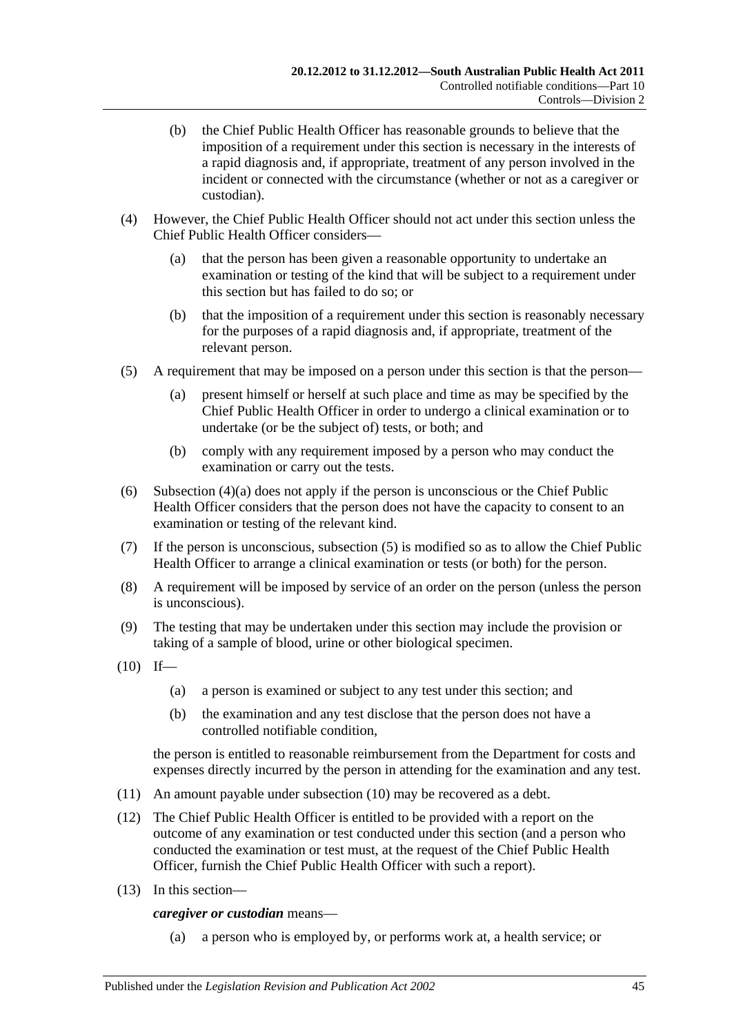(b) the Chief Public Health Officer has reasonable grounds to believe that the imposition of a requirement under this section is necessary in the interests of a rapid diagnosis and, if appropriate, treatment of any person involved in the incident or connected with the circumstance (whether or not as a caregiver or custodian).

(4) However, the Chief Public Health Officer should not act under this section unless the Chief Public Health Officer considers—

(a) that the person has been given a reasonable opportunity to undertake an examination or testing of the kind that will be subject to a requirement under this section but has failed to do so; or

(b) that the imposition of a requirement under this section is reasonably necessary for the purposes of a rapid diagnosis and, if appropriate, treatment of the relevant person.

(5) A requirement that may be imposed on a person under this section is that the person—

(a) present himself or herself at such place and time as may be specified by the Chief Public Health Officer in order to undergo a clinical examination or to undertake (or be the subject of) tests, or both; and

(b) comply with any requirement imposed by a person who may conduct the examination or carry out the tests.

(6) Subsection (4)(a) does not apply if the person is unconscious or the Chief Public Health Officer considers that the person does not have the capacity to consent to an examination or testing of the relevant kind.

(7) If the person is unconscious, subsection (5) is modified so as to allow the Chief Public Health Officer to arrange a clinical examination or tests (or both) for the person.

(8) A requirement will be imposed by service of an order on the person (unless the person is unconscious).

(9) The testing that may be undertaken under this section may include the provision or taking of a sample of blood, urine or other biological specimen.

(10) If—

(a) a person is examined or subject to any test under this section; and

(b) the examination and any test disclose that the person does not have a controlled notifiable condition,

the person is entitled to reasonable reimbursement from the Department for costs and expenses directly incurred by the person in attending for the examination and any test.

(11) An amount payable under subsection (10) may be recovered as a debt.

(12) The Chief Public Health Officer is entitled to be provided with a report on the outcome of any examination or test conducted under this section (and a person who conducted the examination or test must, at the request of the Chief Public Health Officer, furnish the Chief Public Health Officer with such a report).

(13) In this section—

***caregiver or custodian*** means—

(a) a person who is employed by, or performs work at, a health service; or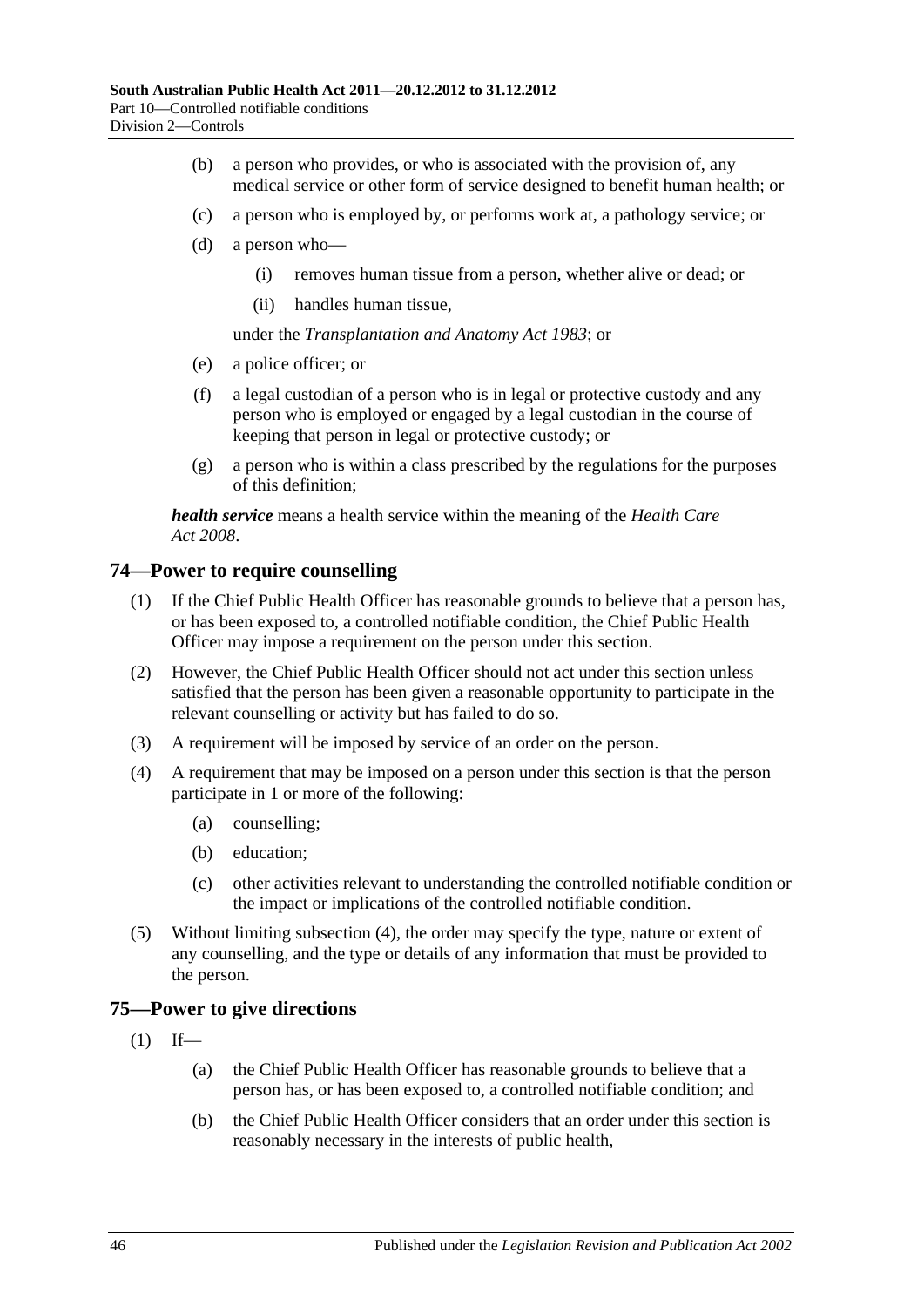(b) a person who provides, or who is associated with the provision of, any medical service or other form of service designed to benefit human health; or

(c) a person who is employed by, or performs work at, a pathology service; or

(d) a person who—

  (i) removes human tissue from a person, whether alive or dead; or

  (ii) handles human tissue,

under the *Transplantation and Anatomy Act 1983*; or

(e) a police officer; or

(f) a legal custodian of a person who is in legal or protective custody and any person who is employed or engaged by a legal custodian in the course of keeping that person in legal or protective custody; or

(g) a person who is within a class prescribed by the regulations for the purposes of this definition;

***health service*** means a health service within the meaning of the *Health Care Act 2008*.

## 74—Power to require counselling

(1) If the Chief Public Health Officer has reasonable grounds to believe that a person has, or has been exposed to, a controlled notifiable condition, the Chief Public Health Officer may impose a requirement on the person under this section.

(2) However, the Chief Public Health Officer should not act under this section unless satisfied that the person has been given a reasonable opportunity to participate in the relevant counselling or activity but has failed to do so.

(3) A requirement will be imposed by service of an order on the person.

(4) A requirement that may be imposed on a person under this section is that the person participate in 1 or more of the following:

  (a) counselling;

  (b) education;

  (c) other activities relevant to understanding the controlled notifiable condition or the impact or implications of the controlled notifiable condition.

(5) Without limiting subsection (4), the order may specify the type, nature or extent of any counselling, and the type or details of any information that must be provided to the person.

## 75—Power to give directions

(1) If—

  (a) the Chief Public Health Officer has reasonable grounds to believe that a person has, or has been exposed to, a controlled notifiable condition; and

  (b) the Chief Public Health Officer considers that an order under this section is reasonably necessary in the interests of public health,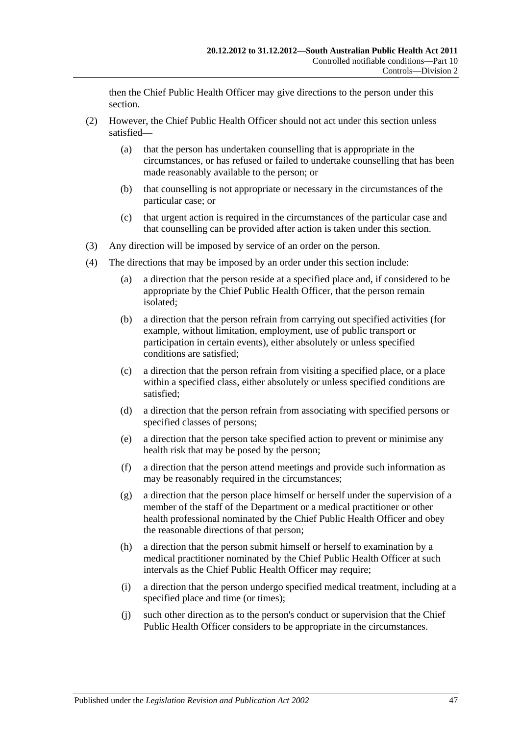then the Chief Public Health Officer may give directions to the person under this section.

(2) However, the Chief Public Health Officer should not act under this section unless satisfied—

  (a) that the person has undertaken counselling that is appropriate in the circumstances, or has refused or failed to undertake counselling that has been made reasonably available to the person; or

  (b) that counselling is not appropriate or necessary in the circumstances of the particular case; or

  (c) that urgent action is required in the circumstances of the particular case and that counselling can be provided after action is taken under this section.

(3) Any direction will be imposed by service of an order on the person.

(4) The directions that may be imposed by an order under this section include:

  (a) a direction that the person reside at a specified place and, if considered to be appropriate by the Chief Public Health Officer, that the person remain isolated;

  (b) a direction that the person refrain from carrying out specified activities (for example, without limitation, employment, use of public transport or participation in certain events), either absolutely or unless specified conditions are satisfied;

  (c) a direction that the person refrain from visiting a specified place, or a place within a specified class, either absolutely or unless specified conditions are satisfied;

  (d) a direction that the person refrain from associating with specified persons or specified classes of persons;

  (e) a direction that the person take specified action to prevent or minimise any health risk that may be posed by the person;

  (f) a direction that the person attend meetings and provide such information as may be reasonably required in the circumstances;

  (g) a direction that the person place himself or herself under the supervision of a member of the staff of the Department or a medical practitioner or other health professional nominated by the Chief Public Health Officer and obey the reasonable directions of that person;

  (h) a direction that the person submit himself or herself to examination by a medical practitioner nominated by the Chief Public Health Officer at such intervals as the Chief Public Health Officer may require;

  (i) a direction that the person undergo specified medical treatment, including at a specified place and time (or times);

  (j) such other direction as to the person's conduct or supervision that the Chief Public Health Officer considers to be appropriate in the circumstances.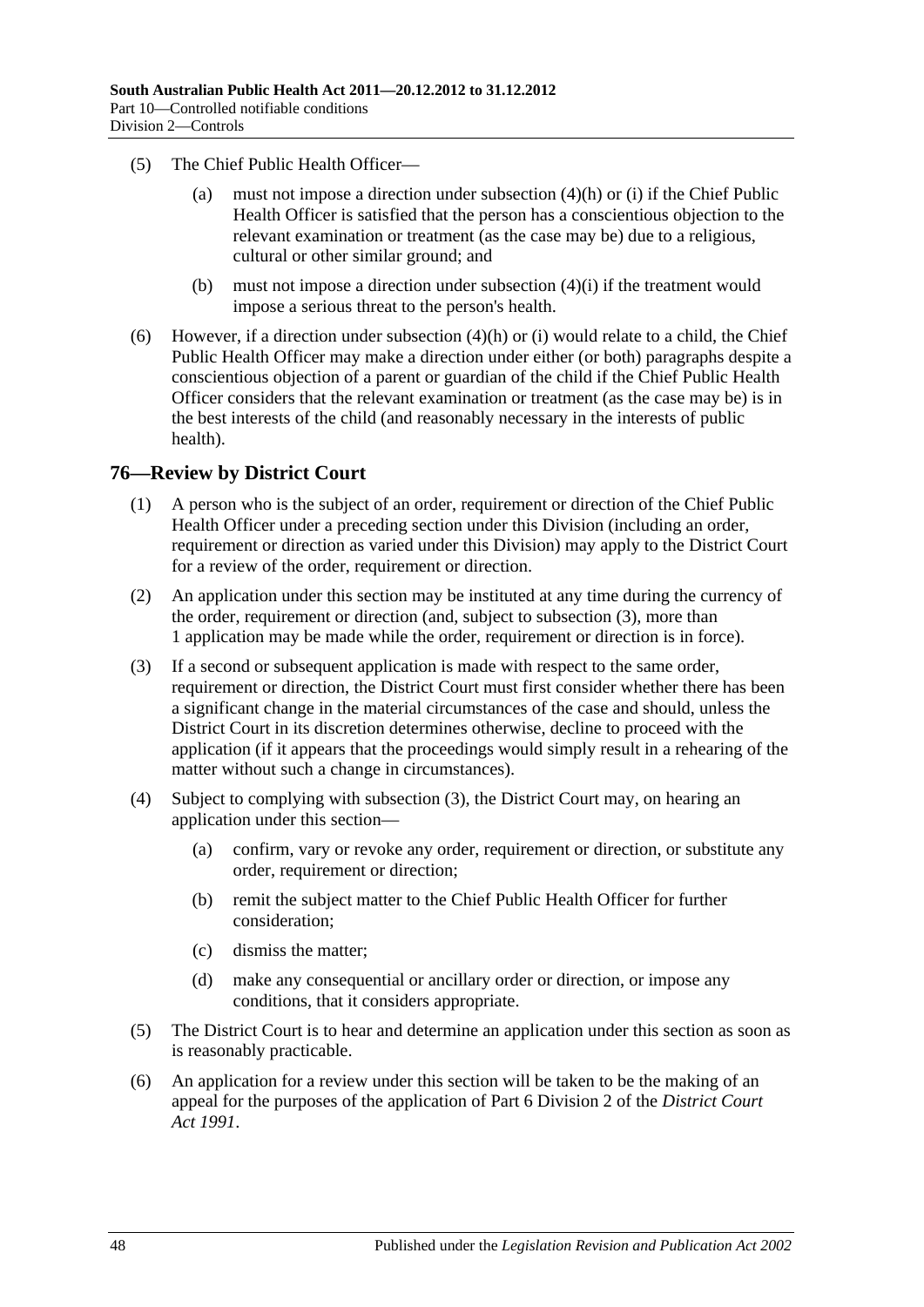(5) The Chief Public Health Officer—

(a) must not impose a direction under subsection (4)(h) or (i) if the Chief Public Health Officer is satisfied that the person has a conscientious objection to the relevant examination or treatment (as the case may be) due to a religious, cultural or other similar ground; and

(b) must not impose a direction under subsection (4)(i) if the treatment would impose a serious threat to the person's health.

(6) However, if a direction under subsection (4)(h) or (i) would relate to a child, the Chief Public Health Officer may make a direction under either (or both) paragraphs despite a conscientious objection of a parent or guardian of the child if the Chief Public Health Officer considers that the relevant examination or treatment (as the case may be) is in the best interests of the child (and reasonably necessary in the interests of public health).

## 76—Review by District Court

(1) A person who is the subject of an order, requirement or direction of the Chief Public Health Officer under a preceding section under this Division (including an order, requirement or direction as varied under this Division) may apply to the District Court for a review of the order, requirement or direction.

(2) An application under this section may be instituted at any time during the currency of the order, requirement or direction (and, subject to subsection (3), more than 1 application may be made while the order, requirement or direction is in force).

(3) If a second or subsequent application is made with respect to the same order, requirement or direction, the District Court must first consider whether there has been a significant change in the material circumstances of the case and should, unless the District Court in its discretion determines otherwise, decline to proceed with the application (if it appears that the proceedings would simply result in a rehearing of the matter without such a change in circumstances).

(4) Subject to complying with subsection (3), the District Court may, on hearing an application under this section—

(a) confirm, vary or revoke any order, requirement or direction, or substitute any order, requirement or direction;

(b) remit the subject matter to the Chief Public Health Officer for further consideration;

(c) dismiss the matter;

(d) make any consequential or ancillary order or direction, or impose any conditions, that it considers appropriate.

(5) The District Court is to hear and determine an application under this section as soon as is reasonably practicable.

(6) An application for a review under this section will be taken to be the making of an appeal for the purposes of the application of Part 6 Division 2 of the *District Court Act 1991*.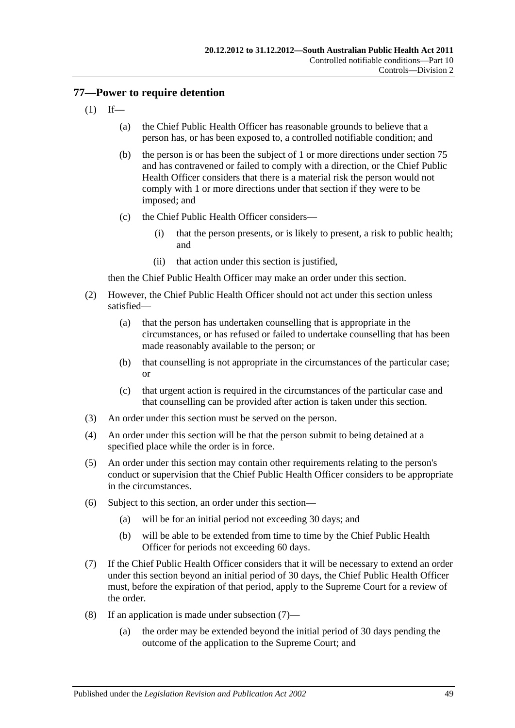## 77—Power to require detention

(1) If—

  (a) the Chief Public Health Officer has reasonable grounds to believe that a person has, or has been exposed to, a controlled notifiable condition; and

  (b) the person is or has been the subject of 1 or more directions under section 75 and has contravened or failed to comply with a direction, or the Chief Public Health Officer considers that there is a material risk the person would not comply with 1 or more directions under that section if they were to be imposed; and

  (c) the Chief Public Health Officer considers—

    (i) that the person presents, or is likely to present, a risk to public health; and

    (ii) that action under this section is justified,

then the Chief Public Health Officer may make an order under this section.

(2) However, the Chief Public Health Officer should not act under this section unless satisfied—

  (a) that the person has undertaken counselling that is appropriate in the circumstances, or has refused or failed to undertake counselling that has been made reasonably available to the person; or

  (b) that counselling is not appropriate in the circumstances of the particular case; or

  (c) that urgent action is required in the circumstances of the particular case and that counselling can be provided after action is taken under this section.

(3) An order under this section must be served on the person.

(4) An order under this section will be that the person submit to being detained at a specified place while the order is in force.

(5) An order under this section may contain other requirements relating to the person's conduct or supervision that the Chief Public Health Officer considers to be appropriate in the circumstances.

(6) Subject to this section, an order under this section—

  (a) will be for an initial period not exceeding 30 days; and

  (b) will be able to be extended from time to time by the Chief Public Health Officer for periods not exceeding 60 days.

(7) If the Chief Public Health Officer considers that it will be necessary to extend an order under this section beyond an initial period of 30 days, the Chief Public Health Officer must, before the expiration of that period, apply to the Supreme Court for a review of the order.

(8) If an application is made under subsection (7)—

  (a) the order may be extended beyond the initial period of 30 days pending the outcome of the application to the Supreme Court; and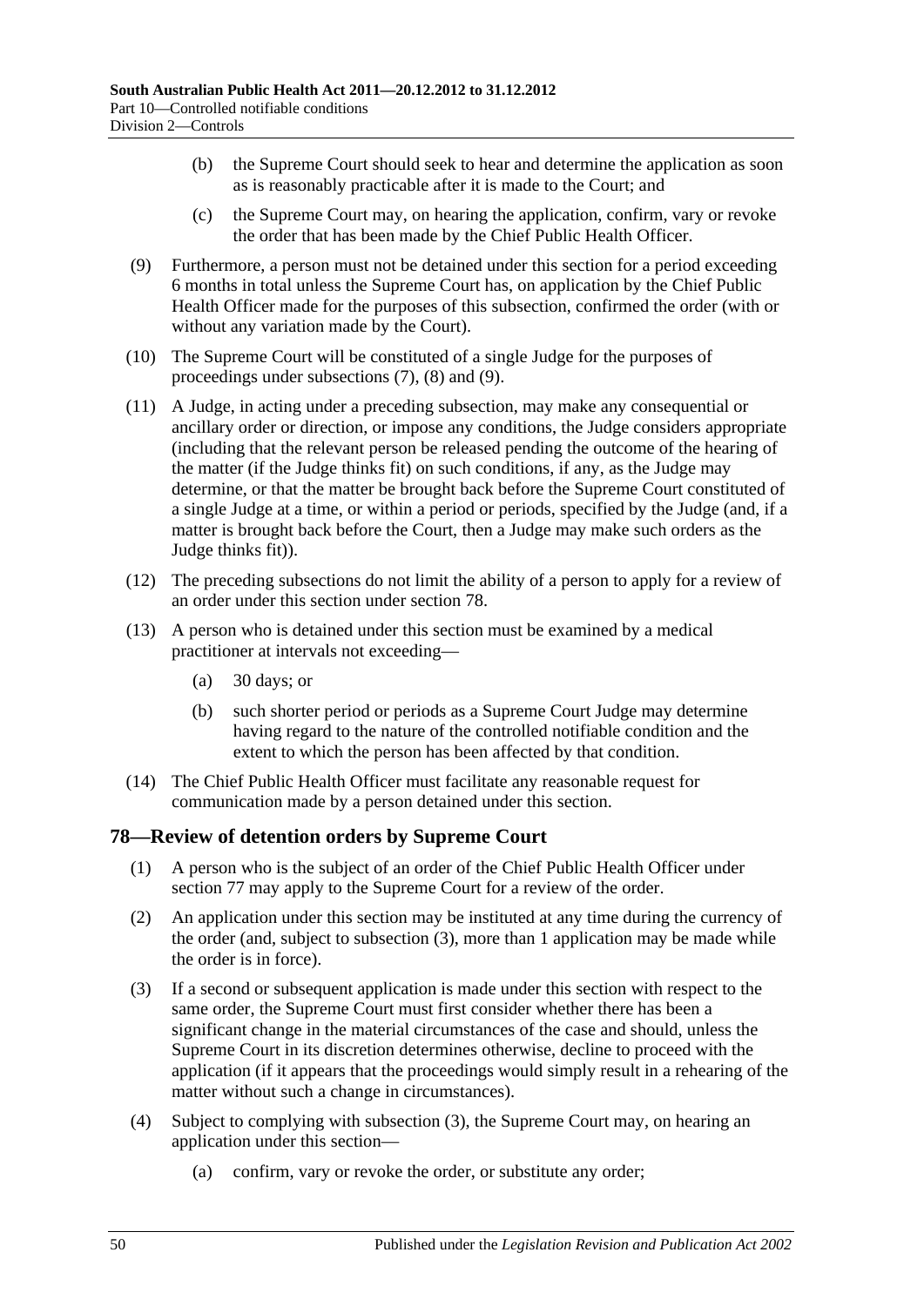(b) the Supreme Court should seek to hear and determine the application as soon as is reasonably practicable after it is made to the Court; and

(c) the Supreme Court may, on hearing the application, confirm, vary or revoke the order that has been made by the Chief Public Health Officer.

(9) Furthermore, a person must not be detained under this section for a period exceeding 6 months in total unless the Supreme Court has, on application by the Chief Public Health Officer made for the purposes of this subsection, confirmed the order (with or without any variation made by the Court).

(10) The Supreme Court will be constituted of a single Judge for the purposes of proceedings under subsections (7), (8) and (9).

(11) A Judge, in acting under a preceding subsection, may make any consequential or ancillary order or direction, or impose any conditions, the Judge considers appropriate (including that the relevant person be released pending the outcome of the hearing of the matter (if the Judge thinks fit) on such conditions, if any, as the Judge may determine, or that the matter be brought back before the Supreme Court constituted of a single Judge at a time, or within a period or periods, specified by the Judge (and, if a matter is brought back before the Court, then a Judge may make such orders as the Judge thinks fit)).

(12) The preceding subsections do not limit the ability of a person to apply for a review of an order under this section under section 78.

(13) A person who is detained under this section must be examined by a medical practitioner at intervals not exceeding—

(a) 30 days; or

(b) such shorter period or periods as a Supreme Court Judge may determine having regard to the nature of the controlled notifiable condition and the extent to which the person has been affected by that condition.

(14) The Chief Public Health Officer must facilitate any reasonable request for communication made by a person detained under this section.

## 78—Review of detention orders by Supreme Court

(1) A person who is the subject of an order of the Chief Public Health Officer under section 77 may apply to the Supreme Court for a review of the order.

(2) An application under this section may be instituted at any time during the currency of the order (and, subject to subsection (3), more than 1 application may be made while the order is in force).

(3) If a second or subsequent application is made under this section with respect to the same order, the Supreme Court must first consider whether there has been a significant change in the material circumstances of the case and should, unless the Supreme Court in its discretion determines otherwise, decline to proceed with the application (if it appears that the proceedings would simply result in a rehearing of the matter without such a change in circumstances).

(4) Subject to complying with subsection (3), the Supreme Court may, on hearing an application under this section—

(a) confirm, vary or revoke the order, or substitute any order;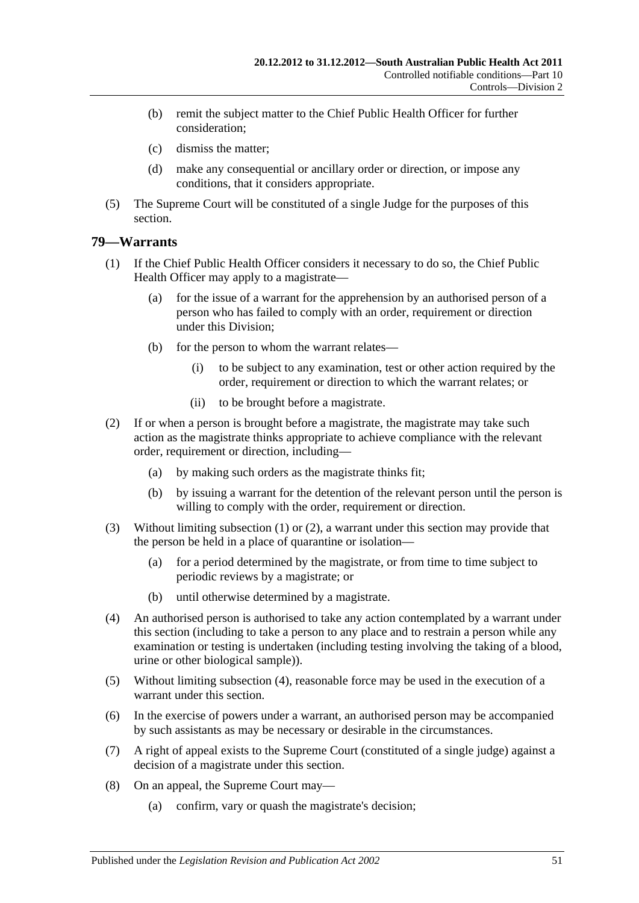(b) remit the subject matter to the Chief Public Health Officer for further consideration;

(c) dismiss the matter;

(d) make any consequential or ancillary order or direction, or impose any conditions, that it considers appropriate.

(5) The Supreme Court will be constituted of a single Judge for the purposes of this section.

## 79—Warrants

(1) If the Chief Public Health Officer considers it necessary to do so, the Chief Public Health Officer may apply to a magistrate—

(a) for the issue of a warrant for the apprehension by an authorised person of a person who has failed to comply with an order, requirement or direction under this Division;

(b) for the person to whom the warrant relates—

(i) to be subject to any examination, test or other action required by the order, requirement or direction to which the warrant relates; or

(ii) to be brought before a magistrate.

(2) If or when a person is brought before a magistrate, the magistrate may take such action as the magistrate thinks appropriate to achieve compliance with the relevant order, requirement or direction, including—

(a) by making such orders as the magistrate thinks fit;

(b) by issuing a warrant for the detention of the relevant person until the person is willing to comply with the order, requirement or direction.

(3) Without limiting subsection (1) or (2), a warrant under this section may provide that the person be held in a place of quarantine or isolation—

(a) for a period determined by the magistrate, or from time to time subject to periodic reviews by a magistrate; or

(b) until otherwise determined by a magistrate.

(4) An authorised person is authorised to take any action contemplated by a warrant under this section (including to take a person to any place and to restrain a person while any examination or testing is undertaken (including testing involving the taking of a blood, urine or other biological sample)).

(5) Without limiting subsection (4), reasonable force may be used in the execution of a warrant under this section.

(6) In the exercise of powers under a warrant, an authorised person may be accompanied by such assistants as may be necessary or desirable in the circumstances.

(7) A right of appeal exists to the Supreme Court (constituted of a single judge) against a decision of a magistrate under this section.

(8) On an appeal, the Supreme Court may—

(a) confirm, vary or quash the magistrate's decision;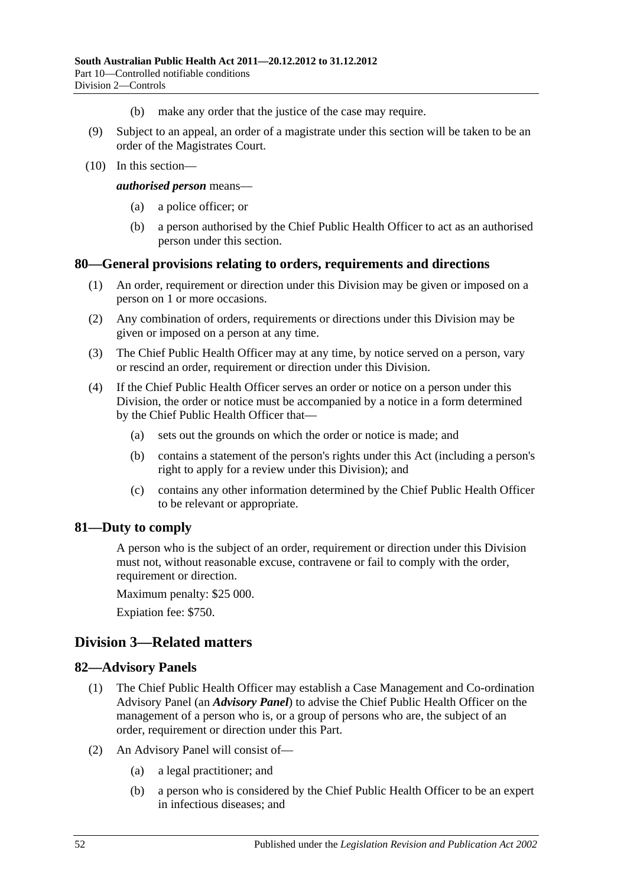(b) make any order that the justice of the case may require.

(9) Subject to an appeal, an order of a magistrate under this section will be taken to be an order of the Magistrates Court.

(10) In this section—

***authorised person*** means—

(a) a police officer; or

(b) a person authorised by the Chief Public Health Officer to act as an authorised person under this section.

## 80—General provisions relating to orders, requirements and directions

(1) An order, requirement or direction under this Division may be given or imposed on a person on 1 or more occasions.

(2) Any combination of orders, requirements or directions under this Division may be given or imposed on a person at any time.

(3) The Chief Public Health Officer may at any time, by notice served on a person, vary or rescind an order, requirement or direction under this Division.

(4) If the Chief Public Health Officer serves an order or notice on a person under this Division, the order or notice must be accompanied by a notice in a form determined by the Chief Public Health Officer that—

(a) sets out the grounds on which the order or notice is made; and

(b) contains a statement of the person's rights under this Act (including a person's right to apply for a review under this Division); and

(c) contains any other information determined by the Chief Public Health Officer to be relevant or appropriate.

## 81—Duty to comply

A person who is the subject of an order, requirement or direction under this Division must not, without reasonable excuse, contravene or fail to comply with the order, requirement or direction.

Maximum penalty: $25 000.

Expiation fee: $750.

# Division 3—Related matters

## 82—Advisory Panels

(1) The Chief Public Health Officer may establish a Case Management and Co-ordination Advisory Panel (an ***Advisory Panel***) to advise the Chief Public Health Officer on the management of a person who is, or a group of persons who are, the subject of an order, requirement or direction under this Part.

(2) An Advisory Panel will consist of—

(a) a legal practitioner; and

(b) a person who is considered by the Chief Public Health Officer to be an expert in infectious diseases; and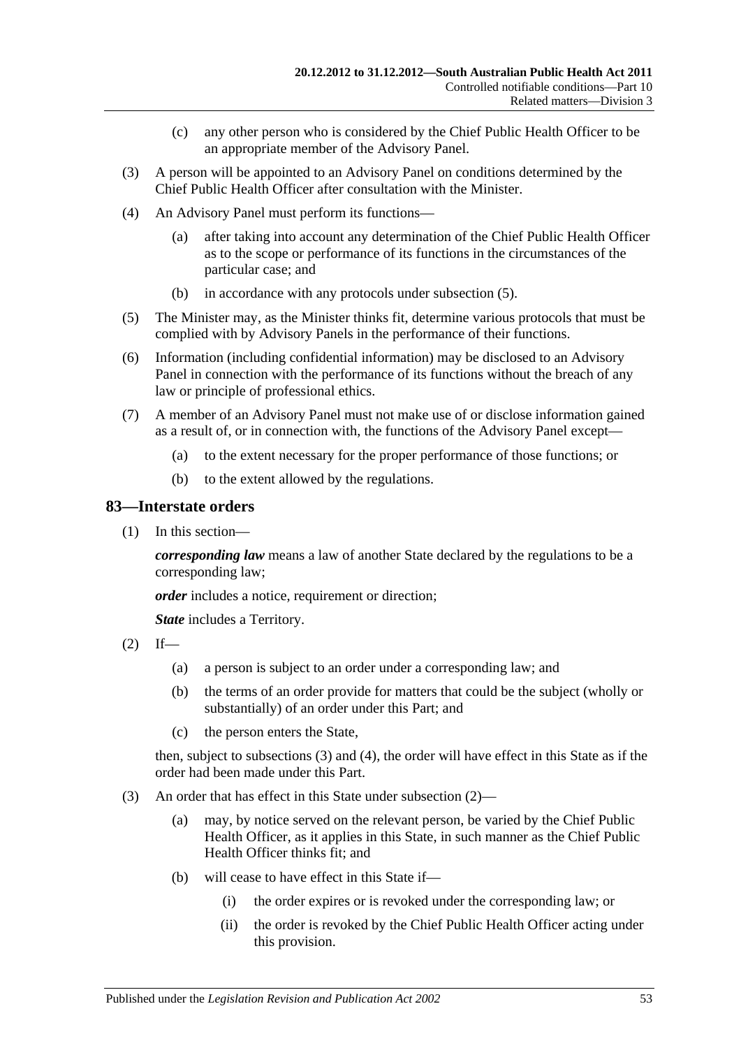(c) any other person who is considered by the Chief Public Health Officer to be an appropriate member of the Advisory Panel.

(3) A person will be appointed to an Advisory Panel on conditions determined by the Chief Public Health Officer after consultation with the Minister.

(4) An Advisory Panel must perform its functions—

(a) after taking into account any determination of the Chief Public Health Officer as to the scope or performance of its functions in the circumstances of the particular case; and

(b) in accordance with any protocols under subsection (5).

(5) The Minister may, as the Minister thinks fit, determine various protocols that must be complied with by Advisory Panels in the performance of their functions.

(6) Information (including confidential information) may be disclosed to an Advisory Panel in connection with the performance of its functions without the breach of any law or principle of professional ethics.

(7) A member of an Advisory Panel must not make use of or disclose information gained as a result of, or in connection with, the functions of the Advisory Panel except—

(a) to the extent necessary for the proper performance of those functions; or

(b) to the extent allowed by the regulations.

## 83—Interstate orders

(1) In this section—

***corresponding law*** means a law of another State declared by the regulations to be a corresponding law;

***order*** includes a notice, requirement or direction;

***State*** includes a Territory.

(2) If—

(a) a person is subject to an order under a corresponding law; and

(b) the terms of an order provide for matters that could be the subject (wholly or substantially) of an order under this Part; and

(c) the person enters the State,

then, subject to subsections (3) and (4), the order will have effect in this State as if the order had been made under this Part.

(3) An order that has effect in this State under subsection (2)—

(a) may, by notice served on the relevant person, be varied by the Chief Public Health Officer, as it applies in this State, in such manner as the Chief Public Health Officer thinks fit; and

(b) will cease to have effect in this State if—

(i) the order expires or is revoked under the corresponding law; or

(ii) the order is revoked by the Chief Public Health Officer acting under this provision.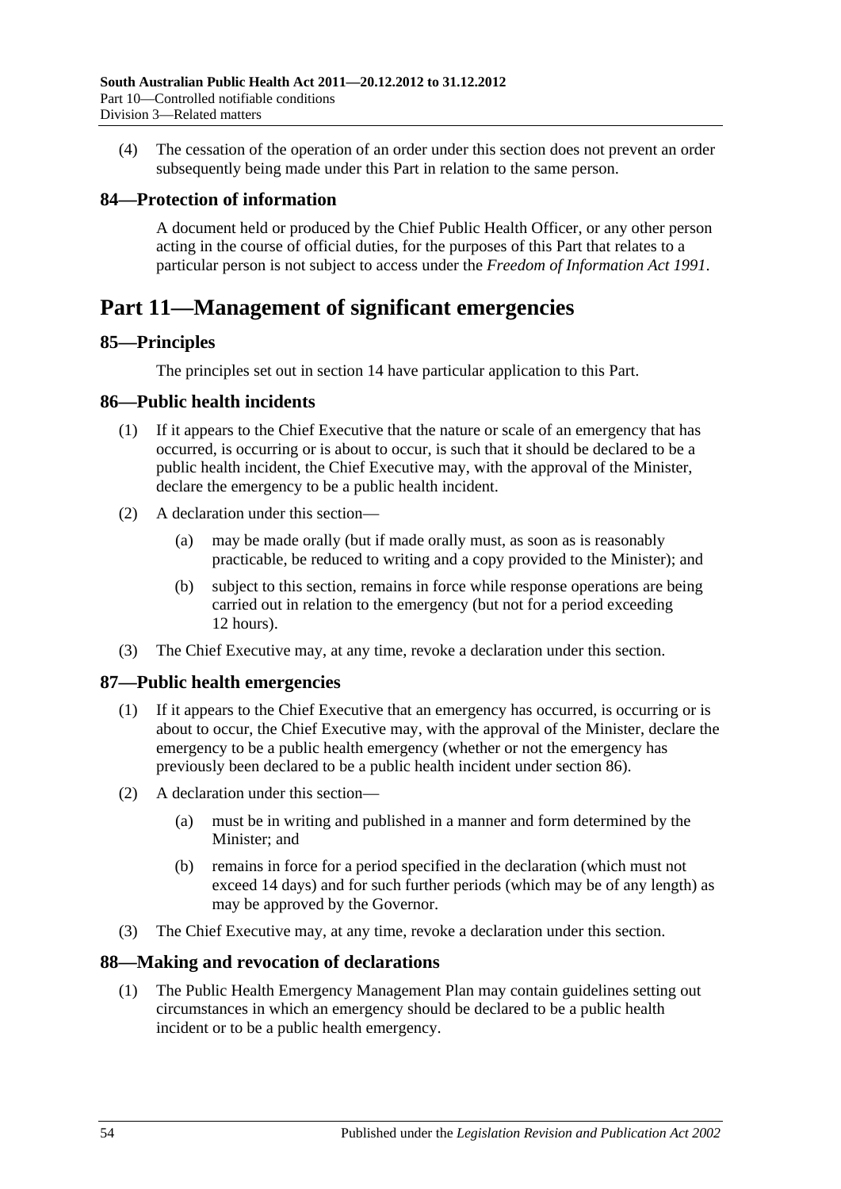(4) The cessation of the operation of an order under this section does not prevent an order subsequently being made under this Part in relation to the same person.

## 84—Protection of information

A document held or produced by the Chief Public Health Officer, or any other person acting in the course of official duties, for the purposes of this Part that relates to a particular person is not subject to access under the *Freedom of Information Act 1991*.

# Part 11—Management of significant emergencies

## 85—Principles

The principles set out in section 14 have particular application to this Part.

## 86—Public health incidents

(1) If it appears to the Chief Executive that the nature or scale of an emergency that has occurred, is occurring or is about to occur, is such that it should be declared to be a public health incident, the Chief Executive may, with the approval of the Minister, declare the emergency to be a public health incident.

(2) A declaration under this section—

(a) may be made orally (but if made orally must, as soon as is reasonably practicable, be reduced to writing and a copy provided to the Minister); and

(b) subject to this section, remains in force while response operations are being carried out in relation to the emergency (but not for a period exceeding 12 hours).

(3) The Chief Executive may, at any time, revoke a declaration under this section.

## 87—Public health emergencies

(1) If it appears to the Chief Executive that an emergency has occurred, is occurring or is about to occur, the Chief Executive may, with the approval of the Minister, declare the emergency to be a public health emergency (whether or not the emergency has previously been declared to be a public health incident under section 86).

(2) A declaration under this section—

(a) must be in writing and published in a manner and form determined by the Minister; and

(b) remains in force for a period specified in the declaration (which must not exceed 14 days) and for such further periods (which may be of any length) as may be approved by the Governor.

(3) The Chief Executive may, at any time, revoke a declaration under this section.

## 88—Making and revocation of declarations

(1) The Public Health Emergency Management Plan may contain guidelines setting out circumstances in which an emergency should be declared to be a public health incident or to be a public health emergency.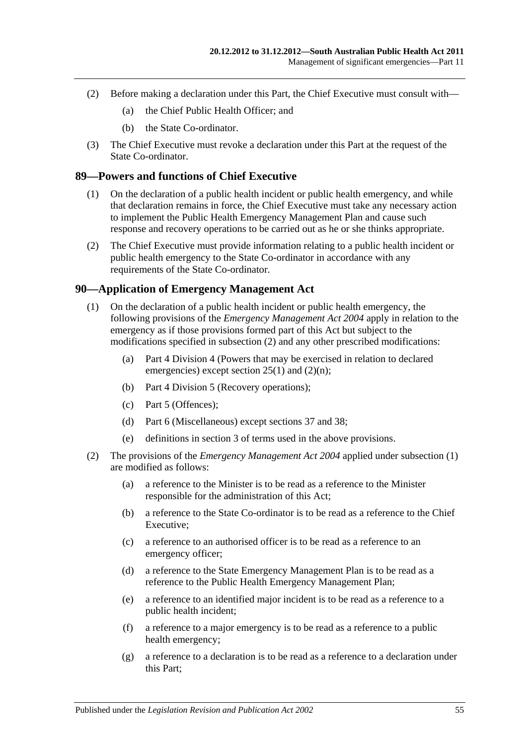(2) Before making a declaration under this Part, the Chief Executive must consult with—

(a) the Chief Public Health Officer; and

(b) the State Co-ordinator.

(3) The Chief Executive must revoke a declaration under this Part at the request of the State Co-ordinator.

## 89—Powers and functions of Chief Executive

(1) On the declaration of a public health incident or public health emergency, and while that declaration remains in force, the Chief Executive must take any necessary action to implement the Public Health Emergency Management Plan and cause such response and recovery operations to be carried out as he or she thinks appropriate.

(2) The Chief Executive must provide information relating to a public health incident or public health emergency to the State Co-ordinator in accordance with any requirements of the State Co-ordinator.

## 90—Application of Emergency Management Act

(1) On the declaration of a public health incident or public health emergency, the following provisions of the *Emergency Management Act 2004* apply in relation to the emergency as if those provisions formed part of this Act but subject to the modifications specified in subsection (2) and any other prescribed modifications:

(a) Part 4 Division 4 (Powers that may be exercised in relation to declared emergencies) except section 25(1) and (2)(n);

(b) Part 4 Division 5 (Recovery operations);

(c) Part 5 (Offences);

(d) Part 6 (Miscellaneous) except sections 37 and 38;

(e) definitions in section 3 of terms used in the above provisions.

(2) The provisions of the *Emergency Management Act 2004* applied under subsection (1) are modified as follows:

(a) a reference to the Minister is to be read as a reference to the Minister responsible for the administration of this Act;

(b) a reference to the State Co-ordinator is to be read as a reference to the Chief Executive;

(c) a reference to an authorised officer is to be read as a reference to an emergency officer;

(d) a reference to the State Emergency Management Plan is to be read as a reference to the Public Health Emergency Management Plan;

(e) a reference to an identified major incident is to be read as a reference to a public health incident;

(f) a reference to a major emergency is to be read as a reference to a public health emergency;

(g) a reference to a declaration is to be read as a reference to a declaration under this Part;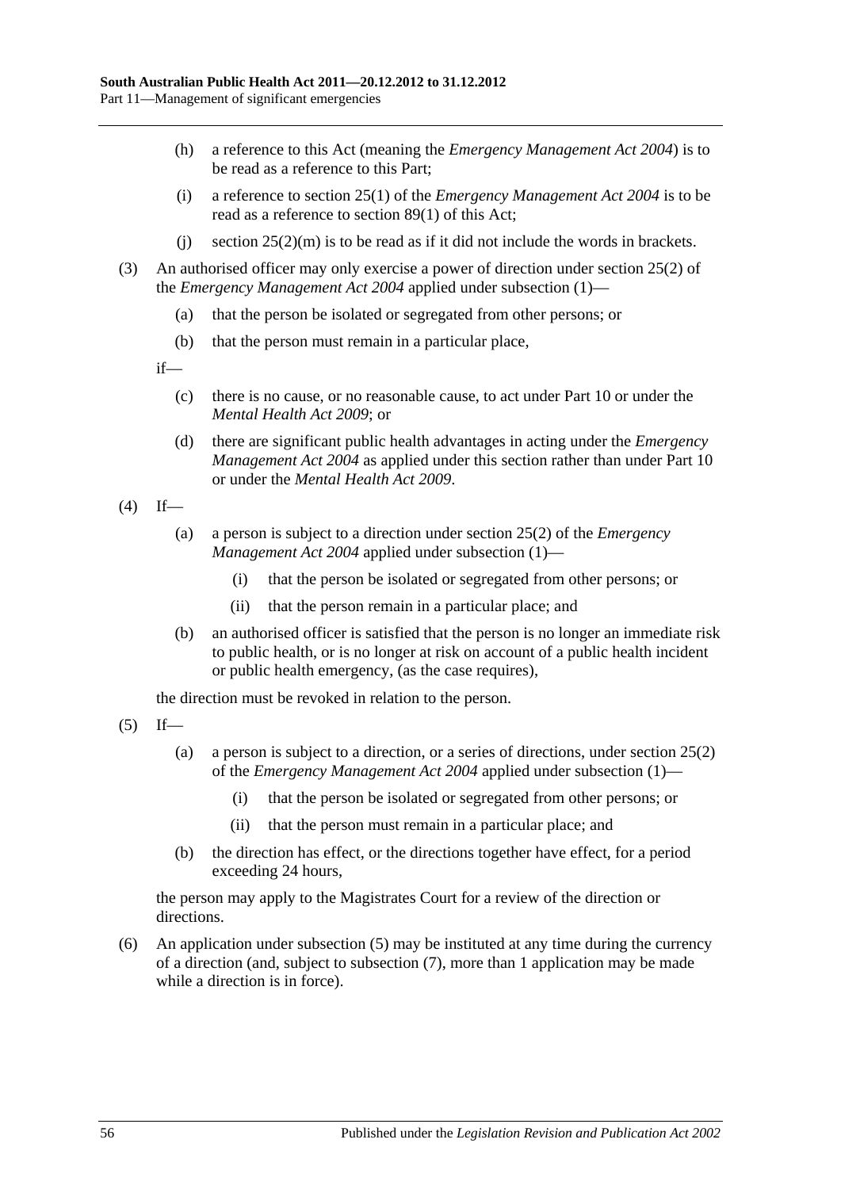(h) a reference to this Act (meaning the *Emergency Management Act 2004*) is to be read as a reference to this Part;

(i) a reference to section 25(1) of the *Emergency Management Act 2004* is to be read as a reference to section 89(1) of this Act;

(j) section 25(2)(m) is to be read as if it did not include the words in brackets.

(3) An authorised officer may only exercise a power of direction under section 25(2) of the *Emergency Management Act 2004* applied under subsection (1)—

(a) that the person be isolated or segregated from other persons; or

(b) that the person must remain in a particular place,

if—

(c) there is no cause, or no reasonable cause, to act under Part 10 or under the *Mental Health Act 2009*; or

(d) there are significant public health advantages in acting under the *Emergency Management Act 2004* as applied under this section rather than under Part 10 or under the *Mental Health Act 2009*.

(4) If—

(a) a person is subject to a direction under section 25(2) of the *Emergency Management Act 2004* applied under subsection (1)—

(i) that the person be isolated or segregated from other persons; or

(ii) that the person remain in a particular place; and

(b) an authorised officer is satisfied that the person is no longer an immediate risk to public health, or is no longer at risk on account of a public health incident or public health emergency, (as the case requires),

the direction must be revoked in relation to the person.

(5) If—

(a) a person is subject to a direction, or a series of directions, under section 25(2) of the *Emergency Management Act 2004* applied under subsection (1)—

(i) that the person be isolated or segregated from other persons; or

(ii) that the person must remain in a particular place; and

(b) the direction has effect, or the directions together have effect, for a period exceeding 24 hours,

the person may apply to the Magistrates Court for a review of the direction or directions.

(6) An application under subsection (5) may be instituted at any time during the currency of a direction (and, subject to subsection (7), more than 1 application may be made while a direction is in force).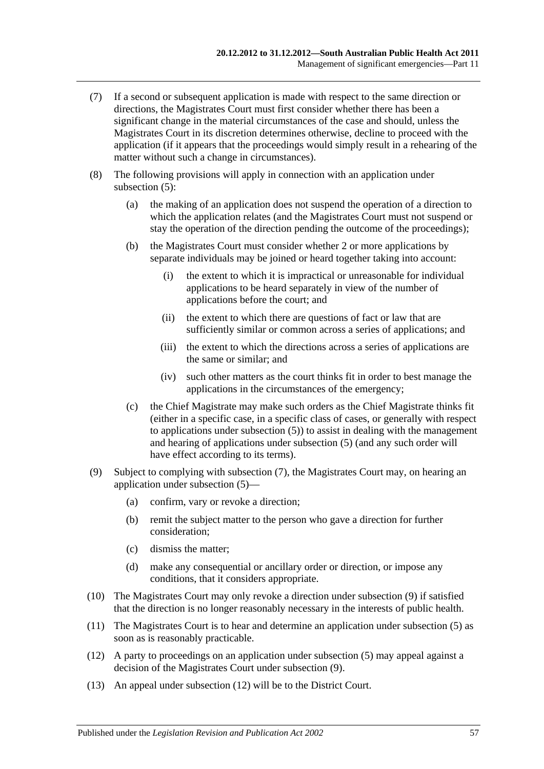(7) If a second or subsequent application is made with respect to the same direction or directions, the Magistrates Court must first consider whether there has been a significant change in the material circumstances of the case and should, unless the Magistrates Court in its discretion determines otherwise, decline to proceed with the application (if it appears that the proceedings would simply result in a rehearing of the matter without such a change in circumstances).

(8) The following provisions will apply in connection with an application under subsection (5):

(a) the making of an application does not suspend the operation of a direction to which the application relates (and the Magistrates Court must not suspend or stay the operation of the direction pending the outcome of the proceedings);

(b) the Magistrates Court must consider whether 2 or more applications by separate individuals may be joined or heard together taking into account:

(i) the extent to which it is impractical or unreasonable for individual applications to be heard separately in view of the number of applications before the court; and

(ii) the extent to which there are questions of fact or law that are sufficiently similar or common across a series of applications; and

(iii) the extent to which the directions across a series of applications are the same or similar; and

(iv) such other matters as the court thinks fit in order to best manage the applications in the circumstances of the emergency;

(c) the Chief Magistrate may make such orders as the Chief Magistrate thinks fit (either in a specific case, in a specific class of cases, or generally with respect to applications under subsection (5)) to assist in dealing with the management and hearing of applications under subsection (5) (and any such order will have effect according to its terms).

(9) Subject to complying with subsection (7), the Magistrates Court may, on hearing an application under subsection (5)—

(a) confirm, vary or revoke a direction;

(b) remit the subject matter to the person who gave a direction for further consideration;

(c) dismiss the matter;

(d) make any consequential or ancillary order or direction, or impose any conditions, that it considers appropriate.

(10) The Magistrates Court may only revoke a direction under subsection (9) if satisfied that the direction is no longer reasonably necessary in the interests of public health.

(11) The Magistrates Court is to hear and determine an application under subsection (5) as soon as is reasonably practicable.

(12) A party to proceedings on an application under subsection (5) may appeal against a decision of the Magistrates Court under subsection (9).

(13) An appeal under subsection (12) will be to the District Court.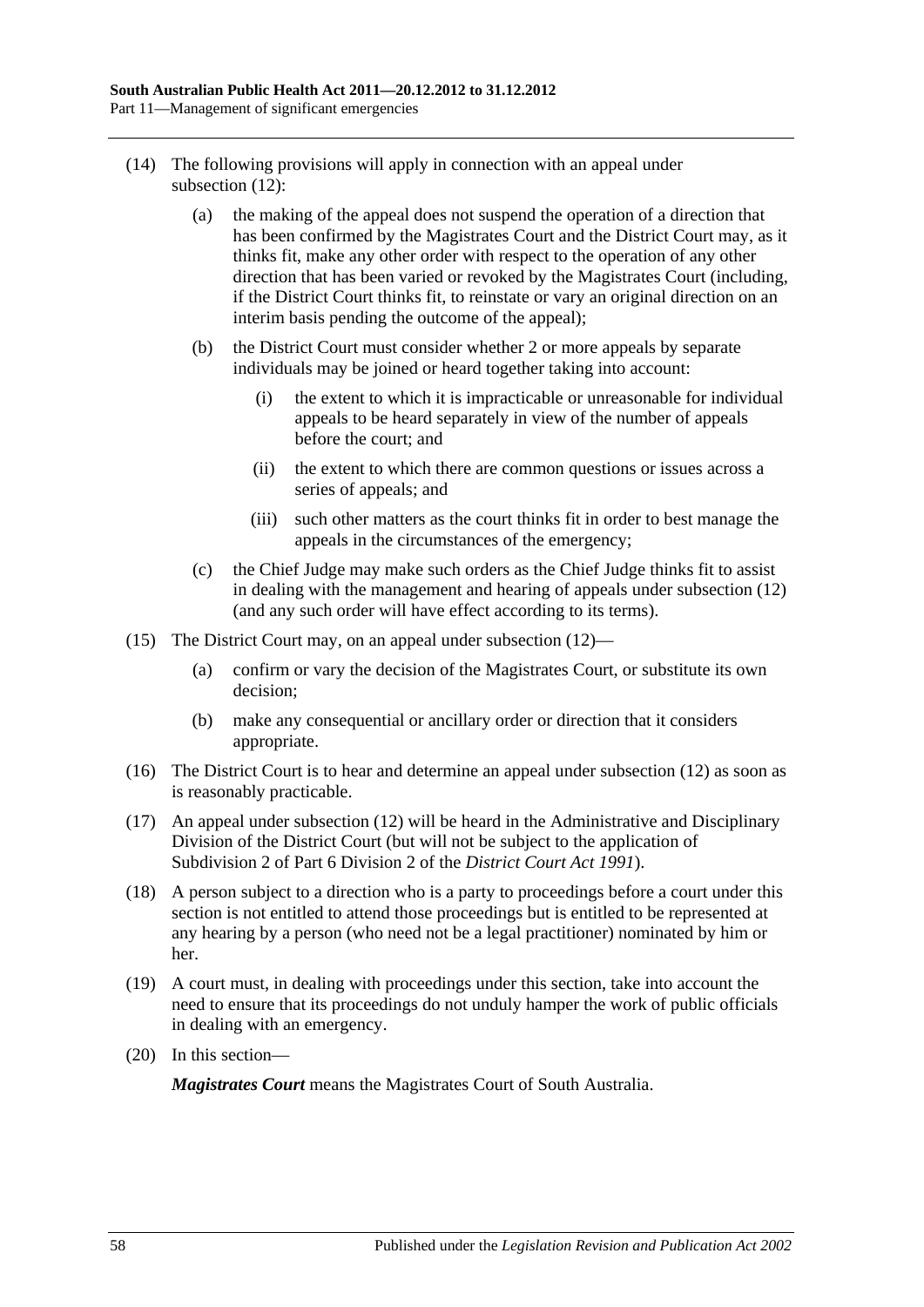(14) The following provisions will apply in connection with an appeal under subsection (12):

(a) the making of the appeal does not suspend the operation of a direction that has been confirmed by the Magistrates Court and the District Court may, as it thinks fit, make any other order with respect to the operation of any other direction that has been varied or revoked by the Magistrates Court (including, if the District Court thinks fit, to reinstate or vary an original direction on an interim basis pending the outcome of the appeal);

(b) the District Court must consider whether 2 or more appeals by separate individuals may be joined or heard together taking into account:

(i) the extent to which it is impracticable or unreasonable for individual appeals to be heard separately in view of the number of appeals before the court; and

(ii) the extent to which there are common questions or issues across a series of appeals; and

(iii) such other matters as the court thinks fit in order to best manage the appeals in the circumstances of the emergency;

(c) the Chief Judge may make such orders as the Chief Judge thinks fit to assist in dealing with the management and hearing of appeals under subsection (12) (and any such order will have effect according to its terms).

(15) The District Court may, on an appeal under subsection (12)—

(a) confirm or vary the decision of the Magistrates Court, or substitute its own decision;

(b) make any consequential or ancillary order or direction that it considers appropriate.

(16) The District Court is to hear and determine an appeal under subsection (12) as soon as is reasonably practicable.

(17) An appeal under subsection (12) will be heard in the Administrative and Disciplinary Division of the District Court (but will not be subject to the application of Subdivision 2 of Part 6 Division 2 of the *District Court Act 1991*).

(18) A person subject to a direction who is a party to proceedings before a court under this section is not entitled to attend those proceedings but is entitled to be represented at any hearing by a person (who need not be a legal practitioner) nominated by him or her.

(19) A court must, in dealing with proceedings under this section, take into account the need to ensure that its proceedings do not unduly hamper the work of public officials in dealing with an emergency.

(20) In this section—

***Magistrates Court*** means the Magistrates Court of South Australia.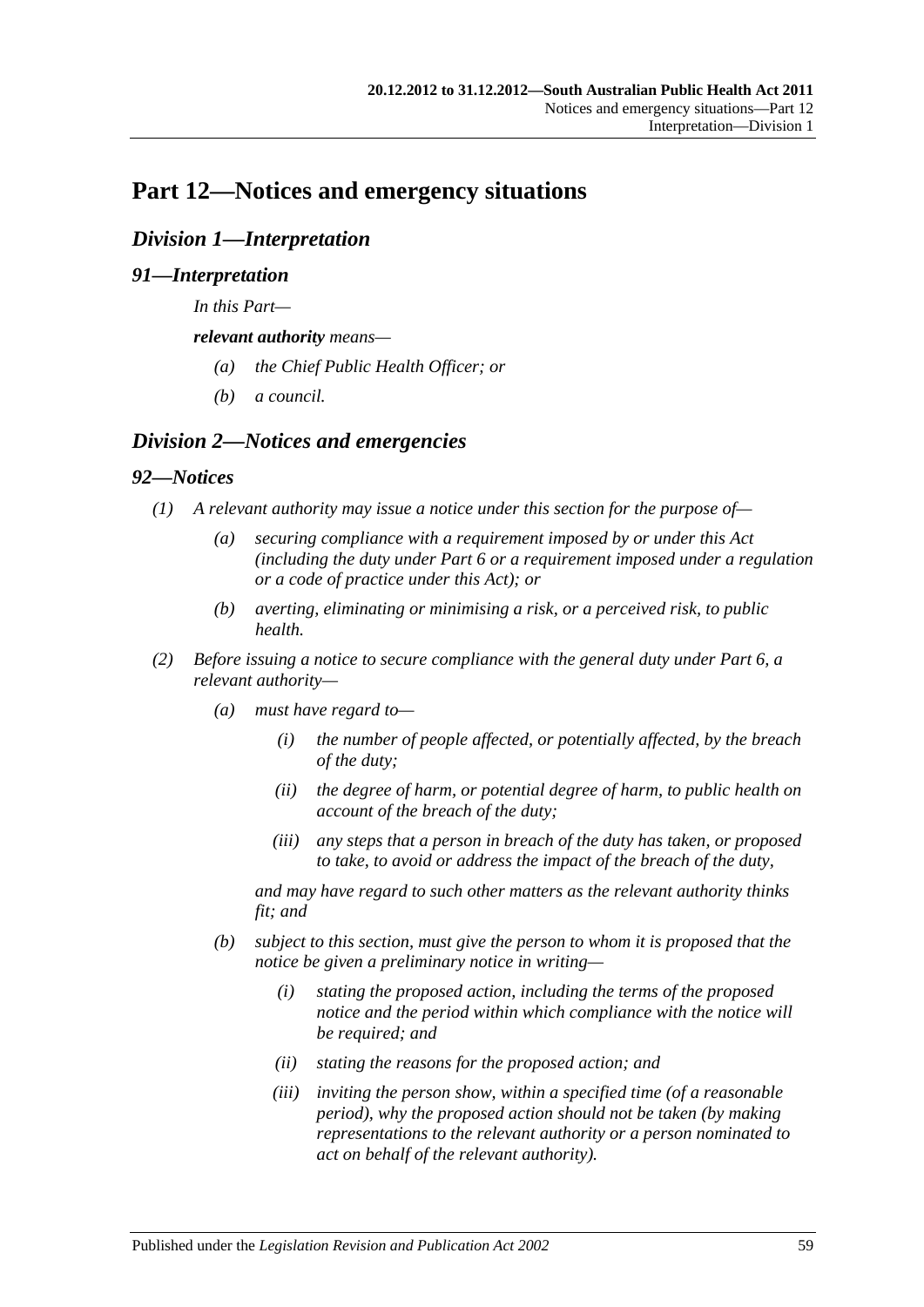# Part 12—Notices and emergency situations

## Division 1—Interpretation

### 91—Interpretation

In this Part—

***relevant authority*** means—

- (a) the Chief Public Health Officer; or
- (b) a council.

## Division 2—Notices and emergencies

### 92—Notices

(1) A relevant authority may issue a notice under this section for the purpose of—

- (a) securing compliance with a requirement imposed by or under this Act (including the duty under Part 6 or a requirement imposed under a regulation or a code of practice under this Act); or
- (b) averting, eliminating or minimising a risk, or a perceived risk, to public health.

(2) Before issuing a notice to secure compliance with the general duty under Part 6, a relevant authority—

- (a) must have regard to—
  - (i) the number of people affected, or potentially affected, by the breach of the duty;
  - (ii) the degree of harm, or potential degree of harm, to public health on account of the breach of the duty;
  - (iii) any steps that a person in breach of the duty has taken, or proposed to take, to avoid or address the impact of the breach of the duty,

  and may have regard to such other matters as the relevant authority thinks fit; and

- (b) subject to this section, must give the person to whom it is proposed that the notice be given a preliminary notice in writing—
  - (i) stating the proposed action, including the terms of the proposed notice and the period within which compliance with the notice will be required; and
  - (ii) stating the reasons for the proposed action; and
  - (iii) inviting the person show, within a specified time (of a reasonable period), why the proposed action should not be taken (by making representations to the relevant authority or a person nominated to act on behalf of the relevant authority).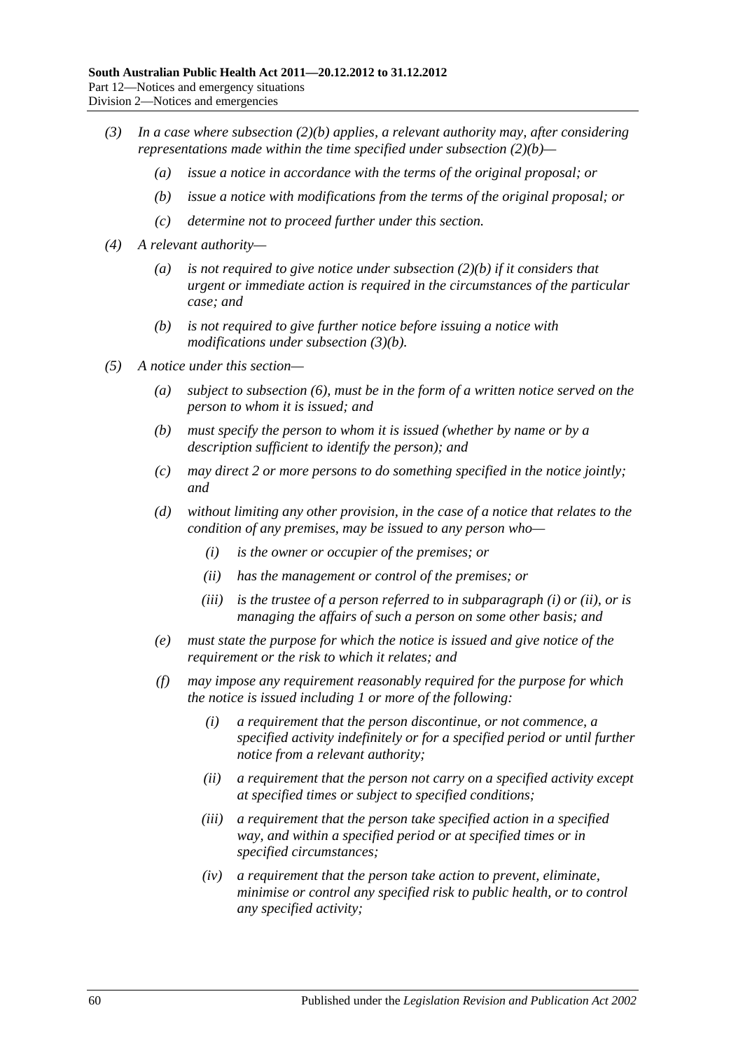*(3) In a case where subsection (2)(b) applies, a relevant authority may, after considering representations made within the time specified under subsection (2)(b)—*

*(a) issue a notice in accordance with the terms of the original proposal; or*

*(b) issue a notice with modifications from the terms of the original proposal; or*

*(c) determine not to proceed further under this section.*

*(4) A relevant authority—*

*(a) is not required to give notice under subsection (2)(b) if it considers that urgent or immediate action is required in the circumstances of the particular case; and*

*(b) is not required to give further notice before issuing a notice with modifications under subsection (3)(b).*

*(5) A notice under this section—*

*(a) subject to subsection (6), must be in the form of a written notice served on the person to whom it is issued; and*

*(b) must specify the person to whom it is issued (whether by name or by a description sufficient to identify the person); and*

*(c) may direct 2 or more persons to do something specified in the notice jointly; and*

*(d) without limiting any other provision, in the case of a notice that relates to the condition of any premises, may be issued to any person who—*

*(i) is the owner or occupier of the premises; or*

*(ii) has the management or control of the premises; or*

*(iii) is the trustee of a person referred to in subparagraph (i) or (ii), or is managing the affairs of such a person on some other basis; and*

*(e) must state the purpose for which the notice is issued and give notice of the requirement or the risk to which it relates; and*

*(f) may impose any requirement reasonably required for the purpose for which the notice is issued including 1 or more of the following:*

*(i) a requirement that the person discontinue, or not commence, a specified activity indefinitely or for a specified period or until further notice from a relevant authority;*

*(ii) a requirement that the person not carry on a specified activity except at specified times or subject to specified conditions;*

*(iii) a requirement that the person take specified action in a specified way, and within a specified period or at specified times or in specified circumstances;*

*(iv) a requirement that the person take action to prevent, eliminate, minimise or control any specified risk to public health, or to control any specified activity;*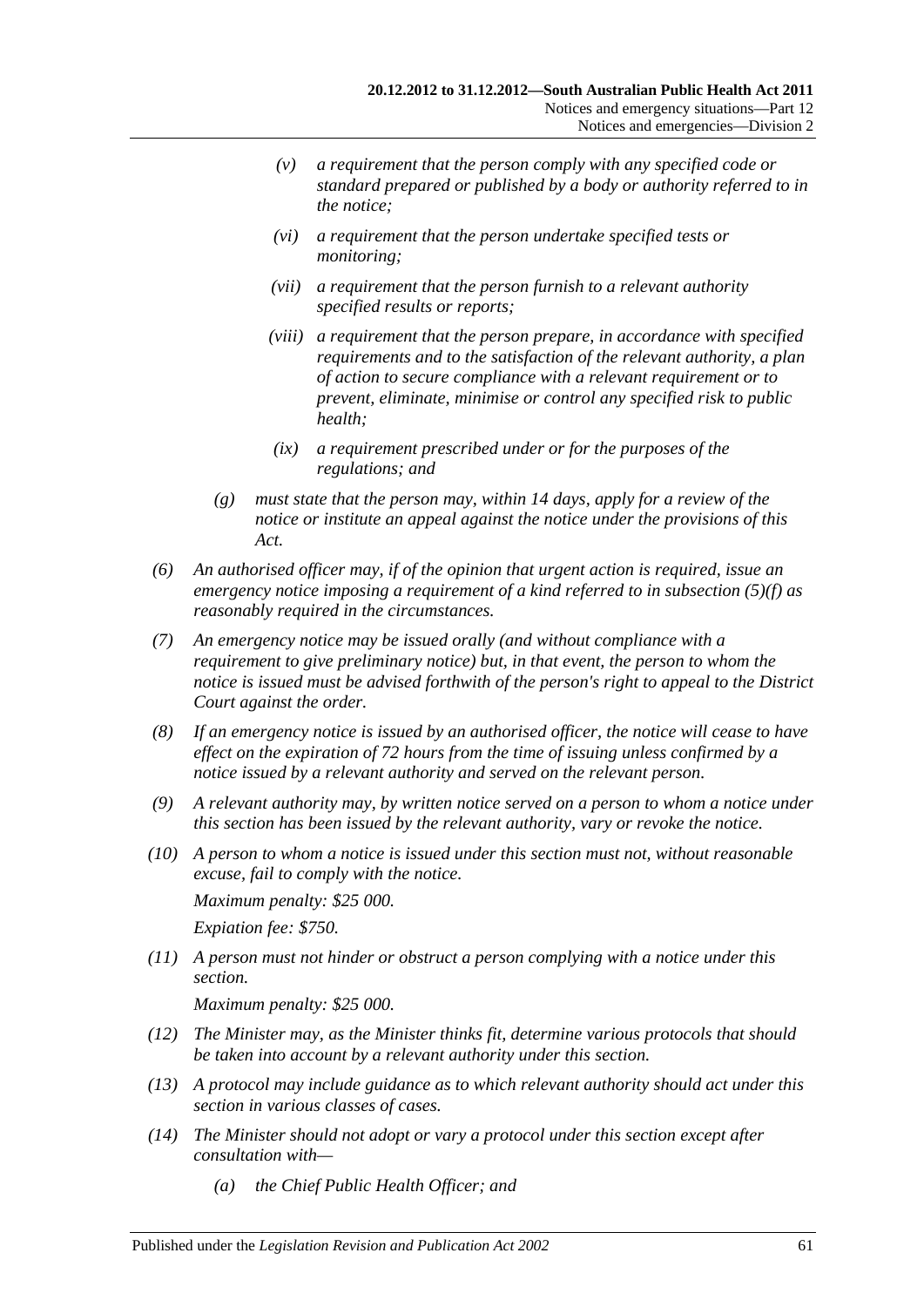- (v) a requirement that the person comply with any specified code or standard prepared or published by a body or authority referred to in the notice;
- (vi) a requirement that the person undertake specified tests or monitoring;
- (vii) a requirement that the person furnish to a relevant authority specified results or reports;
- (viii) a requirement that the person prepare, in accordance with specified requirements and to the satisfaction of the relevant authority, a plan of action to secure compliance with a relevant requirement or to prevent, eliminate, minimise or control any specified risk to public health;
- (ix) a requirement prescribed under or for the purposes of the regulations; and

(g) must state that the person may, within 14 days, apply for a review of the notice or institute an appeal against the notice under the provisions of this Act.

(6) An authorised officer may, if of the opinion that urgent action is required, issue an emergency notice imposing a requirement of a kind referred to in subsection (5)(f) as reasonably required in the circumstances.

(7) An emergency notice may be issued orally (and without compliance with a requirement to give preliminary notice) but, in that event, the person to whom the notice is issued must be advised forthwith of the person's right to appeal to the District Court against the order.

(8) If an emergency notice is issued by an authorised officer, the notice will cease to have effect on the expiration of 72 hours from the time of issuing unless confirmed by a notice issued by a relevant authority and served on the relevant person.

(9) A relevant authority may, by written notice served on a person to whom a notice under this section has been issued by the relevant authority, vary or revoke the notice.

(10) A person to whom a notice is issued under this section must not, without reasonable excuse, fail to comply with the notice.

Maximum penalty: $25 000.

Expiation fee: $750.

(11) A person must not hinder or obstruct a person complying with a notice under this section.

Maximum penalty: $25 000.

(12) The Minister may, as the Minister thinks fit, determine various protocols that should be taken into account by a relevant authority under this section.

(13) A protocol may include guidance as to which relevant authority should act under this section in various classes of cases.

(14) The Minister should not adopt or vary a protocol under this section except after consultation with—

(a) the Chief Public Health Officer; and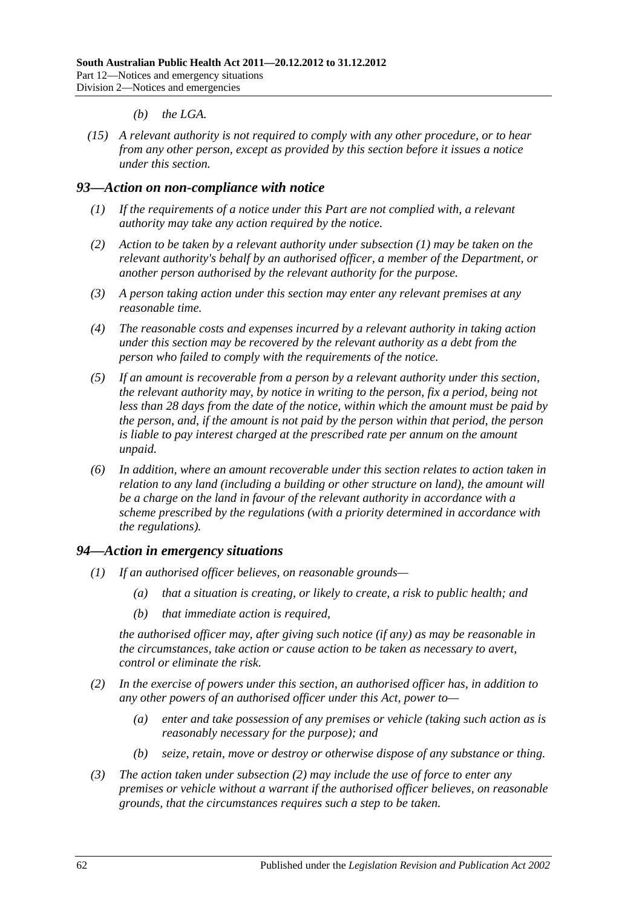(b) the LGA.

(15) A relevant authority is not required to comply with any other procedure, or to hear from any other person, except as provided by this section before it issues a notice under this section.

## 93—Action on non-compliance with notice

(1) If the requirements of a notice under this Part are not complied with, a relevant authority may take any action required by the notice.

(2) Action to be taken by a relevant authority under subsection (1) may be taken on the relevant authority's behalf by an authorised officer, a member of the Department, or another person authorised by the relevant authority for the purpose.

(3) A person taking action under this section may enter any relevant premises at any reasonable time.

(4) The reasonable costs and expenses incurred by a relevant authority in taking action under this section may be recovered by the relevant authority as a debt from the person who failed to comply with the requirements of the notice.

(5) If an amount is recoverable from a person by a relevant authority under this section, the relevant authority may, by notice in writing to the person, fix a period, being not less than 28 days from the date of the notice, within which the amount must be paid by the person, and, if the amount is not paid by the person within that period, the person is liable to pay interest charged at the prescribed rate per annum on the amount unpaid.

(6) In addition, where an amount recoverable under this section relates to action taken in relation to any land (including a building or other structure on land), the amount will be a charge on the land in favour of the relevant authority in accordance with a scheme prescribed by the regulations (with a priority determined in accordance with the regulations).

## 94—Action in emergency situations

(1) If an authorised officer believes, on reasonable grounds—

(a) that a situation is creating, or likely to create, a risk to public health; and

(b) that immediate action is required,

the authorised officer may, after giving such notice (if any) as may be reasonable in the circumstances, take action or cause action to be taken as necessary to avert, control or eliminate the risk.

(2) In the exercise of powers under this section, an authorised officer has, in addition to any other powers of an authorised officer under this Act, power to—

(a) enter and take possession of any premises or vehicle (taking such action as is reasonably necessary for the purpose); and

(b) seize, retain, move or destroy or otherwise dispose of any substance or thing.

(3) The action taken under subsection (2) may include the use of force to enter any premises or vehicle without a warrant if the authorised officer believes, on reasonable grounds, that the circumstances requires such a step to be taken.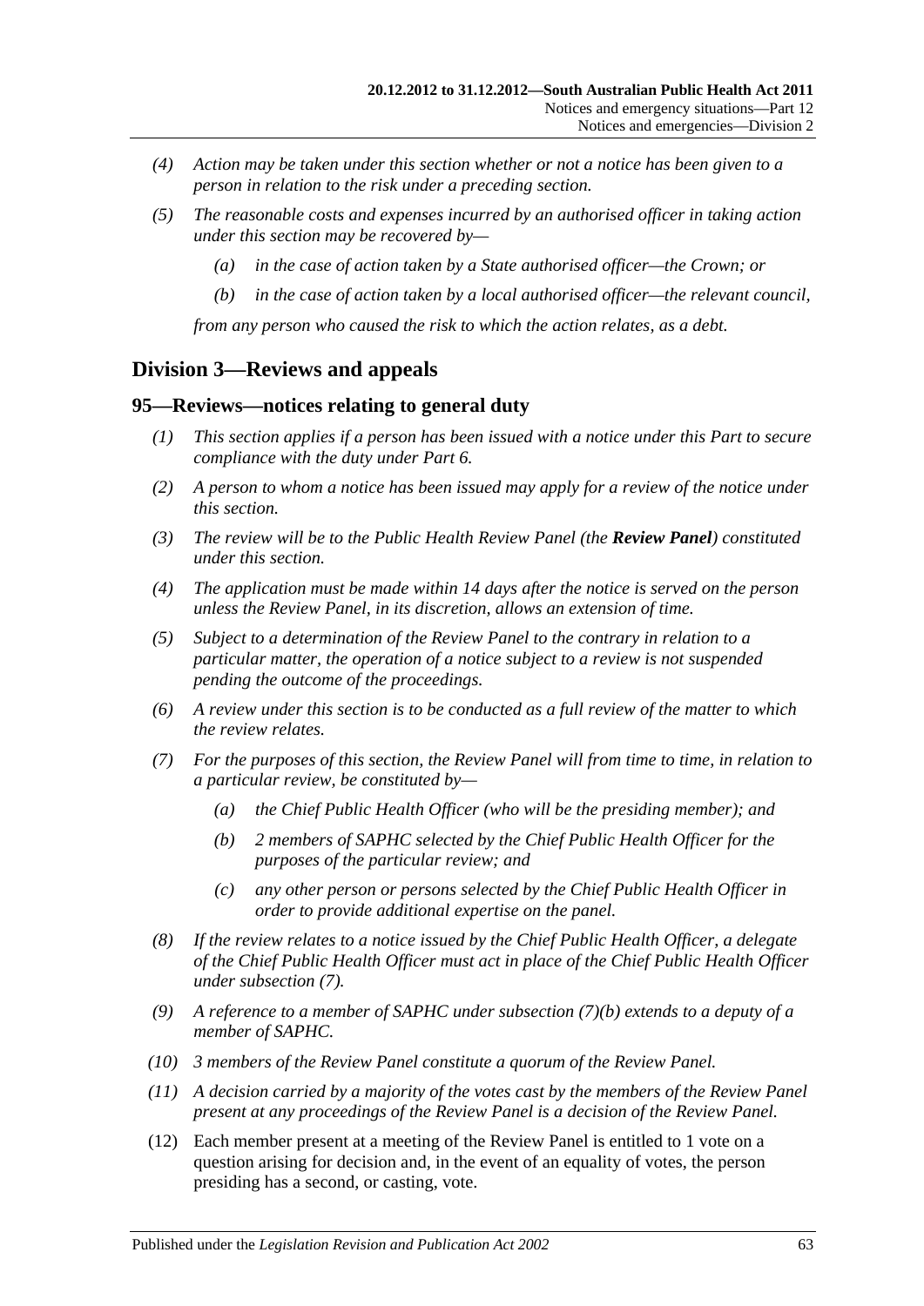- *(4) Action may be taken under this section whether or not a notice has been given to a person in relation to the risk under a preceding section.*
- *(5) The reasonable costs and expenses incurred by an authorised officer in taking action under this section may be recovered by—*
  - *(a) in the case of action taken by a State authorised officer—the Crown; or*
  - *(b) in the case of action taken by a local authorised officer—the relevant council,*

  *from any person who caused the risk to which the action relates, as a debt.*

## Division 3—Reviews and appeals

### 95—Reviews—notices relating to general duty

- *(1) This section applies if a person has been issued with a notice under this Part to secure compliance with the duty under Part 6.*
- *(2) A person to whom a notice has been issued may apply for a review of the notice under this section.*
- *(3) The review will be to the Public Health Review Panel (the **Review Panel**) constituted under this section.*
- *(4) The application must be made within 14 days after the notice is served on the person unless the Review Panel, in its discretion, allows an extension of time.*
- *(5) Subject to a determination of the Review Panel to the contrary in relation to a particular matter, the operation of a notice subject to a review is not suspended pending the outcome of the proceedings.*
- *(6) A review under this section is to be conducted as a full review of the matter to which the review relates.*
- *(7) For the purposes of this section, the Review Panel will from time to time, in relation to a particular review, be constituted by—*
  - *(a) the Chief Public Health Officer (who will be the presiding member); and*
  - *(b) 2 members of SAPHC selected by the Chief Public Health Officer for the purposes of the particular review; and*
  - *(c) any other person or persons selected by the Chief Public Health Officer in order to provide additional expertise on the panel.*
- *(8) If the review relates to a notice issued by the Chief Public Health Officer, a delegate of the Chief Public Health Officer must act in place of the Chief Public Health Officer under subsection (7).*
- *(9) A reference to a member of SAPHC under subsection (7)(b) extends to a deputy of a member of SAPHC.*
- *(10) 3 members of the Review Panel constitute a quorum of the Review Panel.*
- *(11) A decision carried by a majority of the votes cast by the members of the Review Panel present at any proceedings of the Review Panel is a decision of the Review Panel.*
- (12) Each member present at a meeting of the Review Panel is entitled to 1 vote on a question arising for decision and, in the event of an equality of votes, the person presiding has a second, or casting, vote.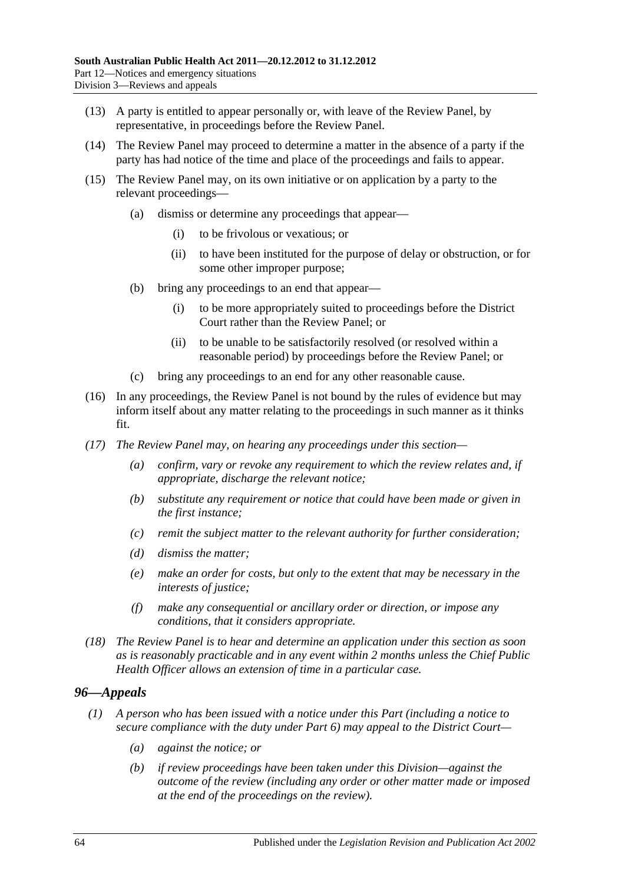(13) A party is entitled to appear personally or, with leave of the Review Panel, by representative, in proceedings before the Review Panel.

(14) The Review Panel may proceed to determine a matter in the absence of a party if the party has had notice of the time and place of the proceedings and fails to appear.

(15) The Review Panel may, on its own initiative or on application by a party to the relevant proceedings—

(a) dismiss or determine any proceedings that appear—

(i) to be frivolous or vexatious; or

(ii) to have been instituted for the purpose of delay or obstruction, or for some other improper purpose;

(b) bring any proceedings to an end that appear—

(i) to be more appropriately suited to proceedings before the District Court rather than the Review Panel; or

(ii) to be unable to be satisfactorily resolved (or resolved within a reasonable period) by proceedings before the Review Panel; or

(c) bring any proceedings to an end for any other reasonable cause.

(16) In any proceedings, the Review Panel is not bound by the rules of evidence but may inform itself about any matter relating to the proceedings in such manner as it thinks fit.

*(17) The Review Panel may, on hearing any proceedings under this section—*

*(a) confirm, vary or revoke any requirement to which the review relates and, if appropriate, discharge the relevant notice;*

*(b) substitute any requirement or notice that could have been made or given in the first instance;*

*(c) remit the subject matter to the relevant authority for further consideration;*

*(d) dismiss the matter;*

*(e) make an order for costs, but only to the extent that may be necessary in the interests of justice;*

*(f) make any consequential or ancillary order or direction, or impose any conditions, that it considers appropriate.*

*(18) The Review Panel is to hear and determine an application under this section as soon as is reasonably practicable and in any event within 2 months unless the Chief Public Health Officer allows an extension of time in a particular case.*

## *96—Appeals*

*(1) A person who has been issued with a notice under this Part (including a notice to secure compliance with the duty under Part 6) may appeal to the District Court—*

*(a) against the notice; or*

*(b) if review proceedings have been taken under this Division—against the outcome of the review (including any order or other matter made or imposed at the end of the proceedings on the review).*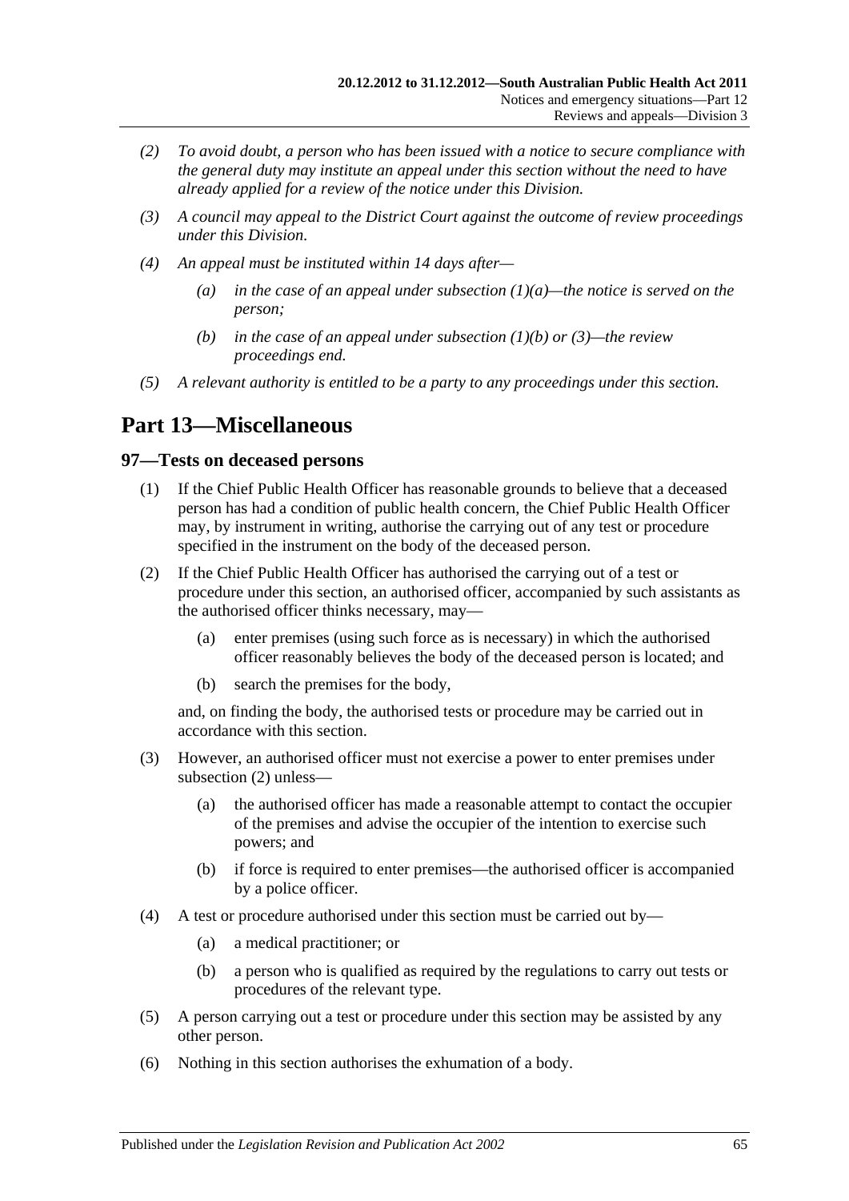*(2) To avoid doubt, a person who has been issued with a notice to secure compliance with the general duty may institute an appeal under this section without the need to have already applied for a review of the notice under this Division.*

*(3) A council may appeal to the District Court against the outcome of review proceedings under this Division.*

*(4) An appeal must be instituted within 14 days after—*

*(a) in the case of an appeal under subsection (1)(a)—the notice is served on the person;*

*(b) in the case of an appeal under subsection (1)(b) or (3)—the review proceedings end.*

*(5) A relevant authority is entitled to be a party to any proceedings under this section.*

# Part 13—Miscellaneous

## 97—Tests on deceased persons

(1) If the Chief Public Health Officer has reasonable grounds to believe that a deceased person has had a condition of public health concern, the Chief Public Health Officer may, by instrument in writing, authorise the carrying out of any test or procedure specified in the instrument on the body of the deceased person.

(2) If the Chief Public Health Officer has authorised the carrying out of a test or procedure under this section, an authorised officer, accompanied by such assistants as the authorised officer thinks necessary, may—

(a) enter premises (using such force as is necessary) in which the authorised officer reasonably believes the body of the deceased person is located; and

(b) search the premises for the body,

and, on finding the body, the authorised tests or procedure may be carried out in accordance with this section.

(3) However, an authorised officer must not exercise a power to enter premises under subsection (2) unless—

(a) the authorised officer has made a reasonable attempt to contact the occupier of the premises and advise the occupier of the intention to exercise such powers; and

(b) if force is required to enter premises—the authorised officer is accompanied by a police officer.

(4) A test or procedure authorised under this section must be carried out by—

(a) a medical practitioner; or

(b) a person who is qualified as required by the regulations to carry out tests or procedures of the relevant type.

(5) A person carrying out a test or procedure under this section may be assisted by any other person.

(6) Nothing in this section authorises the exhumation of a body.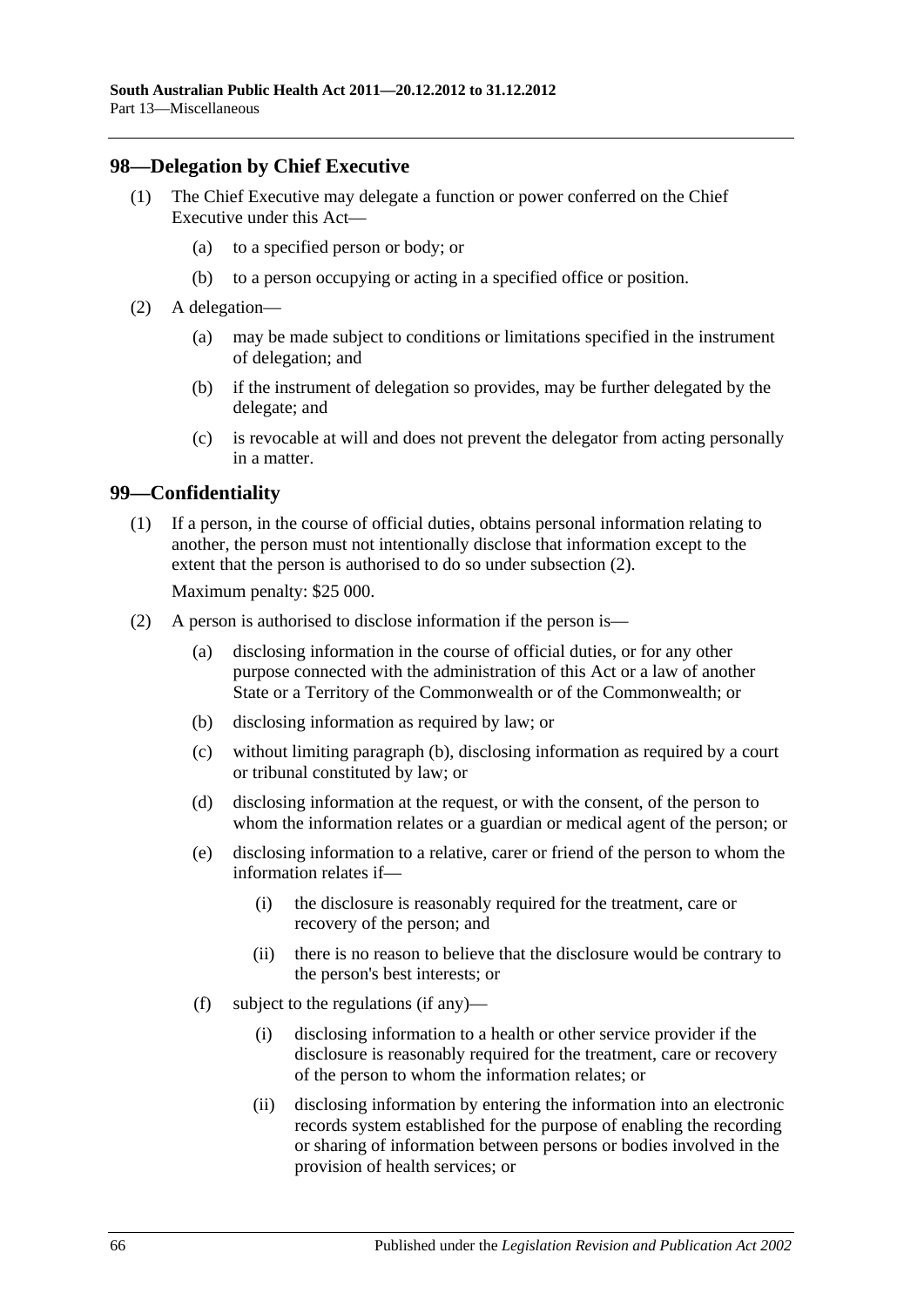## 98—Delegation by Chief Executive

(1) The Chief Executive may delegate a function or power conferred on the Chief Executive under this Act—

(a) to a specified person or body; or

(b) to a person occupying or acting in a specified office or position.

(2) A delegation—

(a) may be made subject to conditions or limitations specified in the instrument of delegation; and

(b) if the instrument of delegation so provides, may be further delegated by the delegate; and

(c) is revocable at will and does not prevent the delegator from acting personally in a matter.

## 99—Confidentiality

(1) If a person, in the course of official duties, obtains personal information relating to another, the person must not intentionally disclose that information except to the extent that the person is authorised to do so under subsection (2).

Maximum penalty: $25 000.

(2) A person is authorised to disclose information if the person is—

(a) disclosing information in the course of official duties, or for any other purpose connected with the administration of this Act or a law of another State or a Territory of the Commonwealth or of the Commonwealth; or

(b) disclosing information as required by law; or

(c) without limiting paragraph (b), disclosing information as required by a court or tribunal constituted by law; or

(d) disclosing information at the request, or with the consent, of the person to whom the information relates or a guardian or medical agent of the person; or

(e) disclosing information to a relative, carer or friend of the person to whom the information relates if—

(i) the disclosure is reasonably required for the treatment, care or recovery of the person; and

(ii) there is no reason to believe that the disclosure would be contrary to the person's best interests; or

(f) subject to the regulations (if any)—

(i) disclosing information to a health or other service provider if the disclosure is reasonably required for the treatment, care or recovery of the person to whom the information relates; or

(ii) disclosing information by entering the information into an electronic records system established for the purpose of enabling the recording or sharing of information between persons or bodies involved in the provision of health services; or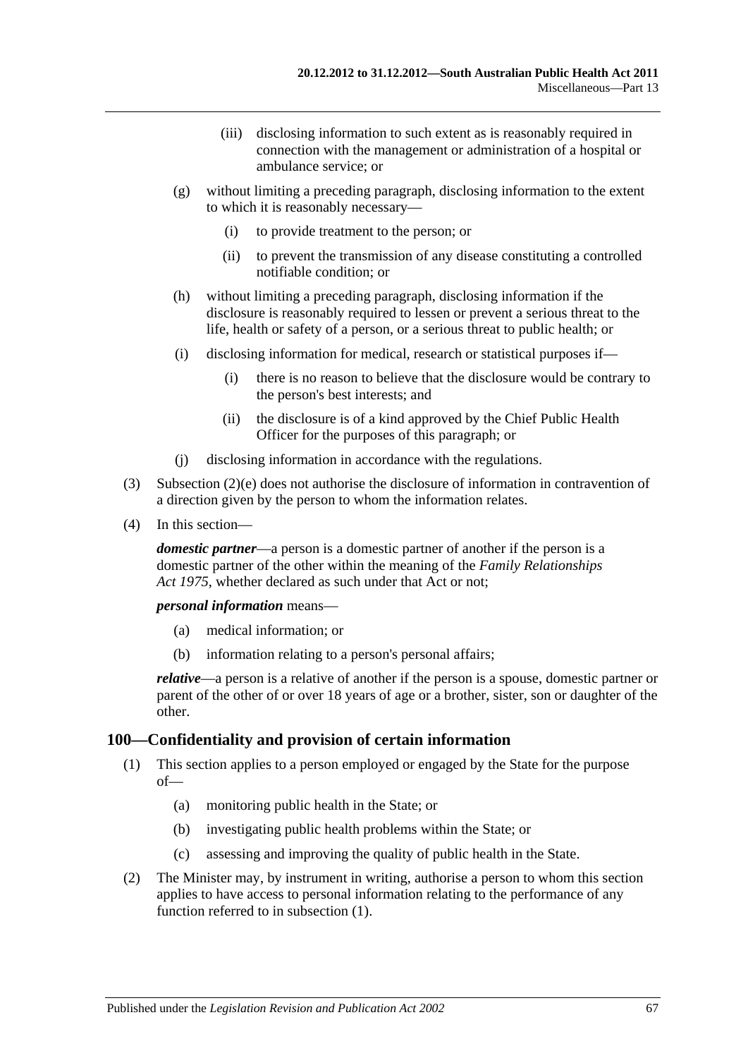(iii) disclosing information to such extent as is reasonably required in connection with the management or administration of a hospital or ambulance service; or

(g) without limiting a preceding paragraph, disclosing information to the extent to which it is reasonably necessary—

(i) to provide treatment to the person; or

(ii) to prevent the transmission of any disease constituting a controlled notifiable condition; or

(h) without limiting a preceding paragraph, disclosing information if the disclosure is reasonably required to lessen or prevent a serious threat to the life, health or safety of a person, or a serious threat to public health; or

(i) disclosing information for medical, research or statistical purposes if—

(i) there is no reason to believe that the disclosure would be contrary to the person's best interests; and

(ii) the disclosure is of a kind approved by the Chief Public Health Officer for the purposes of this paragraph; or

(j) disclosing information in accordance with the regulations.

(3) Subsection (2)(e) does not authorise the disclosure of information in contravention of a direction given by the person to whom the information relates.

(4) In this section—

***domestic partner***—a person is a domestic partner of another if the person is a domestic partner of the other within the meaning of the *Family Relationships Act 1975*, whether declared as such under that Act or not;

***personal information*** means—

(a) medical information; or

(b) information relating to a person's personal affairs;

***relative***—a person is a relative of another if the person is a spouse, domestic partner or parent of the other of or over 18 years of age or a brother, sister, son or daughter of the other.

## 100—Confidentiality and provision of certain information

(1) This section applies to a person employed or engaged by the State for the purpose of—

(a) monitoring public health in the State; or

(b) investigating public health problems within the State; or

(c) assessing and improving the quality of public health in the State.

(2) The Minister may, by instrument in writing, authorise a person to whom this section applies to have access to personal information relating to the performance of any function referred to in subsection (1).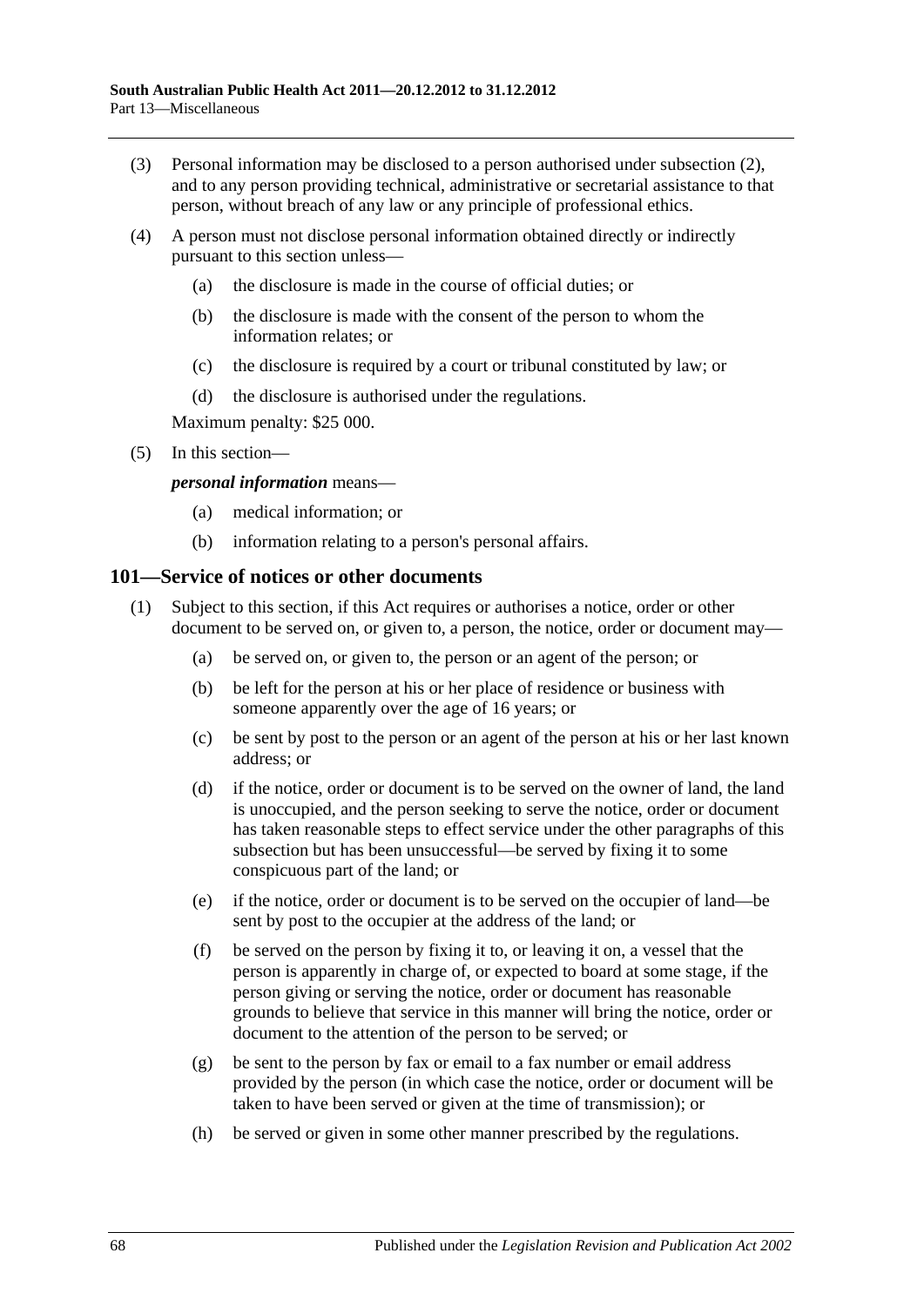(3) Personal information may be disclosed to a person authorised under subsection (2), and to any person providing technical, administrative or secretarial assistance to that person, without breach of any law or any principle of professional ethics.

(4) A person must not disclose personal information obtained directly or indirectly pursuant to this section unless—

   (a) the disclosure is made in the course of official duties; or

   (b) the disclosure is made with the consent of the person to whom the information relates; or

   (c) the disclosure is required by a court or tribunal constituted by law; or

   (d) the disclosure is authorised under the regulations.

   Maximum penalty: $25 000.

(5) In this section—

   ***personal information*** means—

   (a) medical information; or

   (b) information relating to a person's personal affairs.

## 101—Service of notices or other documents

(1) Subject to this section, if this Act requires or authorises a notice, order or other document to be served on, or given to, a person, the notice, order or document may—

   (a) be served on, or given to, the person or an agent of the person; or

   (b) be left for the person at his or her place of residence or business with someone apparently over the age of 16 years; or

   (c) be sent by post to the person or an agent of the person at his or her last known address; or

   (d) if the notice, order or document is to be served on the owner of land, the land is unoccupied, and the person seeking to serve the notice, order or document has taken reasonable steps to effect service under the other paragraphs of this subsection but has been unsuccessful—be served by fixing it to some conspicuous part of the land; or

   (e) if the notice, order or document is to be served on the occupier of land—be sent by post to the occupier at the address of the land; or

   (f) be served on the person by fixing it to, or leaving it on, a vessel that the person is apparently in charge of, or expected to board at some stage, if the person giving or serving the notice, order or document has reasonable grounds to believe that service in this manner will bring the notice, order or document to the attention of the person to be served; or

   (g) be sent to the person by fax or email to a fax number or email address provided by the person (in which case the notice, order or document will be taken to have been served or given at the time of transmission); or

   (h) be served or given in some other manner prescribed by the regulations.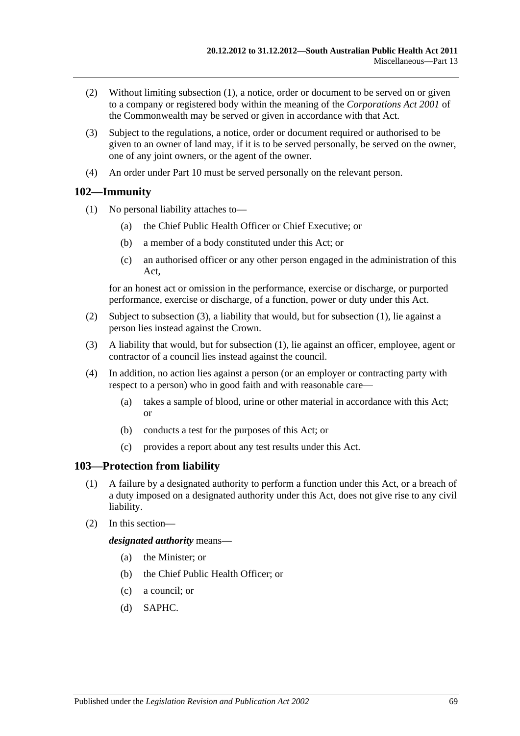(2) Without limiting subsection (1), a notice, order or document to be served on or given to a company or registered body within the meaning of the *Corporations Act 2001* of the Commonwealth may be served or given in accordance with that Act.

(3) Subject to the regulations, a notice, order or document required or authorised to be given to an owner of land may, if it is to be served personally, be served on the owner, one of any joint owners, or the agent of the owner.

(4) An order under Part 10 must be served personally on the relevant person.

## 102—Immunity

(1) No personal liability attaches to—

- (a) the Chief Public Health Officer or Chief Executive; or
- (b) a member of a body constituted under this Act; or
- (c) an authorised officer or any other person engaged in the administration of this Act,

for an honest act or omission in the performance, exercise or discharge, or purported performance, exercise or discharge, of a function, power or duty under this Act.

(2) Subject to subsection (3), a liability that would, but for subsection (1), lie against a person lies instead against the Crown.

(3) A liability that would, but for subsection (1), lie against an officer, employee, agent or contractor of a council lies instead against the council.

(4) In addition, no action lies against a person (or an employer or contracting party with respect to a person) who in good faith and with reasonable care—

- (a) takes a sample of blood, urine or other material in accordance with this Act; or
- (b) conducts a test for the purposes of this Act; or
- (c) provides a report about any test results under this Act.

## 103—Protection from liability

(1) A failure by a designated authority to perform a function under this Act, or a breach of a duty imposed on a designated authority under this Act, does not give rise to any civil liability.

(2) In this section—

***designated authority*** means—

- (a) the Minister; or
- (b) the Chief Public Health Officer; or
- (c) a council; or
- (d) SAPHC.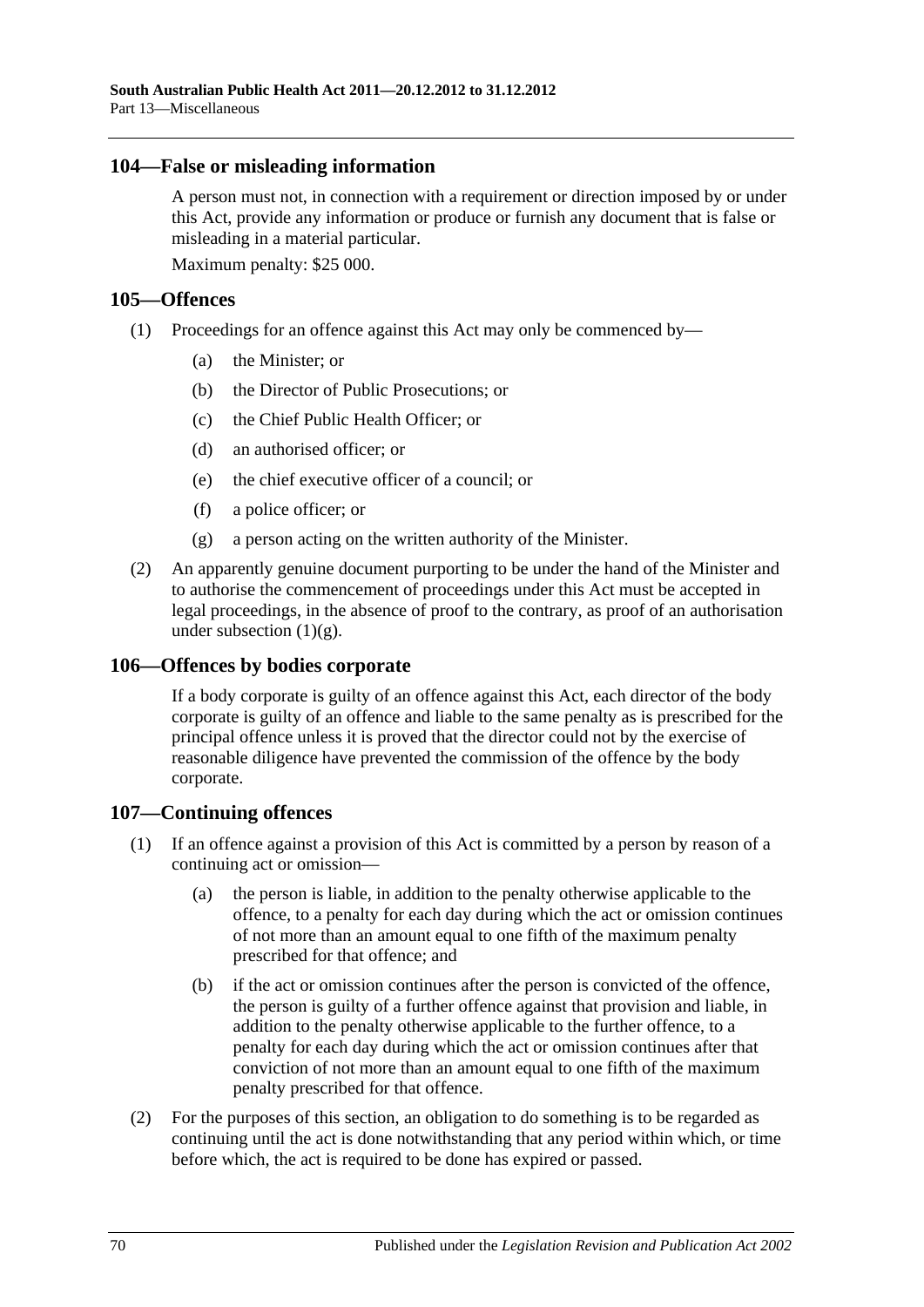## 104—False or misleading information

A person must not, in connection with a requirement or direction imposed by or under this Act, provide any information or produce or furnish any document that is false or misleading in a material particular.

Maximum penalty: $25 000.

## 105—Offences

(1) Proceedings for an offence against this Act may only be commenced by—

(a) the Minister; or

(b) the Director of Public Prosecutions; or

(c) the Chief Public Health Officer; or

(d) an authorised officer; or

(e) the chief executive officer of a council; or

(f) a police officer; or

(g) a person acting on the written authority of the Minister.

(2) An apparently genuine document purporting to be under the hand of the Minister and to authorise the commencement of proceedings under this Act must be accepted in legal proceedings, in the absence of proof to the contrary, as proof of an authorisation under subsection (1)(g).

## 106—Offences by bodies corporate

If a body corporate is guilty of an offence against this Act, each director of the body corporate is guilty of an offence and liable to the same penalty as is prescribed for the principal offence unless it is proved that the director could not by the exercise of reasonable diligence have prevented the commission of the offence by the body corporate.

## 107—Continuing offences

(1) If an offence against a provision of this Act is committed by a person by reason of a continuing act or omission—

(a) the person is liable, in addition to the penalty otherwise applicable to the offence, to a penalty for each day during which the act or omission continues of not more than an amount equal to one fifth of the maximum penalty prescribed for that offence; and

(b) if the act or omission continues after the person is convicted of the offence, the person is guilty of a further offence against that provision and liable, in addition to the penalty otherwise applicable to the further offence, to a penalty for each day during which the act or omission continues after that conviction of not more than an amount equal to one fifth of the maximum penalty prescribed for that offence.

(2) For the purposes of this section, an obligation to do something is to be regarded as continuing until the act is done notwithstanding that any period within which, or time before which, the act is required to be done has expired or passed.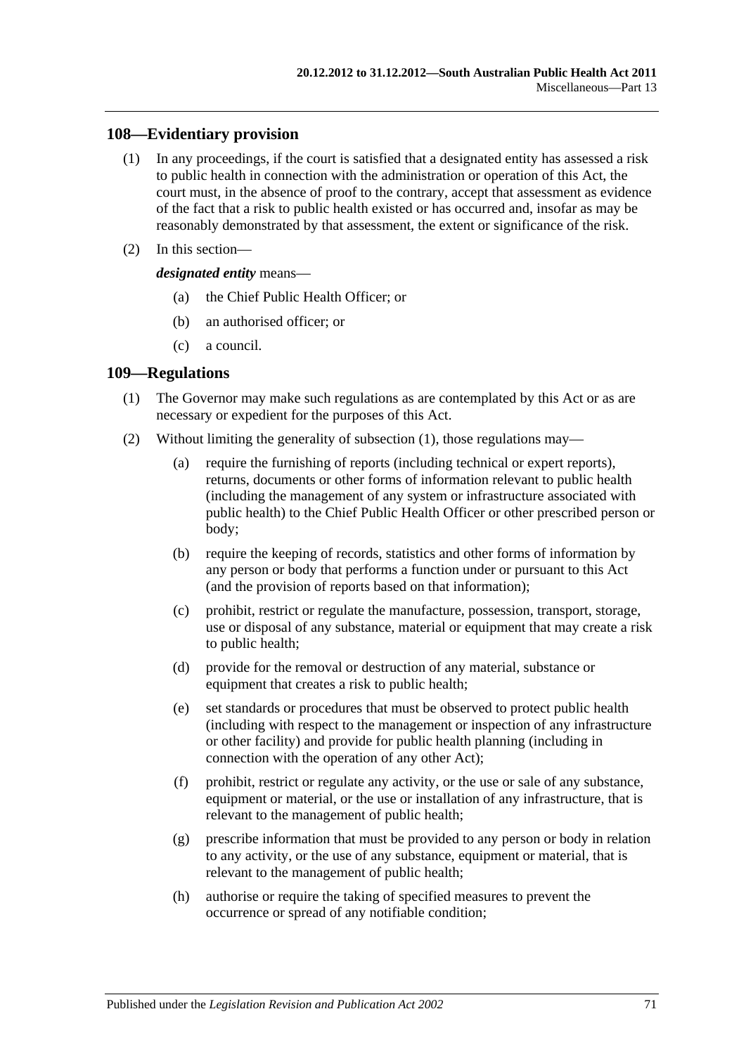## 108—Evidentiary provision

(1) In any proceedings, if the court is satisfied that a designated entity has assessed a risk to public health in connection with the administration or operation of this Act, the court must, in the absence of proof to the contrary, accept that assessment as evidence of the fact that a risk to public health existed or has occurred and, insofar as may be reasonably demonstrated by that assessment, the extent or significance of the risk.

(2) In this section—

***designated entity*** means—

- (a) the Chief Public Health Officer; or
- (b) an authorised officer; or
- (c) a council.

## 109—Regulations

(1) The Governor may make such regulations as are contemplated by this Act or as are necessary or expedient for the purposes of this Act.

(2) Without limiting the generality of subsection (1), those regulations may—

- (a) require the furnishing of reports (including technical or expert reports), returns, documents or other forms of information relevant to public health (including the management of any system or infrastructure associated with public health) to the Chief Public Health Officer or other prescribed person or body;
- (b) require the keeping of records, statistics and other forms of information by any person or body that performs a function under or pursuant to this Act (and the provision of reports based on that information);
- (c) prohibit, restrict or regulate the manufacture, possession, transport, storage, use or disposal of any substance, material or equipment that may create a risk to public health;
- (d) provide for the removal or destruction of any material, substance or equipment that creates a risk to public health;
- (e) set standards or procedures that must be observed to protect public health (including with respect to the management or inspection of any infrastructure or other facility) and provide for public health planning (including in connection with the operation of any other Act);
- (f) prohibit, restrict or regulate any activity, or the use or sale of any substance, equipment or material, or the use or installation of any infrastructure, that is relevant to the management of public health;
- (g) prescribe information that must be provided to any person or body in relation to any activity, or the use of any substance, equipment or material, that is relevant to the management of public health;
- (h) authorise or require the taking of specified measures to prevent the occurrence or spread of any notifiable condition;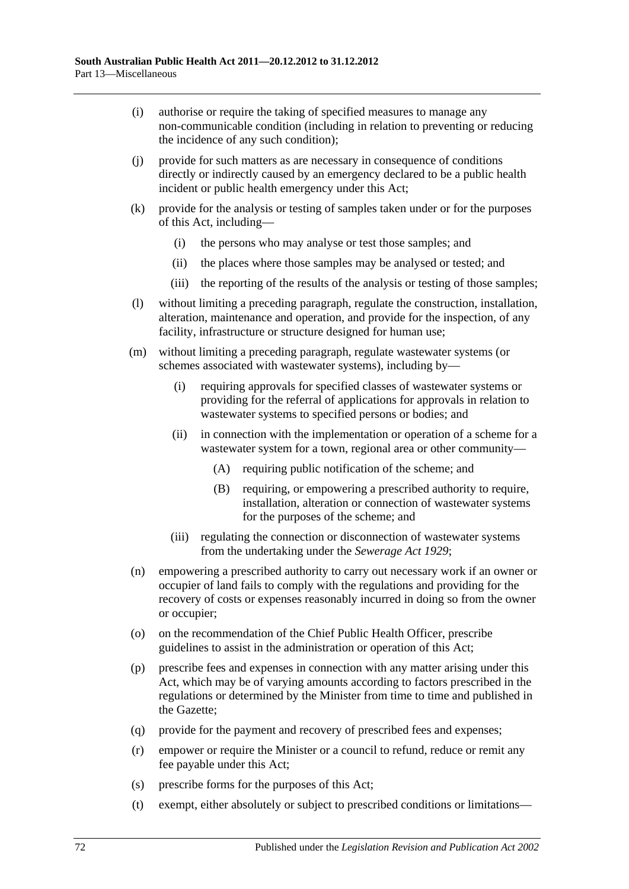- (i) authorise or require the taking of specified measures to manage any non-communicable condition (including in relation to preventing or reducing the incidence of any such condition);
- (j) provide for such matters as are necessary in consequence of conditions directly or indirectly caused by an emergency declared to be a public health incident or public health emergency under this Act;
- (k) provide for the analysis or testing of samples taken under or for the purposes of this Act, including—
  - (i) the persons who may analyse or test those samples; and
  - (ii) the places where those samples may be analysed or tested; and
  - (iii) the reporting of the results of the analysis or testing of those samples;
- (l) without limiting a preceding paragraph, regulate the construction, installation, alteration, maintenance and operation, and provide for the inspection, of any facility, infrastructure or structure designed for human use;
- (m) without limiting a preceding paragraph, regulate wastewater systems (or schemes associated with wastewater systems), including by—
  - (i) requiring approvals for specified classes of wastewater systems or providing for the referral of applications for approvals in relation to wastewater systems to specified persons or bodies; and
  - (ii) in connection with the implementation or operation of a scheme for a wastewater system for a town, regional area or other community—
    - (A) requiring public notification of the scheme; and
    - (B) requiring, or empowering a prescribed authority to require, installation, alteration or connection of wastewater systems for the purposes of the scheme; and
  - (iii) regulating the connection or disconnection of wastewater systems from the undertaking under the *Sewerage Act 1929*;
- (n) empowering a prescribed authority to carry out necessary work if an owner or occupier of land fails to comply with the regulations and providing for the recovery of costs or expenses reasonably incurred in doing so from the owner or occupier;
- (o) on the recommendation of the Chief Public Health Officer, prescribe guidelines to assist in the administration or operation of this Act;
- (p) prescribe fees and expenses in connection with any matter arising under this Act, which may be of varying amounts according to factors prescribed in the regulations or determined by the Minister from time to time and published in the Gazette;
- (q) provide for the payment and recovery of prescribed fees and expenses;
- (r) empower or require the Minister or a council to refund, reduce or remit any fee payable under this Act;
- (s) prescribe forms for the purposes of this Act;
- (t) exempt, either absolutely or subject to prescribed conditions or limitations—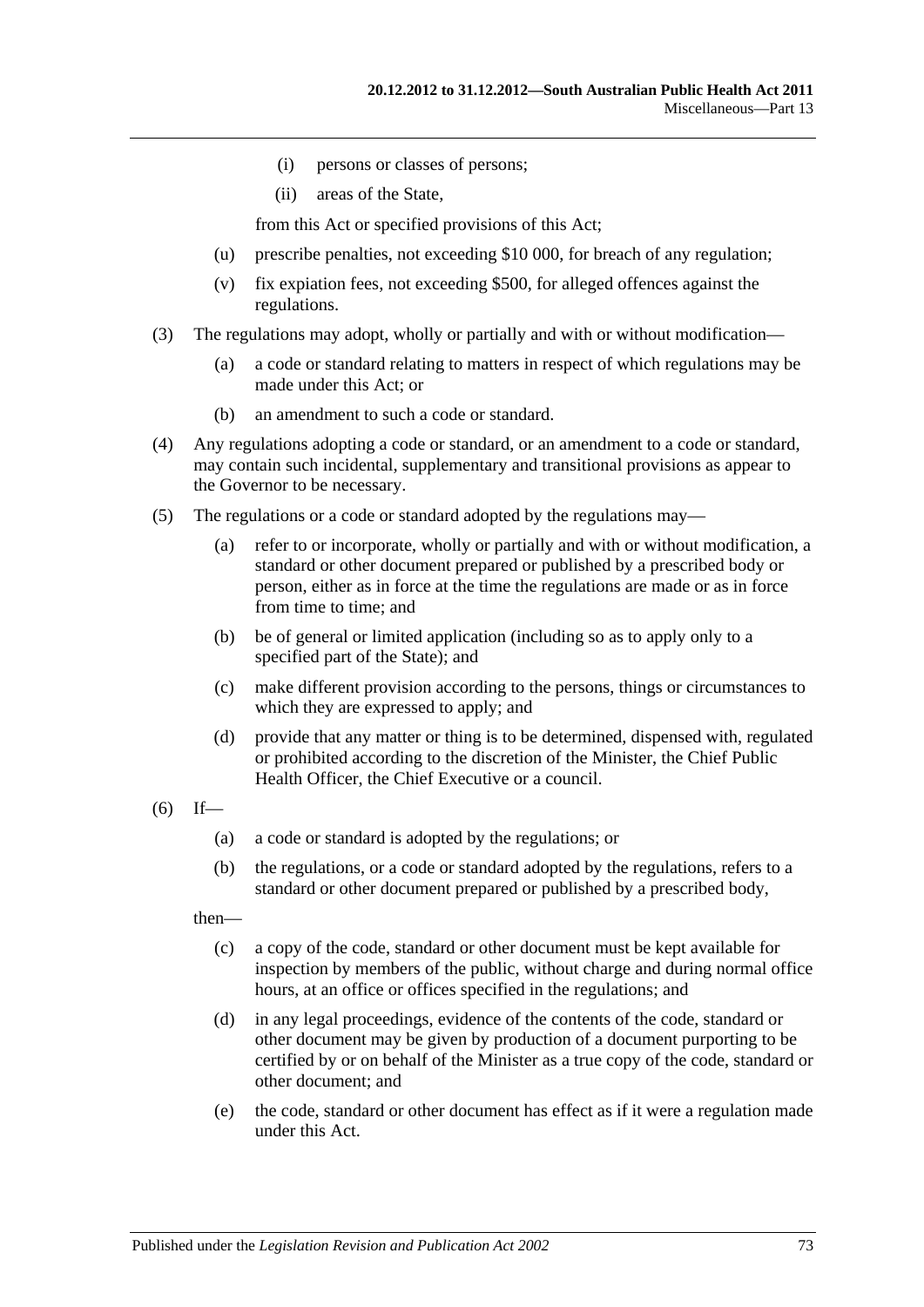(i) persons or classes of persons;

(ii) areas of the State,

from this Act or specified provisions of this Act;

(u) prescribe penalties, not exceeding $10 000, for breach of any regulation;

(v) fix expiation fees, not exceeding $500, for alleged offences against the regulations.

(3) The regulations may adopt, wholly or partially and with or without modification—

(a) a code or standard relating to matters in respect of which regulations may be made under this Act; or

(b) an amendment to such a code or standard.

(4) Any regulations adopting a code or standard, or an amendment to a code or standard, may contain such incidental, supplementary and transitional provisions as appear to the Governor to be necessary.

(5) The regulations or a code or standard adopted by the regulations may—

(a) refer to or incorporate, wholly or partially and with or without modification, a standard or other document prepared or published by a prescribed body or person, either as in force at the time the regulations are made or as in force from time to time; and

(b) be of general or limited application (including so as to apply only to a specified part of the State); and

(c) make different provision according to the persons, things or circumstances to which they are expressed to apply; and

(d) provide that any matter or thing is to be determined, dispensed with, regulated or prohibited according to the discretion of the Minister, the Chief Public Health Officer, the Chief Executive or a council.

(6) If—

(a) a code or standard is adopted by the regulations; or

(b) the regulations, or a code or standard adopted by the regulations, refers to a standard or other document prepared or published by a prescribed body,

then—

(c) a copy of the code, standard or other document must be kept available for inspection by members of the public, without charge and during normal office hours, at an office or offices specified in the regulations; and

(d) in any legal proceedings, evidence of the contents of the code, standard or other document may be given by production of a document purporting to be certified by or on behalf of the Minister as a true copy of the code, standard or other document; and

(e) the code, standard or other document has effect as if it were a regulation made under this Act.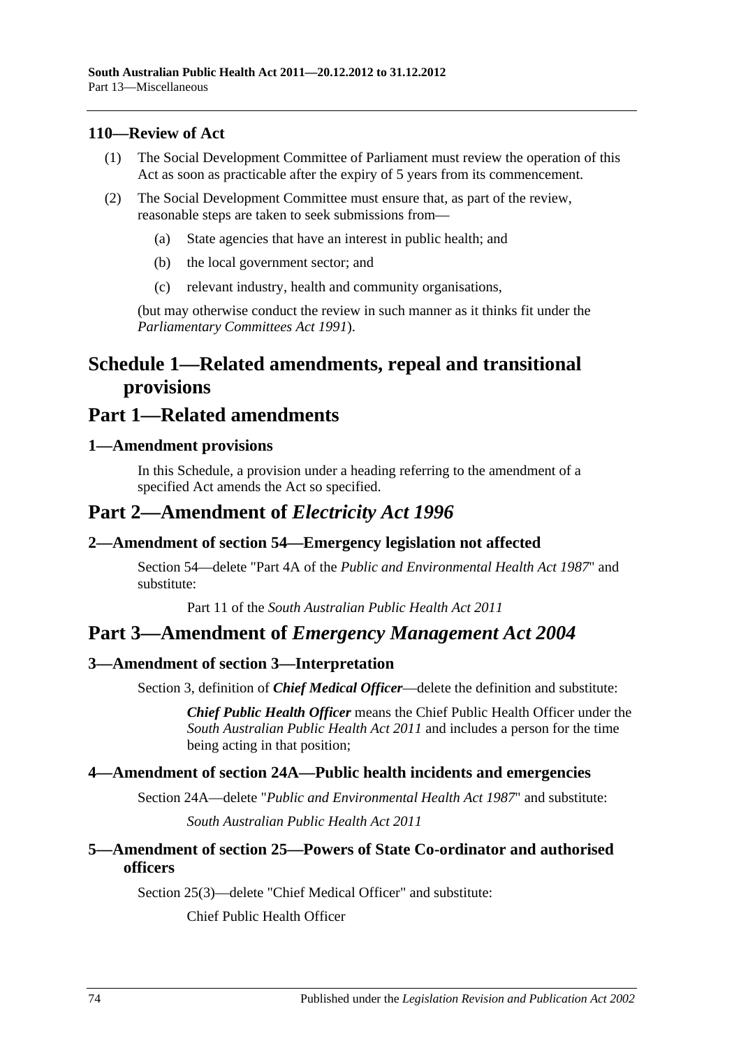### 110—Review of Act

(1) The Social Development Committee of Parliament must review the operation of this Act as soon as practicable after the expiry of 5 years from its commencement.

(2) The Social Development Committee must ensure that, as part of the review, reasonable steps are taken to seek submissions from—

(a) State agencies that have an interest in public health; and

(b) the local government sector; and

(c) relevant industry, health and community organisations,

(but may otherwise conduct the review in such manner as it thinks fit under the *Parliamentary Committees Act 1991*).

# Schedule 1—Related amendments, repeal and transitional provisions

# Part 1—Related amendments

### 1—Amendment provisions

In this Schedule, a provision under a heading referring to the amendment of a specified Act amends the Act so specified.

# Part 2—Amendment of *Electricity Act 1996*

### 2—Amendment of section 54—Emergency legislation not affected

Section 54—delete "Part 4A of the *Public and Environmental Health Act 1987*" and substitute:

Part 11 of the *South Australian Public Health Act 2011*

# Part 3—Amendment of *Emergency Management Act 2004*

### 3—Amendment of section 3—Interpretation

Section 3, definition of ***Chief Medical Officer***—delete the definition and substitute:

***Chief Public Health Officer*** means the Chief Public Health Officer under the *South Australian Public Health Act 2011* and includes a person for the time being acting in that position;

### 4—Amendment of section 24A—Public health incidents and emergencies

Section 24A—delete "*Public and Environmental Health Act 1987*" and substitute:

*South Australian Public Health Act 2011*

### 5—Amendment of section 25—Powers of State Co-ordinator and authorised officers

Section 25(3)—delete "Chief Medical Officer" and substitute:

Chief Public Health Officer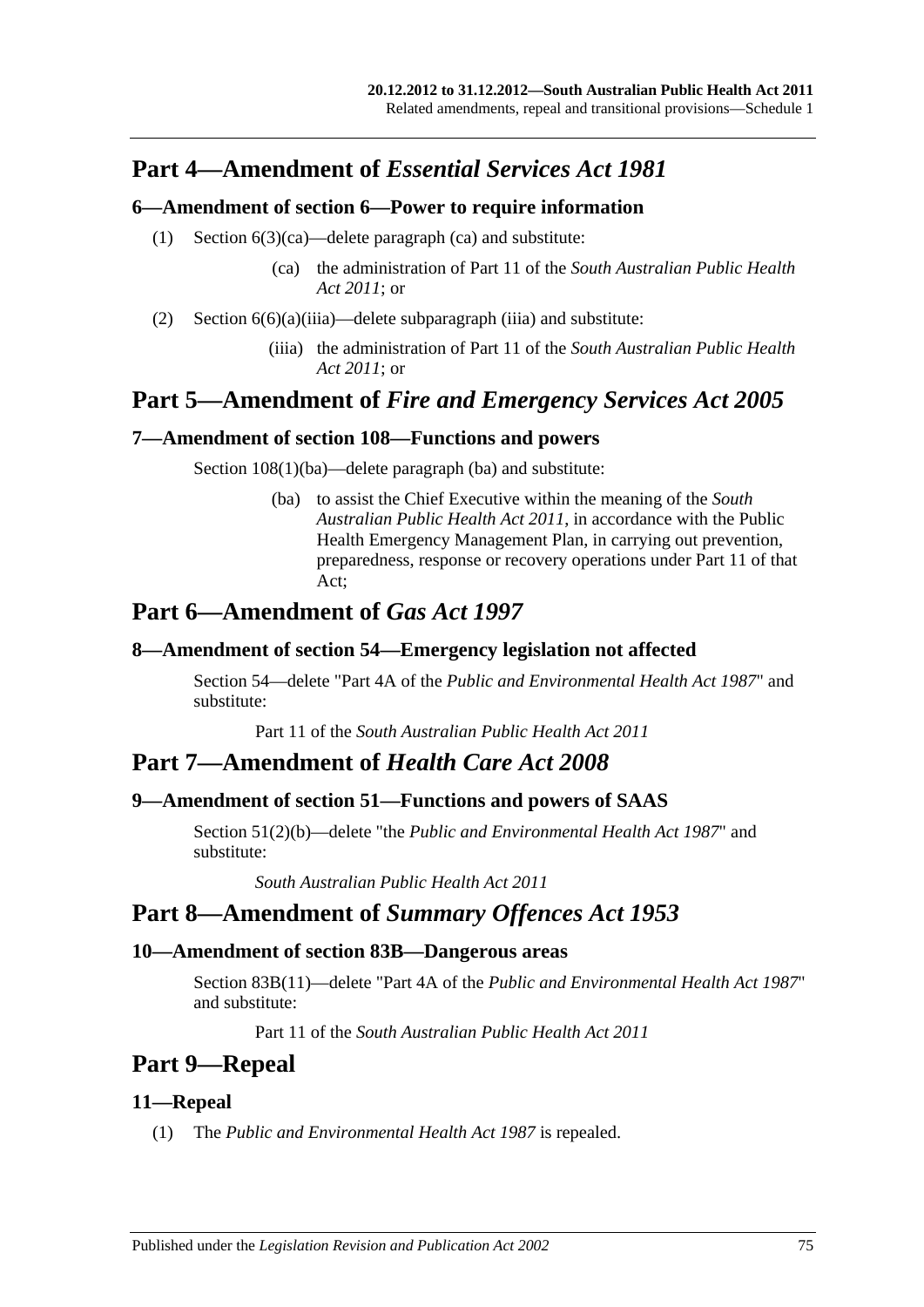## Part 4—Amendment of *Essential Services Act 1981*

### 6—Amendment of section 6—Power to require information

(1) Section 6(3)(ca)—delete paragraph (ca) and substitute:

> (ca) the administration of Part 11 of the *South Australian Public Health Act 2011*; or

(2) Section 6(6)(a)(iiia)—delete subparagraph (iiia) and substitute:

> (iiia) the administration of Part 11 of the *South Australian Public Health Act 2011*; or

## Part 5—Amendment of *Fire and Emergency Services Act 2005*

### 7—Amendment of section 108—Functions and powers

Section 108(1)(ba)—delete paragraph (ba) and substitute:

> (ba) to assist the Chief Executive within the meaning of the *South Australian Public Health Act 2011*, in accordance with the Public Health Emergency Management Plan, in carrying out prevention, preparedness, response or recovery operations under Part 11 of that Act;

## Part 6—Amendment of *Gas Act 1997*

### 8—Amendment of section 54—Emergency legislation not affected

Section 54—delete "Part 4A of the *Public and Environmental Health Act 1987*" and substitute:

> Part 11 of the *South Australian Public Health Act 2011*

## Part 7—Amendment of *Health Care Act 2008*

### 9—Amendment of section 51—Functions and powers of SAAS

Section 51(2)(b)—delete "the *Public and Environmental Health Act 1987*" and substitute:

> *South Australian Public Health Act 2011*

## Part 8—Amendment of *Summary Offences Act 1953*

### 10—Amendment of section 83B—Dangerous areas

Section 83B(11)—delete "Part 4A of the *Public and Environmental Health Act 1987*" and substitute:

> Part 11 of the *South Australian Public Health Act 2011*

## Part 9—Repeal

### 11—Repeal

(1) The *Public and Environmental Health Act 1987* is repealed.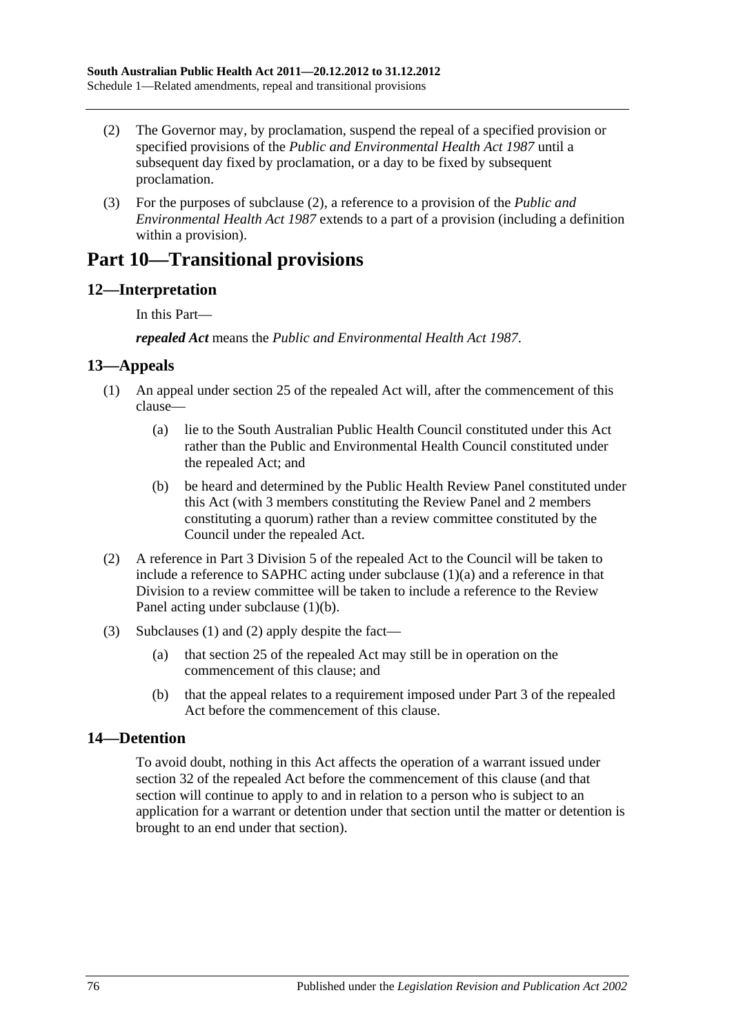(2) The Governor may, by proclamation, suspend the repeal of a specified provision or specified provisions of the *Public and Environmental Health Act 1987* until a subsequent day fixed by proclamation, or a day to be fixed by subsequent proclamation.

(3) For the purposes of subclause (2), a reference to a provision of the *Public and Environmental Health Act 1987* extends to a part of a provision (including a definition within a provision).

# Part 10—Transitional provisions

## 12—Interpretation

In this Part—

***repealed Act*** means the *Public and Environmental Health Act 1987*.

## 13—Appeals

(1) An appeal under section 25 of the repealed Act will, after the commencement of this clause—

(a) lie to the South Australian Public Health Council constituted under this Act rather than the Public and Environmental Health Council constituted under the repealed Act; and

(b) be heard and determined by the Public Health Review Panel constituted under this Act (with 3 members constituting the Review Panel and 2 members constituting a quorum) rather than a review committee constituted by the Council under the repealed Act.

(2) A reference in Part 3 Division 5 of the repealed Act to the Council will be taken to include a reference to SAPHC acting under subclause (1)(a) and a reference in that Division to a review committee will be taken to include a reference to the Review Panel acting under subclause (1)(b).

(3) Subclauses (1) and (2) apply despite the fact—

(a) that section 25 of the repealed Act may still be in operation on the commencement of this clause; and

(b) that the appeal relates to a requirement imposed under Part 3 of the repealed Act before the commencement of this clause.

## 14—Detention

To avoid doubt, nothing in this Act affects the operation of a warrant issued under section 32 of the repealed Act before the commencement of this clause (and that section will continue to apply to and in relation to a person who is subject to an application for a warrant or detention under that section until the matter or detention is brought to an end under that section).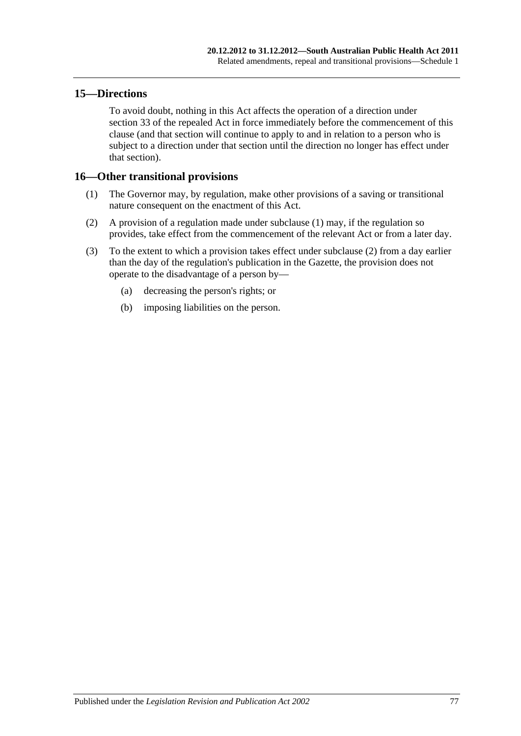## 15—Directions

To avoid doubt, nothing in this Act affects the operation of a direction under section 33 of the repealed Act in force immediately before the commencement of this clause (and that section will continue to apply to and in relation to a person who is subject to a direction under that section until the direction no longer has effect under that section).

## 16—Other transitional provisions

(1) The Governor may, by regulation, make other provisions of a saving or transitional nature consequent on the enactment of this Act.

(2) A provision of a regulation made under subclause (1) may, if the regulation so provides, take effect from the commencement of the relevant Act or from a later day.

(3) To the extent to which a provision takes effect under subclause (2) from a day earlier than the day of the regulation's publication in the Gazette, the provision does not operate to the disadvantage of a person by—

- (a) decreasing the person's rights; or
- (b) imposing liabilities on the person.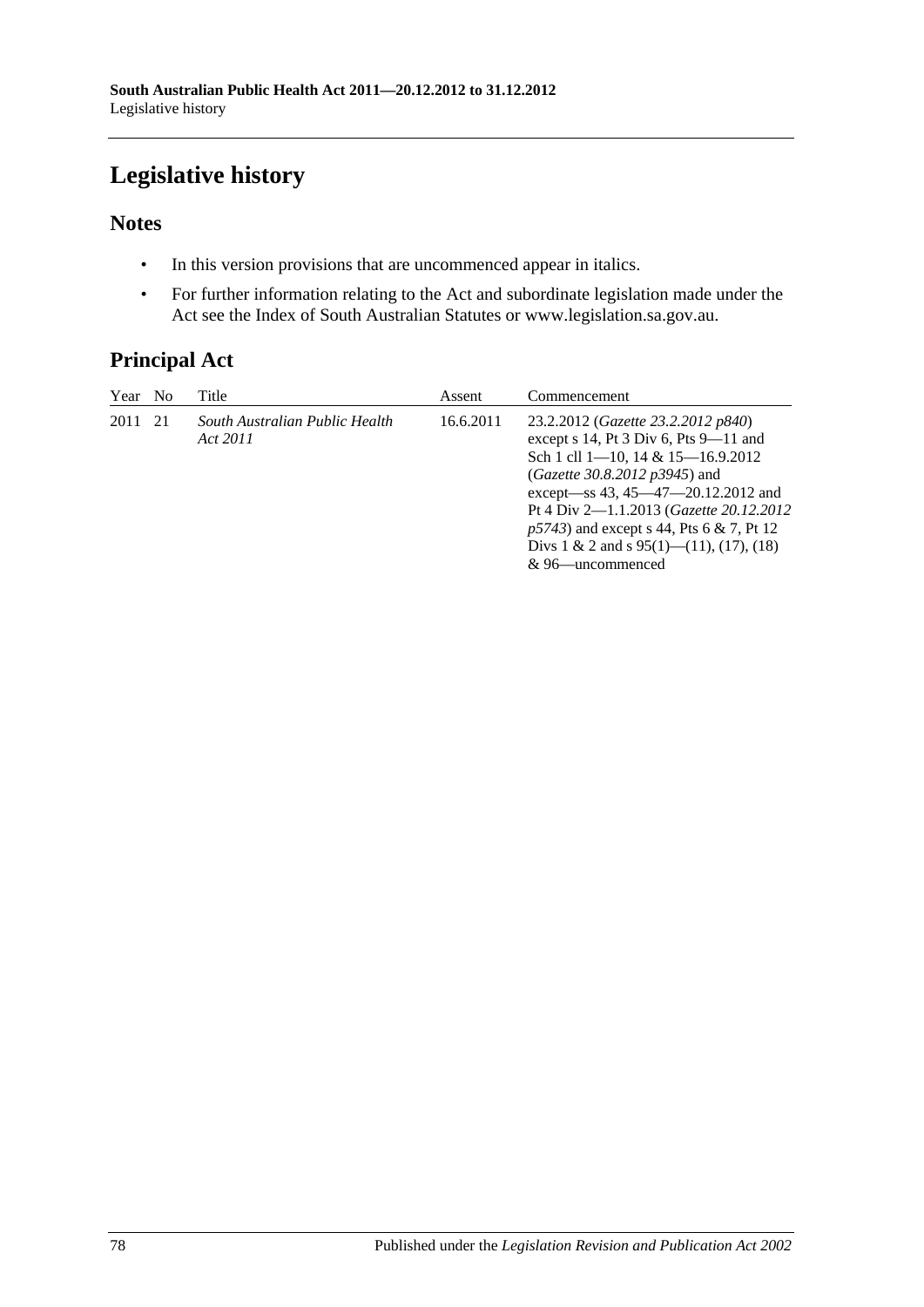# Legislative history

## Notes

- In this version provisions that are uncommenced appear in italics.
- For further information relating to the Act and subordinate legislation made under the Act see the Index of South Australian Statutes or www.legislation.sa.gov.au.

## Principal Act

| Year | No | Title | Assent | Commencement |
|---|---|---|---|---|
| 2011 | 21 | *South Australian Public Health Act 2011* | 16.6.2011 | 23.2.2012 (*Gazette 23.2.2012 p840*) except s 14, Pt 3 Div 6, Pts 9—11 and Sch 1 cll 1—10, 14 & 15—16.9.2012 (*Gazette 30.8.2012 p3945*) and except—ss 43, 45—47—20.12.2012 and Pt 4 Div 2—1.1.2013 (*Gazette 20.12.2012 p5743*) and except s 44, Pts 6 & 7, Pt 12 Divs 1 & 2 and s 95(1)—(11), (17), (18) & 96—uncommenced |